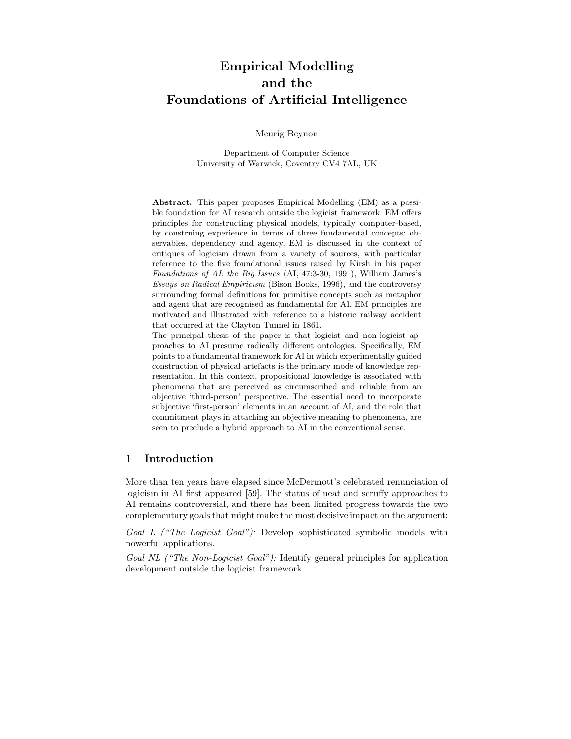# Empirical Modelling and the Foundations of Artificial Intelligence

Meurig Beynon

Department of Computer Science
University of Warwick, Coventry CV4 7AL, UK

**Abstract.** This paper proposes Empirical Modelling (EM) as a possible foundation for AI research outside the logicist framework. EM offers principles for constructing physical models, typically computer-based, by construing experience in terms of three fundamental concepts: observables, dependency and agency. EM is discussed in the context of critiques of logicism drawn from a variety of sources, with particular reference to the five foundational issues raised by Kirsh in his paper *Foundations of AI: the Big Issues* (AI, 47:3-30, 1991), William James's *Essays on Radical Empiricism* (Bison Books, 1996), and the controversy surrounding formal definitions for primitive concepts such as metaphor and agent that are recognised as fundamental for AI. EM principles are motivated and illustrated with reference to a historic railway accident that occurred at the Clayton Tunnel in 1861.

The principal thesis of the paper is that logicist and non-logicist approaches to AI presume radically different ontologies. Specifically, EM points to a fundamental framework for AI in which experimentally guided construction of physical artefacts is the primary mode of knowledge representation. In this context, propositional knowledge is associated with phenomena that are perceived as circumscribed and reliable from an objective 'third-person' perspective. The essential need to incorporate subjective 'first-person' elements in an account of AI, and the role that commitment plays in attaching an objective meaning to phenomena, are seen to preclude a hybrid approach to AI in the conventional sense.

## 1 Introduction

More than ten years have elapsed since McDermott's celebrated renunciation of logicism in AI first appeared [59]. The status of neat and scruffy approaches to AI remains controversial, and there has been limited progress towards the two complementary goals that might make the most decisive impact on the argument:

*Goal L ("The Logicist Goal"):* Develop sophisticated symbolic models with powerful applications.

*Goal NL ("The Non-Logicist Goal"):* Identify general principles for application development outside the logicist framework.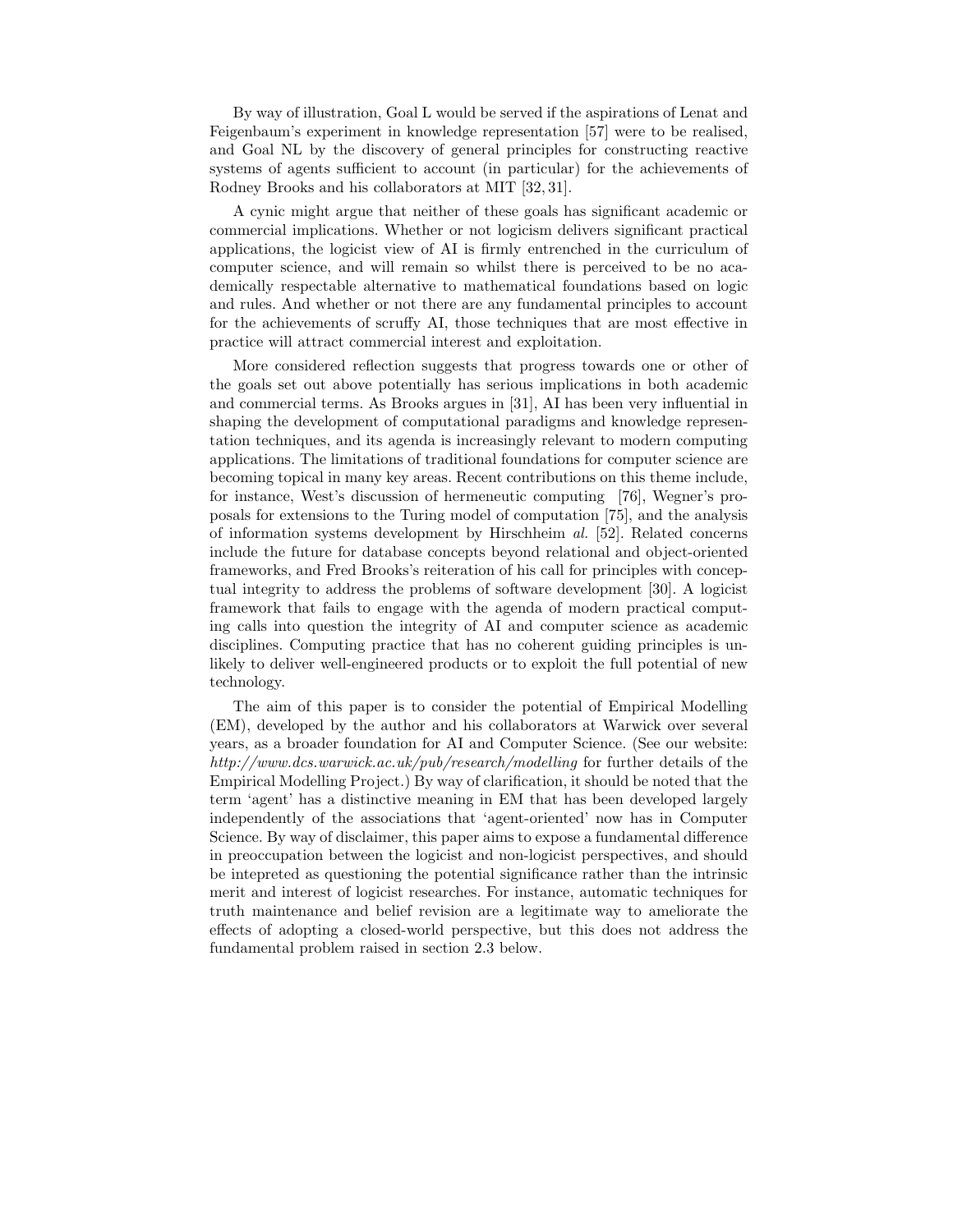By way of illustration, Goal L would be served if the aspirations of Lenat and Feigenbaum's experiment in knowledge representation [57] were to be realised, and Goal NL by the discovery of general principles for constructing reactive systems of agents sufficient to account (in particular) for the achievements of Rodney Brooks and his collaborators at MIT [32, 31].

A cynic might argue that neither of these goals has significant academic or commercial implications. Whether or not logicism delivers significant practical applications, the logicist view of AI is firmly entrenched in the curriculum of computer science, and will remain so whilst there is perceived to be no academically respectable alternative to mathematical foundations based on logic and rules. And whether or not there are any fundamental principles to account for the achievements of scruffy AI, those techniques that are most effective in practice will attract commercial interest and exploitation.

More considered reflection suggests that progress towards one or other of the goals set out above potentially has serious implications in both academic and commercial terms. As Brooks argues in [31], AI has been very influential in shaping the development of computational paradigms and knowledge representation techniques, and its agenda is increasingly relevant to modern computing applications. The limitations of traditional foundations for computer science are becoming topical in many key areas. Recent contributions on this theme include, for instance, West's discussion of hermeneutic computing [76], Wegner's proposals for extensions to the Turing model of computation [75], and the analysis of information systems development by Hirschheim *al.* [52]. Related concerns include the future for database concepts beyond relational and object-oriented frameworks, and Fred Brooks's reiteration of his call for principles with conceptual integrity to address the problems of software development [30]. A logicist framework that fails to engage with the agenda of modern practical computing calls into question the integrity of AI and computer science as academic disciplines. Computing practice that has no coherent guiding principles is unlikely to deliver well-engineered products or to exploit the full potential of new technology.

The aim of this paper is to consider the potential of Empirical Modelling (EM), developed by the author and his collaborators at Warwick over several years, as a broader foundation for AI and Computer Science. (See our website: *http://www.dcs.warwick.ac.uk/pub/research/modelling* for further details of the Empirical Modelling Project.) By way of clarification, it should be noted that the term 'agent' has a distinctive meaning in EM that has been developed largely independently of the associations that 'agent-oriented' now has in Computer Science. By way of disclaimer, this paper aims to expose a fundamental difference in preoccupation between the logicist and non-logicist perspectives, and should be intepreted as questioning the potential significance rather than the intrinsic merit and interest of logicist researches. For instance, automatic techniques for truth maintenance and belief revision are a legitimate way to ameliorate the effects of adopting a closed-world perspective, but this does not address the fundamental problem raised in section 2.3 below.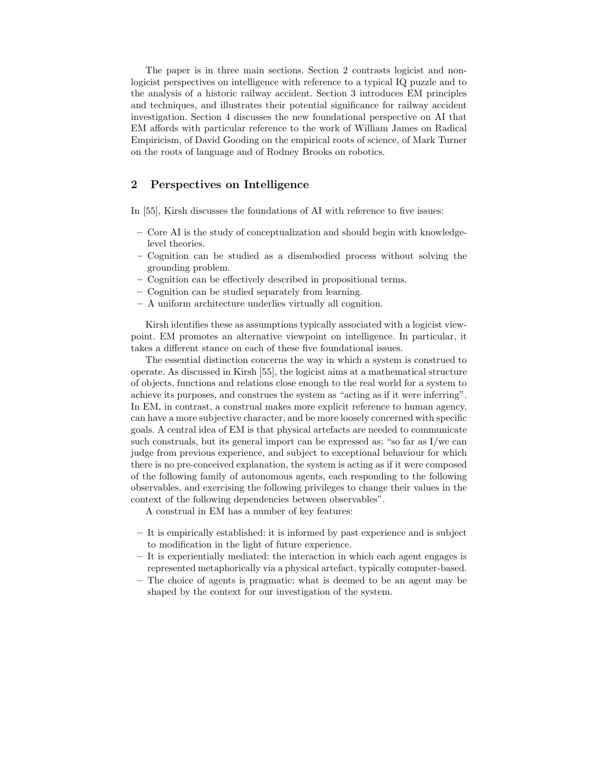The paper is in three main sections. Section 2 contrasts logicist and non-logicist perspectives on intelligence with reference to a typical IQ puzzle and to the analysis of a historic railway accident. Section 3 introduces EM principles and techniques, and illustrates their potential significance for railway accident investigation. Section 4 discusses the new foundational perspective on AI that EM affords with particular reference to the work of William James on Radical Empiricism, of David Gooding on the empirical roots of science, of Mark Turner on the roots of language and of Rodney Brooks on robotics.

## 2 Perspectives on Intelligence

In [55], Kirsh discusses the foundations of AI with reference to five issues:

- Core AI is the study of conceptualization and should begin with knowledge-level theories.
- Cognition can be studied as a disembodied process without solving the grounding problem.
- Cognition can be effectively described in propositional terms.
- Cognition can be studied separately from learning.
- A uniform architecture underlies virtually all cognition.

Kirsh identifies these as assumptions typically associated with a logicist viewpoint. EM promotes an alternative viewpoint on intelligence. In particular, it takes a different stance on each of these five foundational issues.

The essential distinction concerns the way in which a system is construed to operate. As discussed in Kirsh [55], the logicist aims at a mathematical structure of objects, functions and relations close enough to the real world for a system to achieve its purposes, and construes the system as "acting as if it were inferring". In EM, in contrast, a construal makes more explicit reference to human agency, can have a more subjective character, and be more loosely concerned with specific goals. A central idea of EM is that physical artefacts are needed to communicate such construals, but its general import can be expressed as: "so far as I/we can judge from previous experience, and subject to exceptional behaviour for which there is no pre-conceived explanation, the system is acting as if it were composed of the following family of autonomous agents, each responding to the following observables, and exercising the following privileges to change their values in the context of the following dependencies between observables".

A construal in EM has a number of key features:

- It is empirically established: it is informed by past experience and is subject to modification in the light of future experience.
- It is experientially mediated: the interaction in which each agent engages is represented metaphorically via a physical artefact, typically computer-based.
- The choice of agents is pragmatic: what is deemed to be an agent may be shaped by the context for our investigation of the system.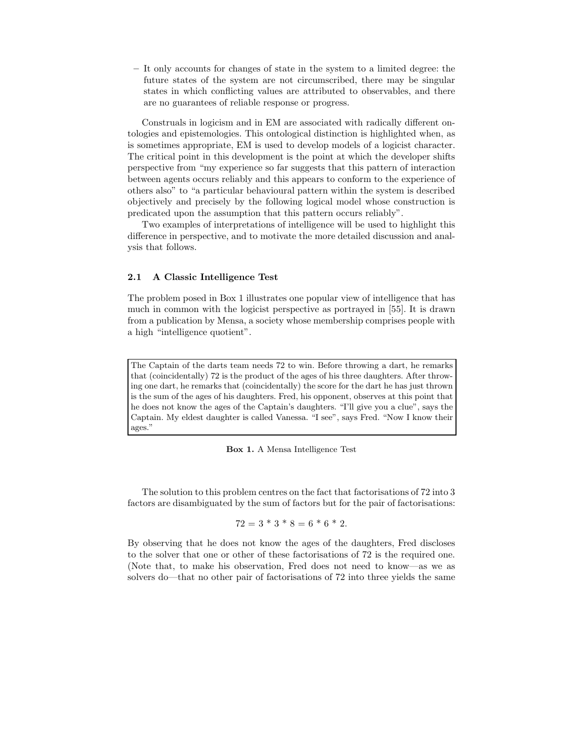– It only accounts for changes of state in the system to a limited degree: the future states of the system are not circumscribed, there may be singular states in which conflicting values are attributed to observables, and there are no guarantees of reliable response or progress.

Construals in logicism and in EM are associated with radically different ontologies and epistemologies. This ontological distinction is highlighted when, as is sometimes appropriate, EM is used to develop models of a logicist character. The critical point in this development is the point at which the developer shifts perspective from "my experience so far suggests that this pattern of interaction between agents occurs reliably and this appears to conform to the experience of others also" to "a particular behavioural pattern within the system is described objectively and precisely by the following logical model whose construction is predicated upon the assumption that this pattern occurs reliably".

Two examples of interpretations of intelligence will be used to highlight this difference in perspective, and to motivate the more detailed discussion and analysis that follows.

### 2.1 A Classic Intelligence Test

The problem posed in Box 1 illustrates one popular view of intelligence that has much in common with the logicist perspective as portrayed in [55]. It is drawn from a publication by Mensa, a society whose membership comprises people with a high "intelligence quotient".

> The Captain of the darts team needs 72 to win. Before throwing a dart, he remarks that (coincidentally) 72 is the product of the ages of his three daughters. After throwing one dart, he remarks that (coincidentally) the score for the dart he has just thrown is the sum of the ages of his daughters. Fred, his opponent, observes at this point that he does not know the ages of the Captain's daughters. "I'll give you a clue", says the Captain. My eldest daughter is called Vanessa. "I see", says Fred. "Now I know their ages."

**Box 1.** A Mensa Intelligence Test

The solution to this problem centres on the fact that factorisations of 72 into 3 factors are disambiguated by the sum of factors but for the pair of factorisations:

$$72 = 3 * 3 * 8 = 6 * 6 * 2.$$

By observing that he does not know the ages of the daughters, Fred discloses to the solver that one or other of these factorisations of 72 is the required one. (Note that, to make his observation, Fred does not need to know—as we as solvers do—that no other pair of factorisations of 72 into three yields the same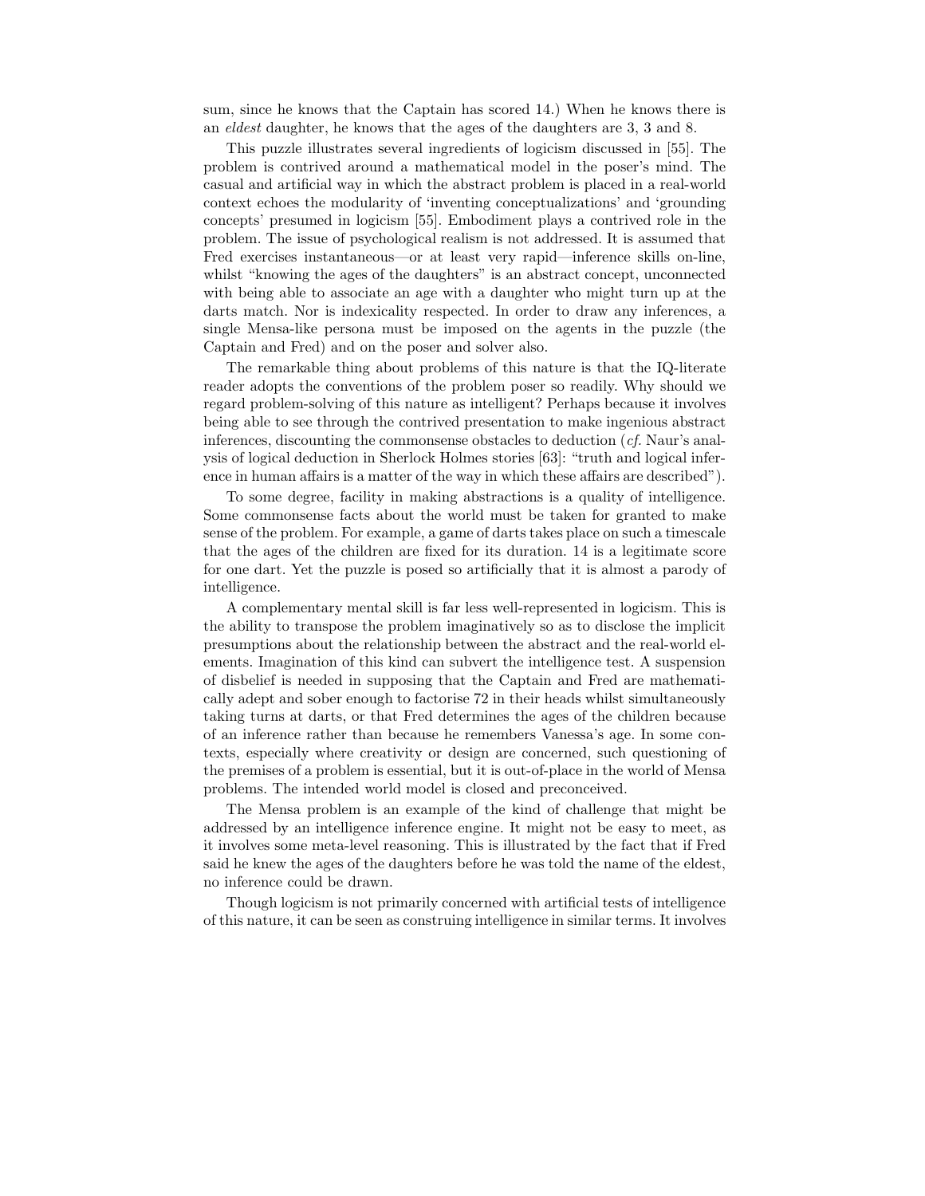sum, since he knows that the Captain has scored 14.) When he knows there is an *eldest* daughter, he knows that the ages of the daughters are 3, 3 and 8.

This puzzle illustrates several ingredients of logicism discussed in [55]. The problem is contrived around a mathematical model in the poser's mind. The casual and artificial way in which the abstract problem is placed in a real-world context echoes the modularity of 'inventing conceptualizations' and 'grounding concepts' presumed in logicism [55]. Embodiment plays a contrived role in the problem. The issue of psychological realism is not addressed. It is assumed that Fred exercises instantaneous—or at least very rapid—inference skills on-line, whilst "knowing the ages of the daughters" is an abstract concept, unconnected with being able to associate an age with a daughter who might turn up at the darts match. Nor is indexicality respected. In order to draw any inferences, a single Mensa-like persona must be imposed on the agents in the puzzle (the Captain and Fred) and on the poser and solver also.

The remarkable thing about problems of this nature is that the IQ-literate reader adopts the conventions of the problem poser so readily. Why should we regard problem-solving of this nature as intelligent? Perhaps because it involves being able to see through the contrived presentation to make ingenious abstract inferences, discounting the commonsense obstacles to deduction (*cf.* Naur's analysis of logical deduction in Sherlock Holmes stories [63]: "truth and logical inference in human affairs is a matter of the way in which these affairs are described").

To some degree, facility in making abstractions is a quality of intelligence. Some commonsense facts about the world must be taken for granted to make sense of the problem. For example, a game of darts takes place on such a timescale that the ages of the children are fixed for its duration. 14 is a legitimate score for one dart. Yet the puzzle is posed so artificially that it is almost a parody of intelligence.

A complementary mental skill is far less well-represented in logicism. This is the ability to transpose the problem imaginatively so as to disclose the implicit presumptions about the relationship between the abstract and the real-world elements. Imagination of this kind can subvert the intelligence test. A suspension of disbelief is needed in supposing that the Captain and Fred are mathematically adept and sober enough to factorise 72 in their heads whilst simultaneously taking turns at darts, or that Fred determines the ages of the children because of an inference rather than because he remembers Vanessa's age. In some contexts, especially where creativity or design are concerned, such questioning of the premises of a problem is essential, but it is out-of-place in the world of Mensa problems. The intended world model is closed and preconceived.

The Mensa problem is an example of the kind of challenge that might be addressed by an intelligence inference engine. It might not be easy to meet, as it involves some meta-level reasoning. This is illustrated by the fact that if Fred said he knew the ages of the daughters before he was told the name of the eldest, no inference could be drawn.

Though logicism is not primarily concerned with artificial tests of intelligence of this nature, it can be seen as construing intelligence in similar terms. It involves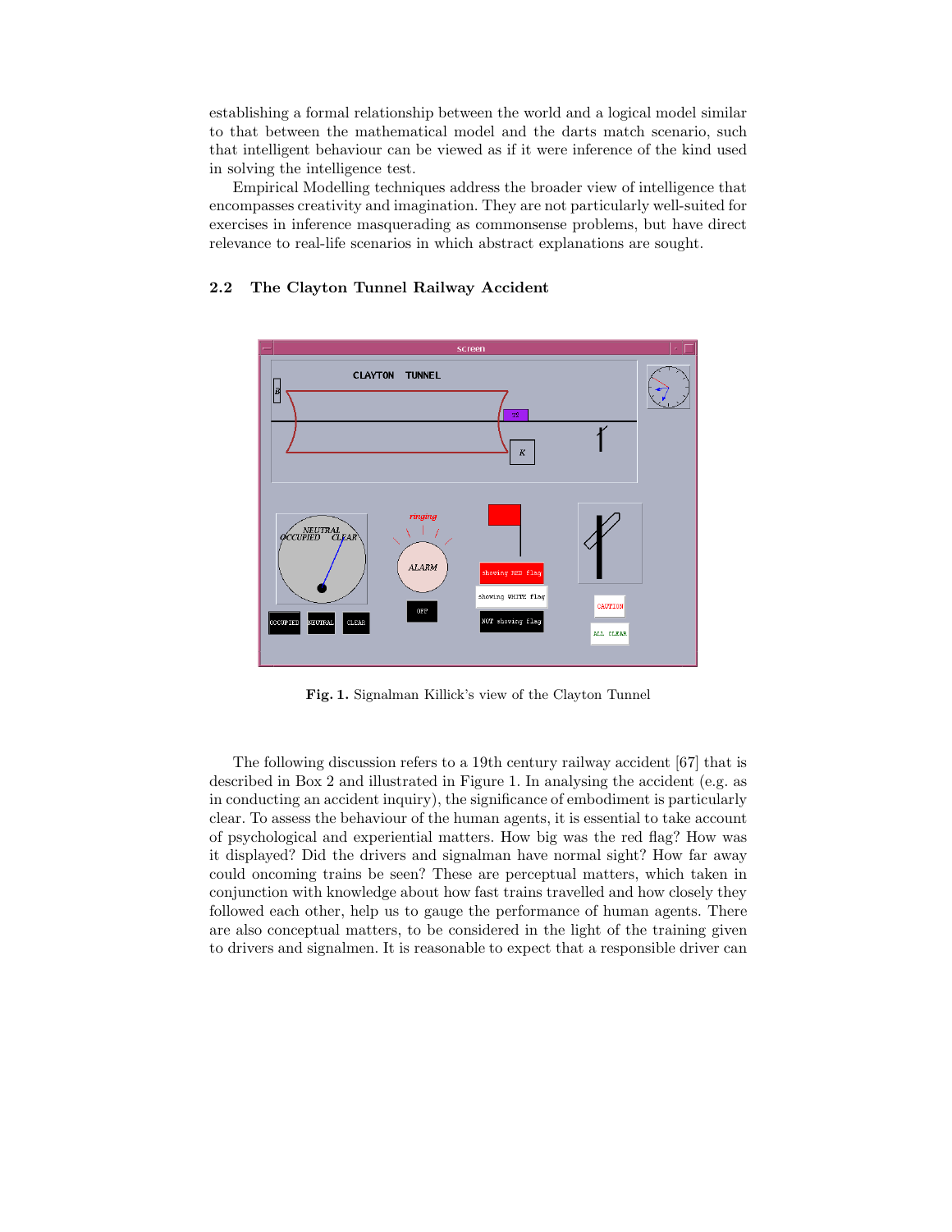establishing a formal relationship between the world and a logical model similar to that between the mathematical model and the darts match scenario, such that intelligent behaviour can be viewed as if it were inference of the kind used in solving the intelligence test.

Empirical Modelling techniques address the broader view of intelligence that encompasses creativity and imagination. They are not particularly well-suited for exercises in inference masquerading as commonsense problems, but have direct relevance to real-life scenarios in which abstract explanations are sought.

### 2.2 The Clayton Tunnel Railway Accident

**Fig. 1.** Signalman Killick's view of the Clayton Tunnel

The following discussion refers to a 19th century railway accident [67] that is described in Box 2 and illustrated in Figure 1. In analysing the accident (e.g. as in conducting an accident inquiry), the significance of embodiment is particularly clear. To assess the behaviour of the human agents, it is essential to take account of psychological and experiential matters. How big was the red flag? How was it displayed? Did the drivers and signalman have normal sight? How far away could oncoming trains be seen? These are perceptual matters, which taken in conjunction with knowledge about how fast trains travelled and how closely they followed each other, help us to gauge the performance of human agents. There are also conceptual matters, to be considered in the light of the training given to drivers and signalmen. It is reasonable to expect that a responsible driver can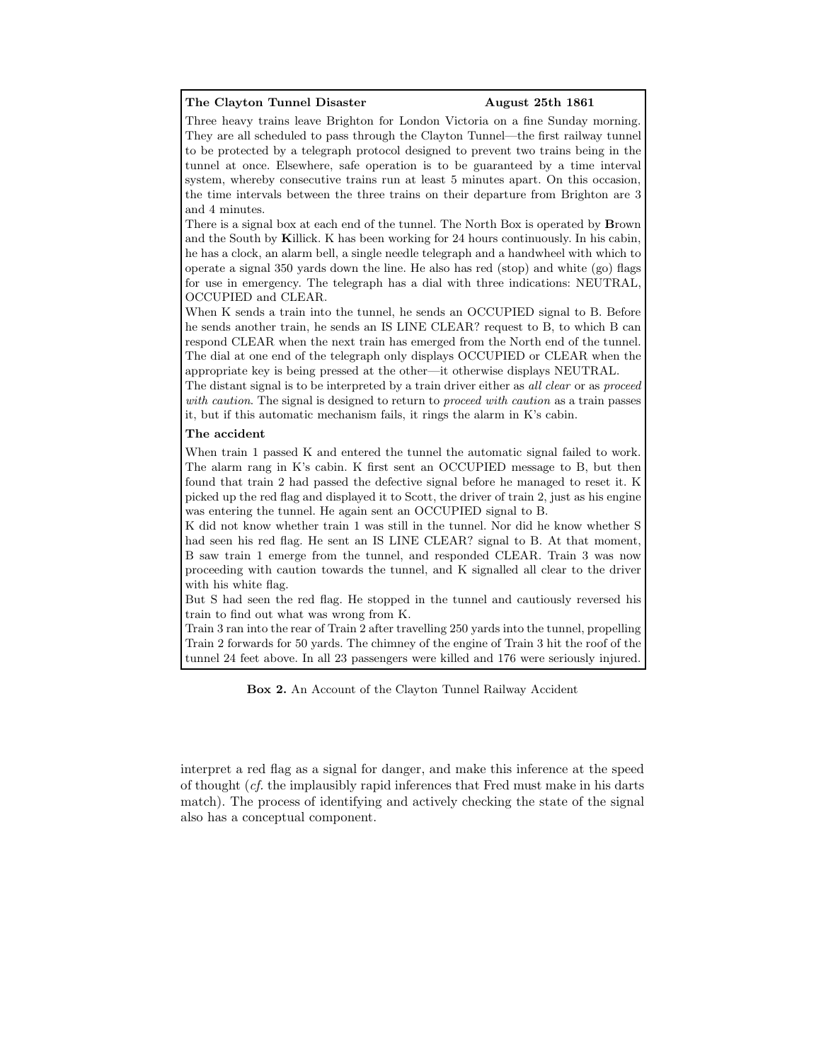**The Clayton Tunnel Disaster** **August 25th 1861**

Three heavy trains leave Brighton for London Victoria on a fine Sunday morning. They are all scheduled to pass through the Clayton Tunnel—the first railway tunnel to be protected by a telegraph protocol designed to prevent two trains being in the tunnel at once. Elsewhere, safe operation is to be guaranteed by a time interval system, whereby consecutive trains run at least 5 minutes apart. On this occasion, the time intervals between the three trains on their departure from Brighton are 3 and 4 minutes.

There is a signal box at each end of the tunnel. The North Box is operated by **B**rown and the South by **K**illick. K has been working for 24 hours continuously. In his cabin, he has a clock, an alarm bell, a single needle telegraph and a handwheel with which to operate a signal 350 yards down the line. He also has red (stop) and white (go) flags for use in emergency. The telegraph has a dial with three indications: NEUTRAL, OCCUPIED and CLEAR.

When K sends a train into the tunnel, he sends an OCCUPIED signal to B. Before he sends another train, he sends an IS LINE CLEAR? request to B, to which B can respond CLEAR when the next train has emerged from the North end of the tunnel. The dial at one end of the telegraph only displays OCCUPIED or CLEAR when the appropriate key is being pressed at the other—it otherwise displays NEUTRAL.

The distant signal is to be interpreted by a train driver either as *all clear* or as *proceed with caution*. The signal is designed to return to *proceed with caution* as a train passes it, but if this automatic mechanism fails, it rings the alarm in K's cabin.

**The accident**

When train 1 passed K and entered the tunnel the automatic signal failed to work. The alarm rang in K's cabin. K first sent an OCCUPIED message to B, but then found that train 2 had passed the defective signal before he managed to reset it. K picked up the red flag and displayed it to Scott, the driver of train 2, just as his engine was entering the tunnel. He again sent an OCCUPIED signal to B.

K did not know whether train 1 was still in the tunnel. Nor did he know whether S had seen his red flag. He sent an IS LINE CLEAR? signal to B. At that moment, B saw train 1 emerge from the tunnel, and responded CLEAR. Train 3 was now proceeding with caution towards the tunnel, and K signalled all clear to the driver with his white flag.

But S had seen the red flag. He stopped in the tunnel and cautiously reversed his train to find out what was wrong from K.

Train 3 ran into the rear of Train 2 after travelling 250 yards into the tunnel, propelling Train 2 forwards for 50 yards. The chimney of the engine of Train 3 hit the roof of the tunnel 24 feet above. In all 23 passengers were killed and 176 were seriously injured.

**Box 2.** An Account of the Clayton Tunnel Railway Accident

interpret a red flag as a signal for danger, and make this inference at the speed of thought (*cf.* the implausibly rapid inferences that Fred must make in his darts match). The process of identifying and actively checking the state of the signal also has a conceptual component.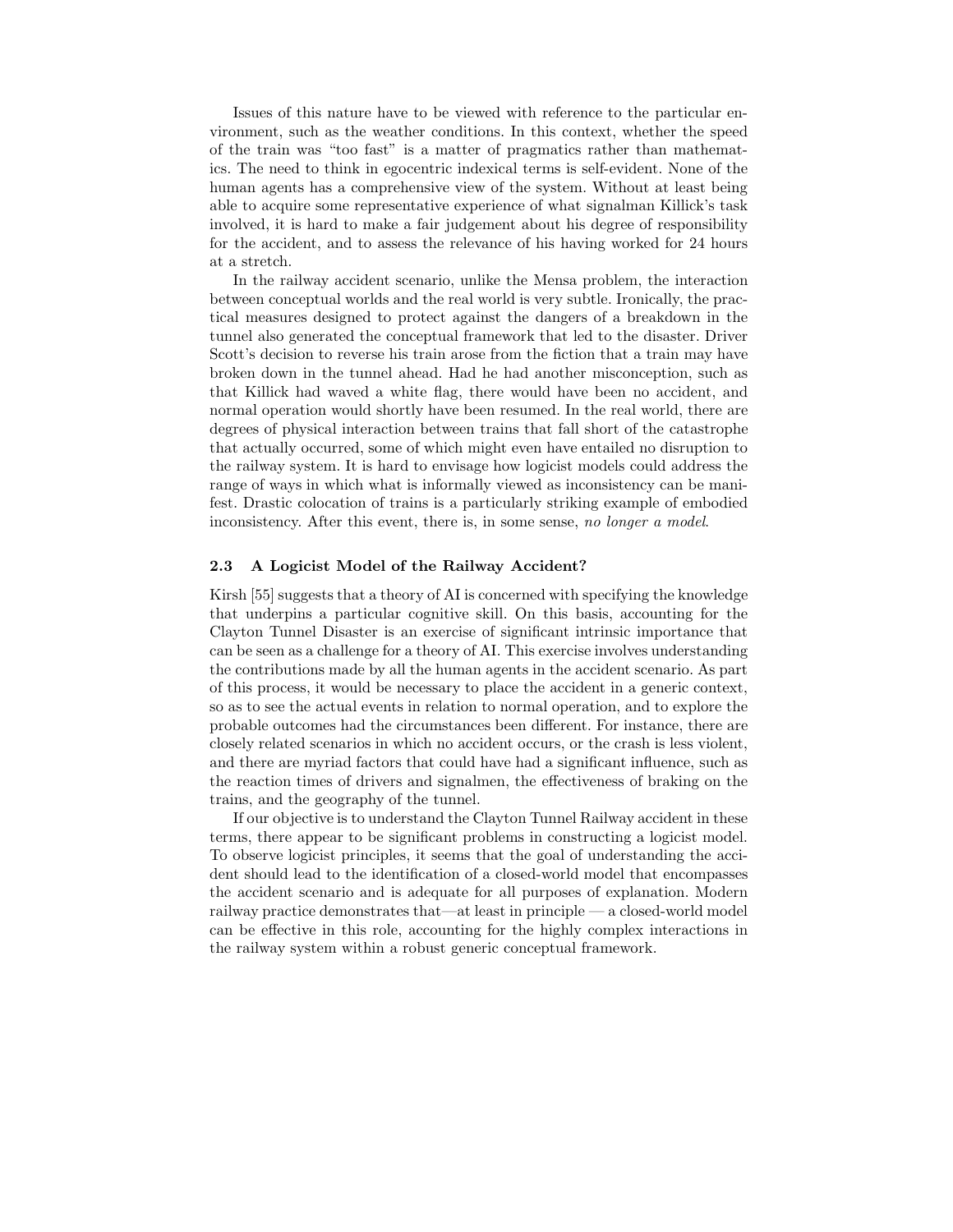Issues of this nature have to be viewed with reference to the particular environment, such as the weather conditions. In this context, whether the speed of the train was "too fast" is a matter of pragmatics rather than mathematics. The need to think in egocentric indexical terms is self-evident. None of the human agents has a comprehensive view of the system. Without at least being able to acquire some representative experience of what signalman Killick's task involved, it is hard to make a fair judgement about his degree of responsibility for the accident, and to assess the relevance of his having worked for 24 hours at a stretch.

In the railway accident scenario, unlike the Mensa problem, the interaction between conceptual worlds and the real world is very subtle. Ironically, the practical measures designed to protect against the dangers of a breakdown in the tunnel also generated the conceptual framework that led to the disaster. Driver Scott's decision to reverse his train arose from the fiction that a train may have broken down in the tunnel ahead. Had he had another misconception, such as that Killick had waved a white flag, there would have been no accident, and normal operation would shortly have been resumed. In the real world, there are degrees of physical interaction between trains that fall short of the catastrophe that actually occurred, some of which might even have entailed no disruption to the railway system. It is hard to envisage how logicist models could address the range of ways in which what is informally viewed as inconsistency can be manifest. Drastic colocation of trains is a particularly striking example of embodied inconsistency. After this event, there is, in some sense, *no longer a model*.

### 2.3 A Logicist Model of the Railway Accident?

Kirsh [55] suggests that a theory of AI is concerned with specifying the knowledge that underpins a particular cognitive skill. On this basis, accounting for the Clayton Tunnel Disaster is an exercise of significant intrinsic importance that can be seen as a challenge for a theory of AI. This exercise involves understanding the contributions made by all the human agents in the accident scenario. As part of this process, it would be necessary to place the accident in a generic context, so as to see the actual events in relation to normal operation, and to explore the probable outcomes had the circumstances been different. For instance, there are closely related scenarios in which no accident occurs, or the crash is less violent, and there are myriad factors that could have had a significant influence, such as the reaction times of drivers and signalmen, the effectiveness of braking on the trains, and the geography of the tunnel.

If our objective is to understand the Clayton Tunnel Railway accident in these terms, there appear to be significant problems in constructing a logicist model. To observe logicist principles, it seems that the goal of understanding the accident should lead to the identification of a closed-world model that encompasses the accident scenario and is adequate for all purposes of explanation. Modern railway practice demonstrates that—at least in principle — a closed-world model can be effective in this role, accounting for the highly complex interactions in the railway system within a robust generic conceptual framework.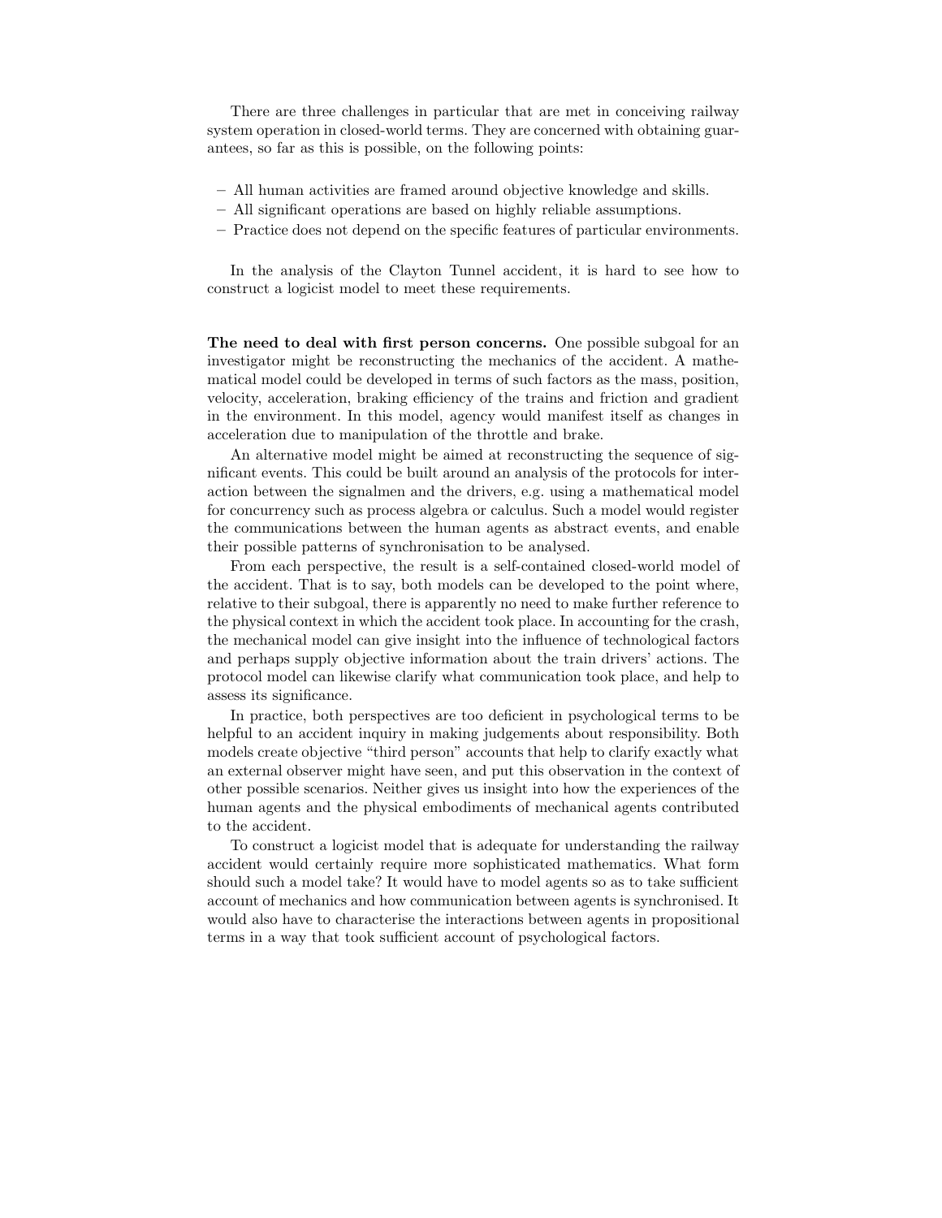There are three challenges in particular that are met in conceiving railway system operation in closed-world terms. They are concerned with obtaining guarantees, so far as this is possible, on the following points:

- All human activities are framed around objective knowledge and skills.
- All significant operations are based on highly reliable assumptions.
- Practice does not depend on the specific features of particular environments.

In the analysis of the Clayton Tunnel accident, it is hard to see how to construct a logicist model to meet these requirements.

**The need to deal with first person concerns.** One possible subgoal for an investigator might be reconstructing the mechanics of the accident. A mathematical model could be developed in terms of such factors as the mass, position, velocity, acceleration, braking efficiency of the trains and friction and gradient in the environment. In this model, agency would manifest itself as changes in acceleration due to manipulation of the throttle and brake.

An alternative model might be aimed at reconstructing the sequence of significant events. This could be built around an analysis of the protocols for interaction between the signalmen and the drivers, e.g. using a mathematical model for concurrency such as process algebra or calculus. Such a model would register the communications between the human agents as abstract events, and enable their possible patterns of synchronisation to be analysed.

From each perspective, the result is a self-contained closed-world model of the accident. That is to say, both models can be developed to the point where, relative to their subgoal, there is apparently no need to make further reference to the physical context in which the accident took place. In accounting for the crash, the mechanical model can give insight into the influence of technological factors and perhaps supply objective information about the train drivers' actions. The protocol model can likewise clarify what communication took place, and help to assess its significance.

In practice, both perspectives are too deficient in psychological terms to be helpful to an accident inquiry in making judgements about responsibility. Both models create objective "third person" accounts that help to clarify exactly what an external observer might have seen, and put this observation in the context of other possible scenarios. Neither gives us insight into how the experiences of the human agents and the physical embodiments of mechanical agents contributed to the accident.

To construct a logicist model that is adequate for understanding the railway accident would certainly require more sophisticated mathematics. What form should such a model take? It would have to model agents so as to take sufficient account of mechanics and how communication between agents is synchronised. It would also have to characterise the interactions between agents in propositional terms in a way that took sufficient account of psychological factors.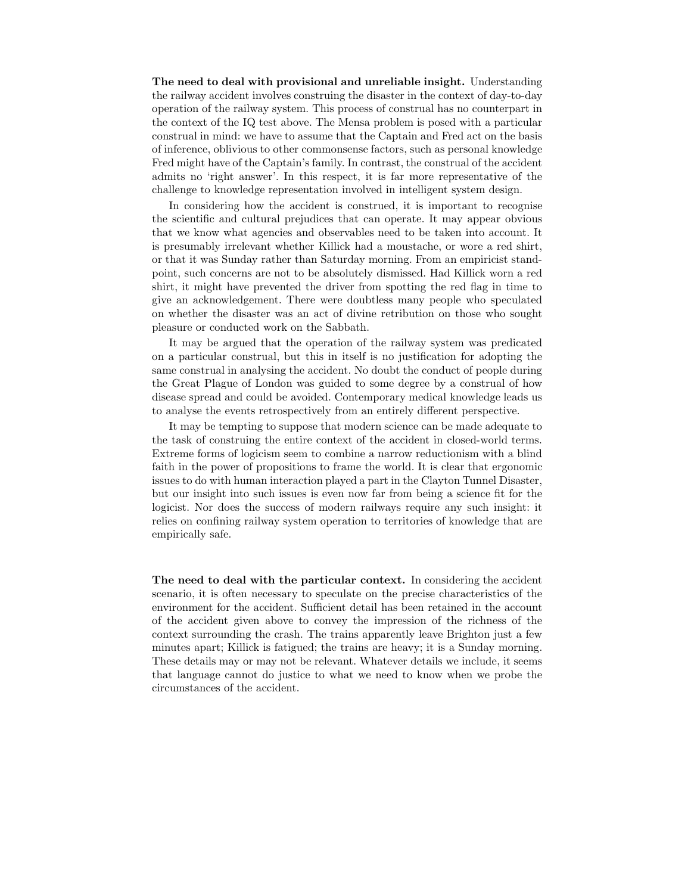**The need to deal with provisional and unreliable insight.** Understanding the railway accident involves construing the disaster in the context of day-to-day operation of the railway system. This process of construal has no counterpart in the context of the IQ test above. The Mensa problem is posed with a particular construal in mind: we have to assume that the Captain and Fred act on the basis of inference, oblivious to other commonsense factors, such as personal knowledge Fred might have of the Captain's family. In contrast, the construal of the accident admits no 'right answer'. In this respect, it is far more representative of the challenge to knowledge representation involved in intelligent system design.

In considering how the accident is construed, it is important to recognise the scientific and cultural prejudices that can operate. It may appear obvious that we know what agencies and observables need to be taken into account. It is presumably irrelevant whether Killick had a moustache, or wore a red shirt, or that it was Sunday rather than Saturday morning. From an empiricist standpoint, such concerns are not to be absolutely dismissed. Had Killick worn a red shirt, it might have prevented the driver from spotting the red flag in time to give an acknowledgement. There were doubtless many people who speculated on whether the disaster was an act of divine retribution on those who sought pleasure or conducted work on the Sabbath.

It may be argued that the operation of the railway system was predicated on a particular construal, but this in itself is no justification for adopting the same construal in analysing the accident. No doubt the conduct of people during the Great Plague of London was guided to some degree by a construal of how disease spread and could be avoided. Contemporary medical knowledge leads us to analyse the events retrospectively from an entirely different perspective.

It may be tempting to suppose that modern science can be made adequate to the task of construing the entire context of the accident in closed-world terms. Extreme forms of logicism seem to combine a narrow reductionism with a blind faith in the power of propositions to frame the world. It is clear that ergonomic issues to do with human interaction played a part in the Clayton Tunnel Disaster, but our insight into such issues is even now far from being a science fit for the logicist. Nor does the success of modern railways require any such insight: it relies on confining railway system operation to territories of knowledge that are empirically safe.

**The need to deal with the particular context.** In considering the accident scenario, it is often necessary to speculate on the precise characteristics of the environment for the accident. Sufficient detail has been retained in the account of the accident given above to convey the impression of the richness of the context surrounding the crash. The trains apparently leave Brighton just a few minutes apart; Killick is fatigued; the trains are heavy; it is a Sunday morning. These details may or may not be relevant. Whatever details we include, it seems that language cannot do justice to what we need to know when we probe the circumstances of the accident.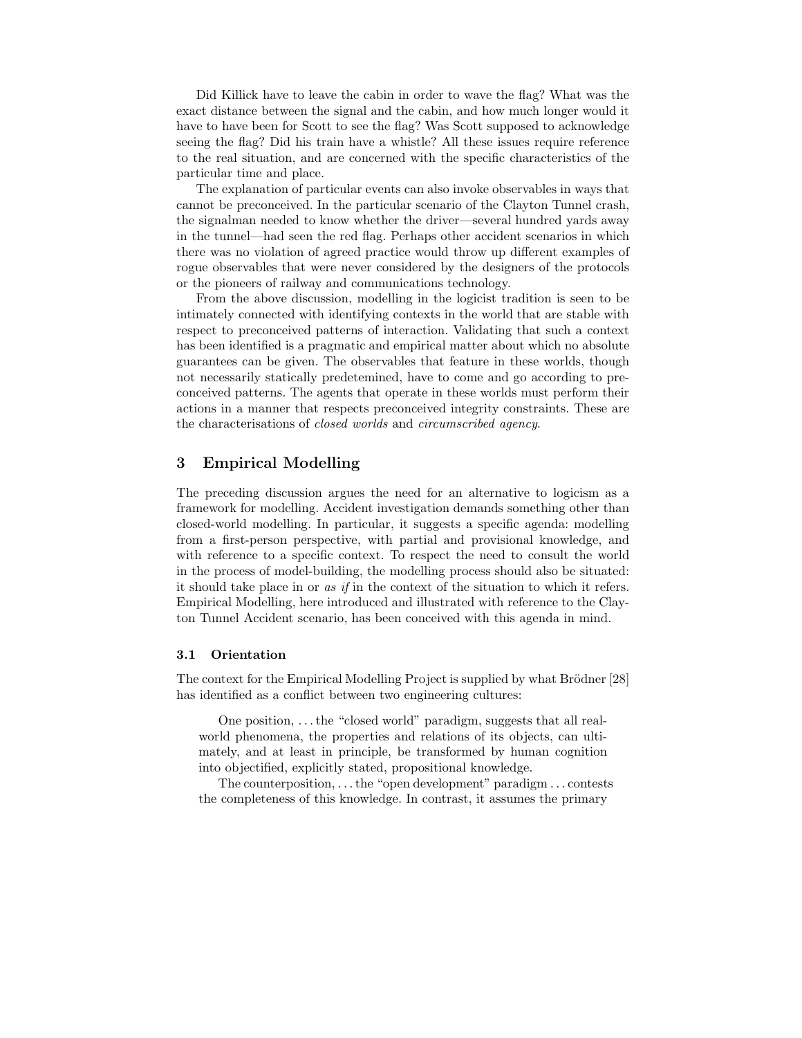Did Killick have to leave the cabin in order to wave the flag? What was the exact distance between the signal and the cabin, and how much longer would it have to have been for Scott to see the flag? Was Scott supposed to acknowledge seeing the flag? Did his train have a whistle? All these issues require reference to the real situation, and are concerned with the specific characteristics of the particular time and place.

The explanation of particular events can also invoke observables in ways that cannot be preconceived. In the particular scenario of the Clayton Tunnel crash, the signalman needed to know whether the driver—several hundred yards away in the tunnel—had seen the red flag. Perhaps other accident scenarios in which there was no violation of agreed practice would throw up different examples of rogue observables that were never considered by the designers of the protocols or the pioneers of railway and communications technology.

From the above discussion, modelling in the logicist tradition is seen to be intimately connected with identifying contexts in the world that are stable with respect to preconceived patterns of interaction. Validating that such a context has been identified is a pragmatic and empirical matter about which no absolute guarantees can be given. The observables that feature in these worlds, though not necessarily statically predetemined, have to come and go according to preconceived patterns. The agents that operate in these worlds must perform their actions in a manner that respects preconceived integrity constraints. These are the characterisations of *closed worlds* and *circumscribed agency*.

## 3 Empirical Modelling

The preceding discussion argues the need for an alternative to logicism as a framework for modelling. Accident investigation demands something other than closed-world modelling. In particular, it suggests a specific agenda: modelling from a first-person perspective, with partial and provisional knowledge, and with reference to a specific context. To respect the need to consult the world in the process of model-building, the modelling process should also be situated: it should take place in or *as if* in the context of the situation to which it refers. Empirical Modelling, here introduced and illustrated with reference to the Clayton Tunnel Accident scenario, has been conceived with this agenda in mind.

### 3.1 Orientation

The context for the Empirical Modelling Project is supplied by what Brödner [28] has identified as a conflict between two engineering cultures:

> One position, . . . the “closed world” paradigm, suggests that all real-world phenomena, the properties and relations of its objects, can ultimately, and at least in principle, be transformed by human cognition into objectified, explicitly stated, propositional knowledge.
>
> The counterposition, . . . the “open development” paradigm . . . contests the completeness of this knowledge. In contrast, it assumes the primary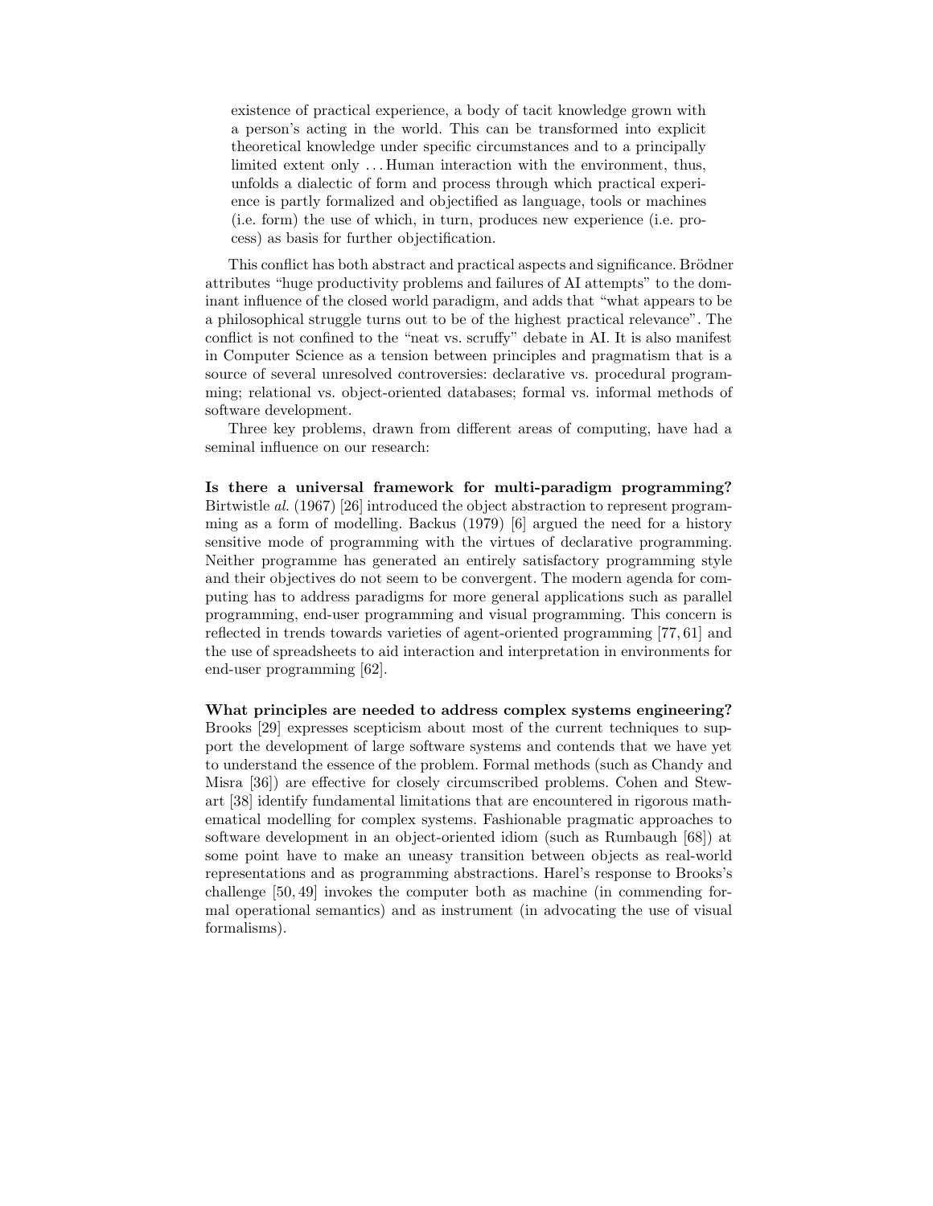> existence of practical experience, a body of tacit knowledge grown with a person's acting in the world. This can be transformed into explicit theoretical knowledge under specific circumstances and to a principally limited extent only ... Human interaction with the environment, thus, unfolds a dialectic of form and process through which practical experience is partly formalized and objectified as language, tools or machines (i.e. form) the use of which, in turn, produces new experience (i.e. process) as basis for further objectification.

This conflict has both abstract and practical aspects and significance. Brödner attributes "huge productivity problems and failures of AI attempts" to the dominant influence of the closed world paradigm, and adds that "what appears to be a philosophical struggle turns out to be of the highest practical relevance". The conflict is not confined to the "neat vs. scruffy" debate in AI. It is also manifest in Computer Science as a tension between principles and pragmatism that is a source of several unresolved controversies: declarative vs. procedural programming; relational vs. object-oriented databases; formal vs. informal methods of software development.

Three key problems, drawn from different areas of computing, have had a seminal influence on our research:

**Is there a universal framework for multi-paradigm programming?** Birtwistle *al.* (1967) [26] introduced the object abstraction to represent programming as a form of modelling. Backus (1979) [6] argued the need for a history sensitive mode of programming with the virtues of declarative programming. Neither programme has generated an entirely satisfactory programming style and their objectives do not seem to be convergent. The modern agenda for computing has to address paradigms for more general applications such as parallel programming, end-user programming and visual programming. This concern is reflected in trends towards varieties of agent-oriented programming [77, 61] and the use of spreadsheets to aid interaction and interpretation in environments for end-user programming [62].

**What principles are needed to address complex systems engineering?** Brooks [29] expresses scepticism about most of the current techniques to support the development of large software systems and contends that we have yet to understand the essence of the problem. Formal methods (such as Chandy and Misra [36]) are effective for closely circumscribed problems. Cohen and Stewart [38] identify fundamental limitations that are encountered in rigorous mathematical modelling for complex systems. Fashionable pragmatic approaches to software development in an object-oriented idiom (such as Rumbaugh [68]) at some point have to make an uneasy transition between objects as real-world representations and as programming abstractions. Harel's response to Brooks's challenge [50, 49] invokes the computer both as machine (in commending formal operational semantics) and as instrument (in advocating the use of visual formalisms).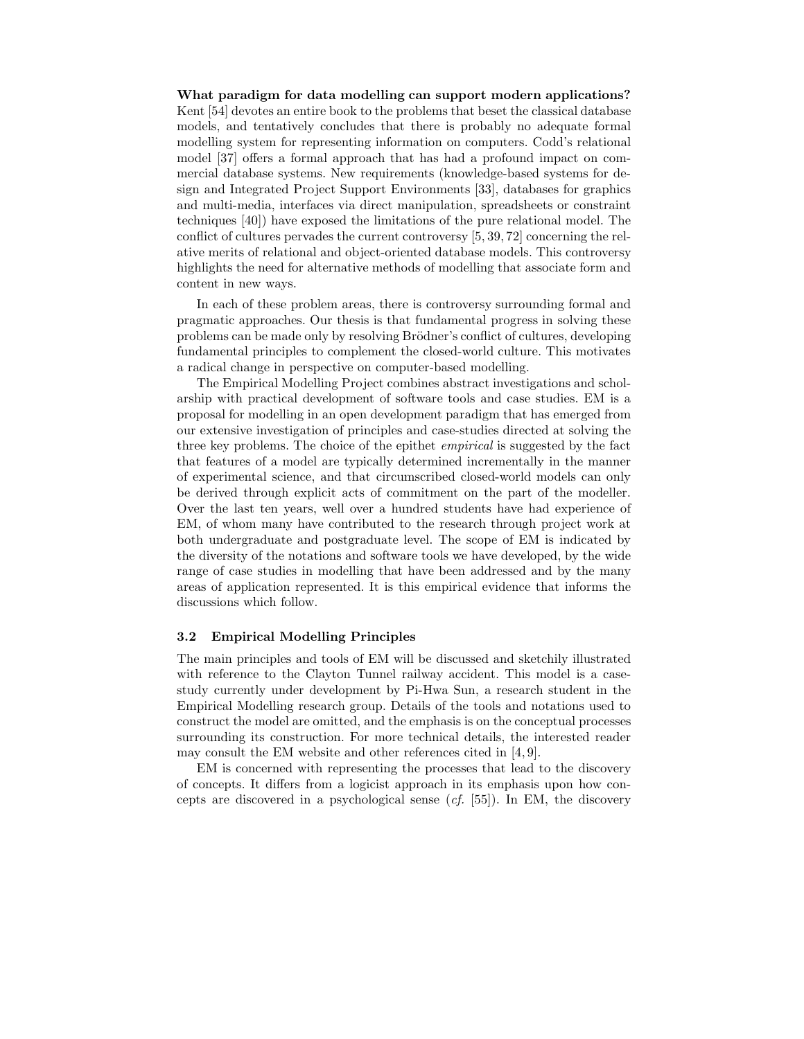**What paradigm for data modelling can support modern applications?** Kent [54] devotes an entire book to the problems that beset the classical database models, and tentatively concludes that there is probably no adequate formal modelling system for representing information on computers. Codd's relational model [37] offers a formal approach that has had a profound impact on commercial database systems. New requirements (knowledge-based systems for design and Integrated Project Support Environments [33], databases for graphics and multi-media, interfaces via direct manipulation, spreadsheets or constraint techniques [40]) have exposed the limitations of the pure relational model. The conflict of cultures pervades the current controversy [5, 39, 72] concerning the relative merits of relational and object-oriented database models. This controversy highlights the need for alternative methods of modelling that associate form and content in new ways.

In each of these problem areas, there is controversy surrounding formal and pragmatic approaches. Our thesis is that fundamental progress in solving these problems can be made only by resolving Brödner's conflict of cultures, developing fundamental principles to complement the closed-world culture. This motivates a radical change in perspective on computer-based modelling.

The Empirical Modelling Project combines abstract investigations and scholarship with practical development of software tools and case studies. EM is a proposal for modelling in an open development paradigm that has emerged from our extensive investigation of principles and case-studies directed at solving the three key problems. The choice of the epithet *empirical* is suggested by the fact that features of a model are typically determined incrementally in the manner of experimental science, and that circumscribed closed-world models can only be derived through explicit acts of commitment on the part of the modeller. Over the last ten years, well over a hundred students have had experience of EM, of whom many have contributed to the research through project work at both undergraduate and postgraduate level. The scope of EM is indicated by the diversity of the notations and software tools we have developed, by the wide range of case studies in modelling that have been addressed and by the many areas of application represented. It is this empirical evidence that informs the discussions which follow.

### 3.2 Empirical Modelling Principles

The main principles and tools of EM will be discussed and sketchily illustrated with reference to the Clayton Tunnel railway accident. This model is a case-study currently under development by Pi-Hwa Sun, a research student in the Empirical Modelling research group. Details of the tools and notations used to construct the model are omitted, and the emphasis is on the conceptual processes surrounding its construction. For more technical details, the interested reader may consult the EM website and other references cited in [4, 9].

EM is concerned with representing the processes that lead to the discovery of concepts. It differs from a logicist approach in its emphasis upon how concepts are discovered in a psychological sense (*cf.* [55]). In EM, the discovery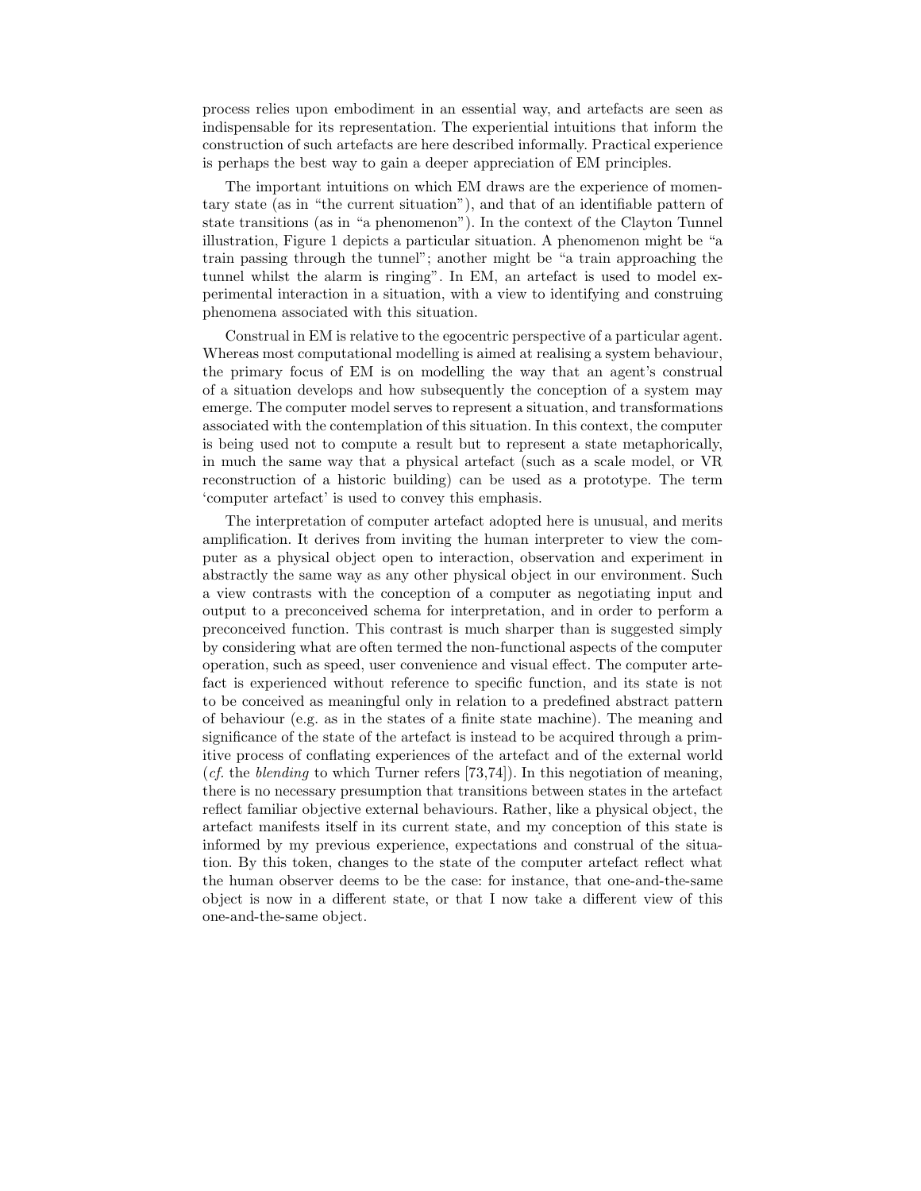process relies upon embodiment in an essential way, and artefacts are seen as indispensable for its representation. The experiential intuitions that inform the construction of such artefacts are here described informally. Practical experience is perhaps the best way to gain a deeper appreciation of EM principles.

The important intuitions on which EM draws are the experience of momentary state (as in "the current situation"), and that of an identifiable pattern of state transitions (as in "a phenomenon"). In the context of the Clayton Tunnel illustration, Figure 1 depicts a particular situation. A phenomenon might be "a train passing through the tunnel"; another might be "a train approaching the tunnel whilst the alarm is ringing". In EM, an artefact is used to model experimental interaction in a situation, with a view to identifying and construing phenomena associated with this situation.

Construal in EM is relative to the egocentric perspective of a particular agent. Whereas most computational modelling is aimed at realising a system behaviour, the primary focus of EM is on modelling the way that an agent's construal of a situation develops and how subsequently the conception of a system may emerge. The computer model serves to represent a situation, and transformations associated with the contemplation of this situation. In this context, the computer is being used not to compute a result but to represent a state metaphorically, in much the same way that a physical artefact (such as a scale model, or VR reconstruction of a historic building) can be used as a prototype. The term 'computer artefact' is used to convey this emphasis.

The interpretation of computer artefact adopted here is unusual, and merits amplification. It derives from inviting the human interpreter to view the computer as a physical object open to interaction, observation and experiment in abstractly the same way as any other physical object in our environment. Such a view contrasts with the conception of a computer as negotiating input and output to a preconceived schema for interpretation, and in order to perform a preconceived function. This contrast is much sharper than is suggested simply by considering what are often termed the non-functional aspects of the computer operation, such as speed, user convenience and visual effect. The computer artefact is experienced without reference to specific function, and its state is not to be conceived as meaningful only in relation to a predefined abstract pattern of behaviour (e.g. as in the states of a finite state machine). The meaning and significance of the state of the artefact is instead to be acquired through a primitive process of conflating experiences of the artefact and of the external world (*cf.* the *blending* to which Turner refers [73,74]). In this negotiation of meaning, there is no necessary presumption that transitions between states in the artefact reflect familiar objective external behaviours. Rather, like a physical object, the artefact manifests itself in its current state, and my conception of this state is informed by my previous experience, expectations and construal of the situation. By this token, changes to the state of the computer artefact reflect what the human observer deems to be the case: for instance, that one-and-the-same object is now in a different state, or that I now take a different view of this one-and-the-same object.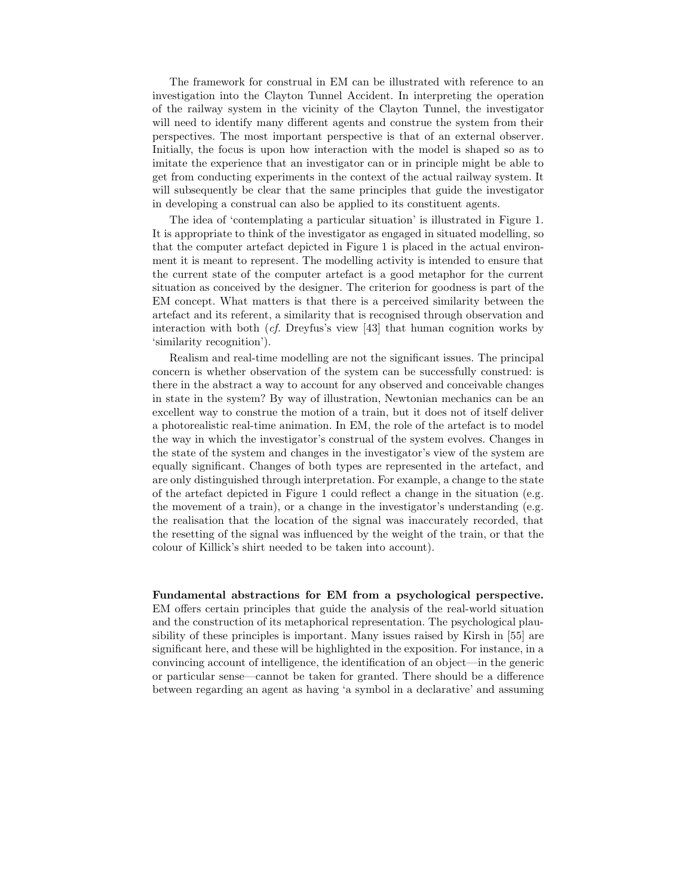The framework for construal in EM can be illustrated with reference to an investigation into the Clayton Tunnel Accident. In interpreting the operation of the railway system in the vicinity of the Clayton Tunnel, the investigator will need to identify many different agents and construe the system from their perspectives. The most important perspective is that of an external observer. Initially, the focus is upon how interaction with the model is shaped so as to imitate the experience that an investigator can or in principle might be able to get from conducting experiments in the context of the actual railway system. It will subsequently be clear that the same principles that guide the investigator in developing a construal can also be applied to its constituent agents.

The idea of 'contemplating a particular situation' is illustrated in Figure 1. It is appropriate to think of the investigator as engaged in situated modelling, so that the computer artefact depicted in Figure 1 is placed in the actual environment it is meant to represent. The modelling activity is intended to ensure that the current state of the computer artefact is a good metaphor for the current situation as conceived by the designer. The criterion for goodness is part of the EM concept. What matters is that there is a perceived similarity between the artefact and its referent, a similarity that is recognised through observation and interaction with both (*cf.* Dreyfus's view [43] that human cognition works by 'similarity recognition').

Realism and real-time modelling are not the significant issues. The principal concern is whether observation of the system can be successfully construed: is there in the abstract a way to account for any observed and conceivable changes in state in the system? By way of illustration, Newtonian mechanics can be an excellent way to construe the motion of a train, but it does not of itself deliver a photorealistic real-time animation. In EM, the role of the artefact is to model the way in which the investigator's construal of the system evolves. Changes in the state of the system and changes in the investigator's view of the system are equally significant. Changes of both types are represented in the artefact, and are only distinguished through interpretation. For example, a change to the state of the artefact depicted in Figure 1 could reflect a change in the situation (e.g. the movement of a train), or a change in the investigator's understanding (e.g. the realisation that the location of the signal was inaccurately recorded, that the resetting of the signal was influenced by the weight of the train, or that the colour of Killick's shirt needed to be taken into account).

**Fundamental abstractions for EM from a psychological perspective.** EM offers certain principles that guide the analysis of the real-world situation and the construction of its metaphorical representation. The psychological plausibility of these principles is important. Many issues raised by Kirsh in [55] are significant here, and these will be highlighted in the exposition. For instance, in a convincing account of intelligence, the identification of an object—in the generic or particular sense—cannot be taken for granted. There should be a difference between regarding an agent as having 'a symbol in a declarative' and assuming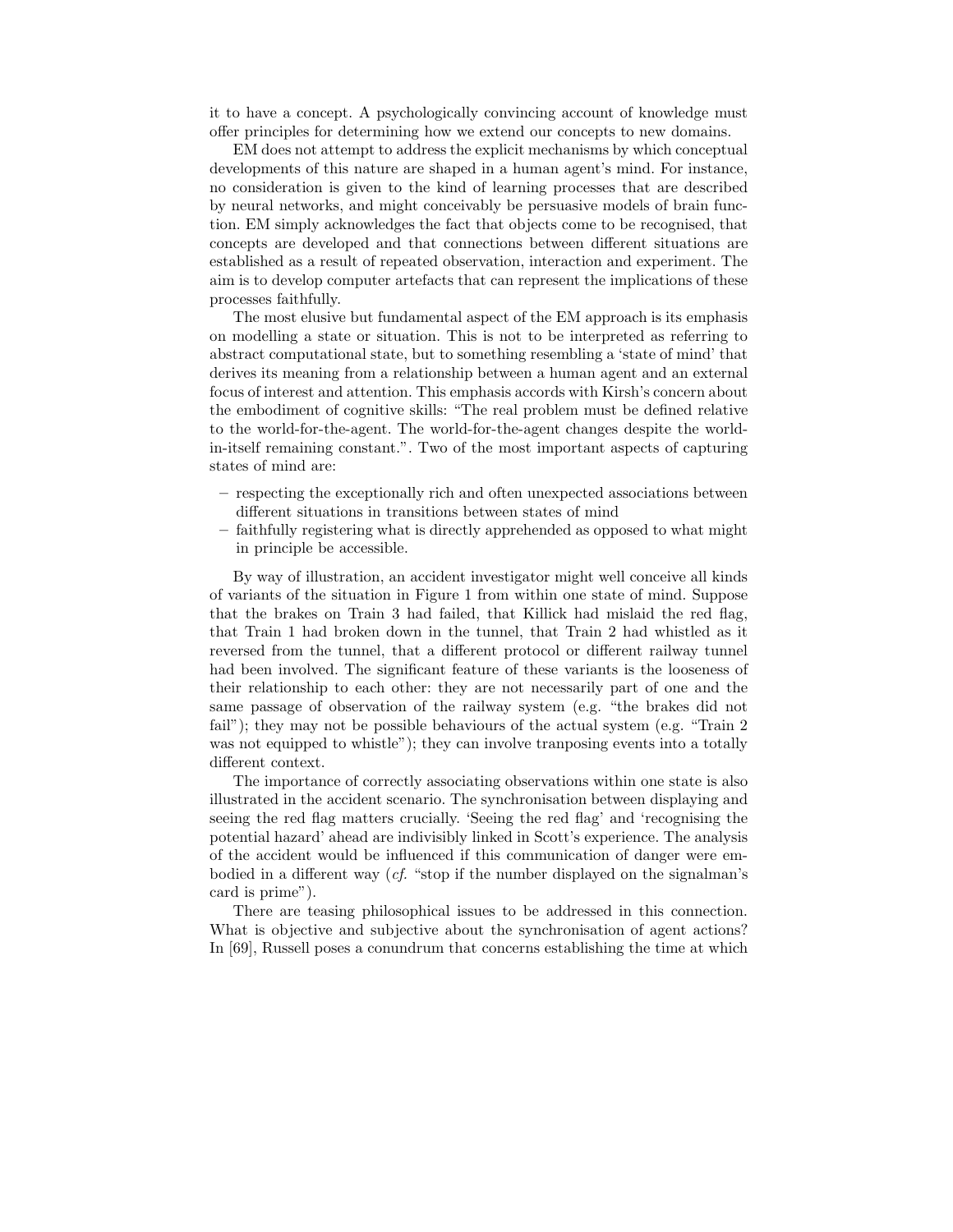it to have a concept. A psychologically convincing account of knowledge must offer principles for determining how we extend our concepts to new domains.

EM does not attempt to address the explicit mechanisms by which conceptual developments of this nature are shaped in a learning agent's mind. For instance, no consideration is given to the kind of learning processes that are described by neural networks, and might conceivably be persuasive models of brain function. EM simply acknowledges the fact that objects come to be recognised, that concepts are developed and that connections between different situations are established as a result of repeated observation, interaction and experiment. The aim is to develop computer artefacts that can represent the implications of these processes faithfully.

The most elusive but fundamental aspect of the EM approach is its emphasis on modelling a state or situation. This is not to be interpreted as referring to abstract computational state, but to something resembling a 'state of mind' that derives its meaning from a relationship between a human agent and an external focus of interest and attention. This emphasis accords with Kirsh's concern about the embodiment of cognitive skills: "The real problem must be defined relative to the world-for-the-agent. The world-for-the-agent changes despite the world-in-itself remaining constant.". Two of the most important aspects of capturing states of mind are:

- respecting the exceptionally rich and often unexpected associations between different situations in transitions between states of mind
- faithfully registering what is directly apprehended as opposed to what might in principle be accessible.

By way of illustration, an accident investigator might well conceive all kinds of variants of the situation in Figure 1 from within one state of mind. Suppose that the brakes on Train 3 had failed, that Killick had mislaid the red flag, that Train 1 had broken down in the tunnel, that Train 2 had whistled as it reversed from the tunnel, that a different protocol or different railway tunnel had been involved. The significant feature of these variants is the looseness of their relationship to each other: they are not necessarily part of one and the same passage of observation of the railway system (e.g. "the brakes did not fail"); they may not be possible behaviours of the actual system (e.g. "Train 2 was not equipped to whistle"); they can involve tranposing events into a totally different context.

The importance of correctly associating observations within one state is also illustrated in the accident scenario. The synchronisation between displaying and seeing the red flag matters crucially. 'Seeing the red flag' and 'recognising the potential hazard' ahead are indivisibly linked in Scott's experience. The analysis of the accident would be influenced if this communication of danger were embodied in a different way (*cf.* "stop if the number displayed on the signalman's card is prime").

There are teasing philosophical issues to be addressed in this connection. What is objective and subjective about the synchronisation of agent actions? In [69], Russell poses a conundrum that concerns establishing the time at which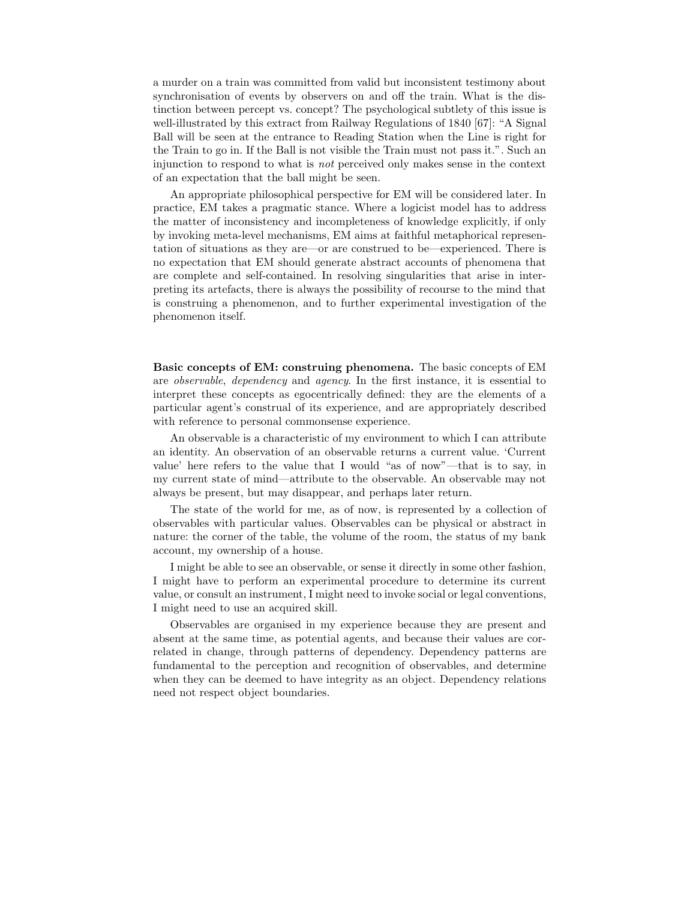a murder on a train was committed from valid but inconsistent testimony about synchronisation of events by observers on and off the train. What is the distinction between percept vs. concept? The psychological subtlety of this issue is well-illustrated by this extract from Railway Regulations of 1840 [67]: "A Signal Ball will be seen at the entrance to Reading Station when the Line is right for the Train to go in. If the Ball is not visible the Train must not pass it.". Such an injunction to respond to what is *not* perceived only makes sense in the context of an expectation that the ball might be seen.

An appropriate philosophical perspective for EM will be considered later. In practice, EM takes a pragmatic stance. Where a logicist model has to address the matter of inconsistency and incompleteness of knowledge explicitly, if only by invoking meta-level mechanisms, EM aims at faithful metaphorical representation of situations as they are—or are construed to be—experienced. There is no expectation that EM should generate abstract accounts of phenomena that are complete and self-contained. In resolving singularities that arise in interpreting its artefacts, there is always the possibility of recourse to the mind that is construing a phenomenon, and to further experimental investigation of the phenomenon itself.

**Basic concepts of EM: construing phenomena.** The basic concepts of EM are *observable*, *dependency* and *agency*. In the first instance, it is essential to interpret these concepts as egocentrically defined: they are the elements of a particular agent's construal of its experience, and are appropriately described with reference to personal commonsense experience.

An observable is a characteristic of my environment to which I can attribute an identity. An observation of an observable returns a current value. 'Current value' here refers to the value that I would "as of now"—that is to say, in my current state of mind—attribute to the observable. An observable may not always be present, but may disappear, and perhaps later return.

The state of the world for me, as of now, is represented by a collection of observables with particular values. Observables can be physical or abstract in nature: the corner of the table, the volume of the room, the status of my bank account, my ownership of a house.

I might be able to see an observable, or sense it directly in some other fashion, I might have to perform an experimental procedure to determine its current value, or consult an instrument, I might need to invoke social or legal conventions, I might need to use an acquired skill.

Observables are organised in my experience because they are present and absent at the same time, as potential agents, and because their values are correlated in change, through patterns of dependency. Dependency patterns are fundamental to the perception and recognition of observables, and determine when they can be deemed to have integrity as an object. Dependency relations need not respect object boundaries.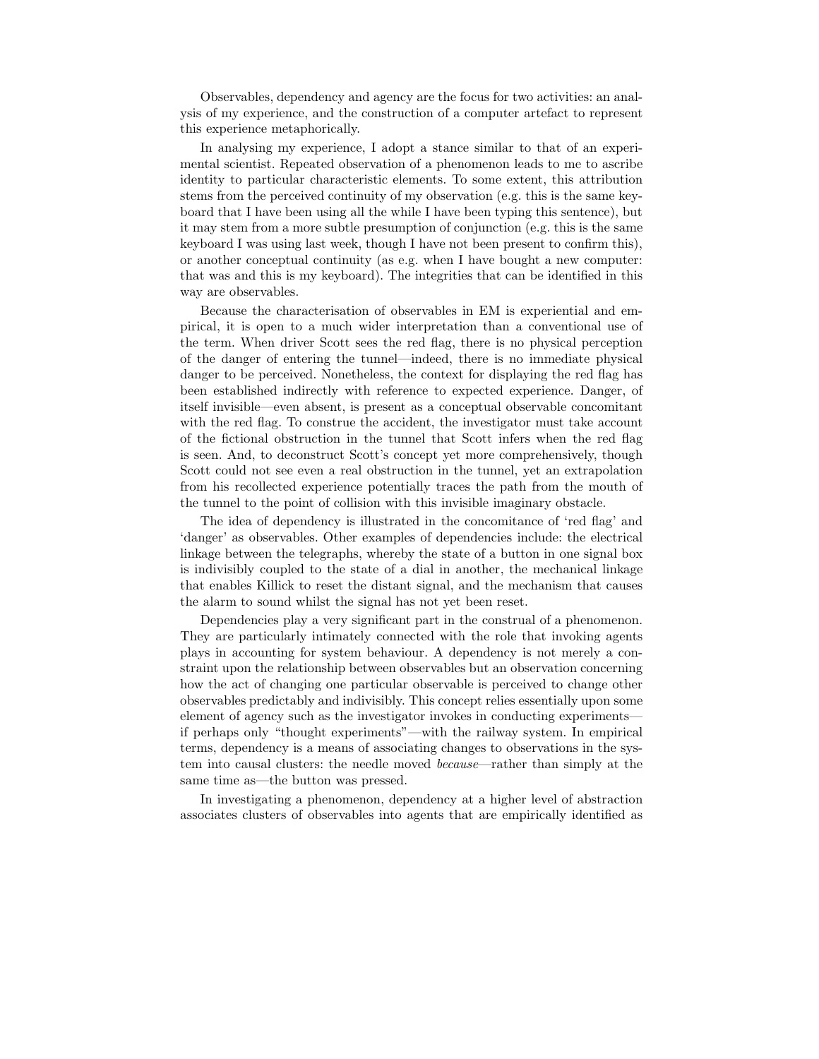Observables, dependency and agency are the focus for two activities: an analysis of my experience, and the construction of a computer artefact to represent this experience metaphorically.

In analysing my experience, I adopt a stance similar to that of an experimental scientist. Repeated observation of a phenomenon leads to me to ascribe identity to particular characteristic elements. To some extent, this attribution stems from the perceived continuity of my observation (e.g. this is the same keyboard that I have been using all the while I have been typing this sentence), but it may stem from a more subtle presumption of conjunction (e.g. this is the same keyboard I was using last week, though I have not been present to confirm this), or another conceptual continuity (as e.g. when I have bought a new computer: that was and this is my keyboard). The integrities that can be identified in this way are observables.

Because the characterisation of observables in EM is experiential and empirical, it is open to a much wider interpretation than a conventional use of the term. When driver Scott sees the red flag, there is no physical perception of the danger of entering the tunnel—indeed, there is no immediate physical danger to be perceived. Nonetheless, the context for displaying the red flag has been established indirectly with reference to expected experience. Danger, of itself invisible—even absent, is present as a conceptual observable concomitant with the red flag. To construe the accident, the investigator must take account of the fictional obstruction in the tunnel that Scott infers when the red flag is seen. And, to deconstruct Scott's concept yet more comprehensively, though Scott could not see even a real obstruction in the tunnel, yet an extrapolation from his recollected experience potentially traces the path from the mouth of the tunnel to the point of collision with this invisible imaginary obstacle.

The idea of dependency is illustrated in the concomitance of 'red flag' and 'danger' as observables. Other examples of dependencies include: the electrical linkage between the telegraphs, whereby the state of a button in one signal box is indivisibly coupled to the state of a dial in another, the mechanical linkage that enables Killick to reset the distant signal, and the mechanism that causes the alarm to sound whilst the signal has not yet been reset.

Dependencies play a very significant part in the construal of a phenomenon. They are particularly intimately connected with the role that invoking agents plays in accounting for system behaviour. A dependency is not merely a constraint upon the relationship between observables but an observation concerning how the act of changing one particular observable is perceived to change other observables predictably and indivisibly. This concept relies essentially upon some element of agency such as the investigator invokes in conducting experiments—if perhaps only "thought experiments"—with the railway system. In empirical terms, dependency is a means of associating changes to observations in the system into causal clusters: the needle moved *because*—rather than simply at the same time as—the button was pressed.

In investigating a phenomenon, dependency at a higher level of abstraction associates clusters of observables into agents that are empirically identified as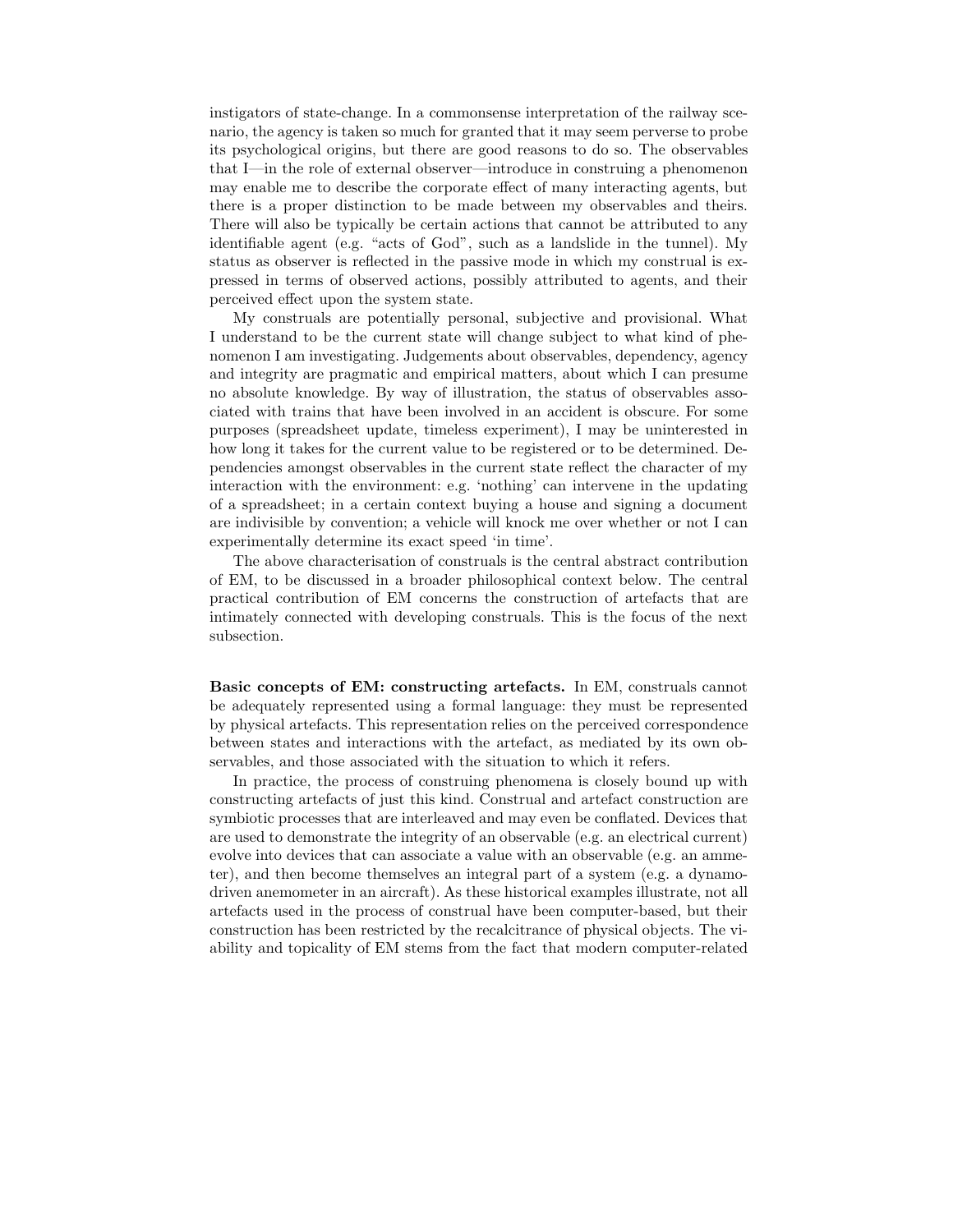instigators of state-change. In a commonsense interpretation of the railway scenario, the agency is taken so much for granted that it may seem perverse to probe its psychological origins, but there are good reasons to do so. The observables that I—in the role of external observer—introduce in construing a phenomenon may enable me to describe the corporate effect of many interacting agents, but there is a proper distinction to be made between my observables and theirs. There will also be typically be certain actions that cannot be attributed to any identifiable agent (e.g. "acts of God", such as a landslide in the tunnel). My status as observer is reflected in the passive mode in which my construal is expressed in terms of observed actions, possibly attributed to agents, and their perceived effect upon the system state.

My construals are potentially personal, subjective and provisional. What I understand to be the current state will change subject to what kind of phenomenon I am investigating. Judgements about observables, dependency, agency and integrity are pragmatic and empirical matters, about which I can presume no absolute knowledge. By way of illustration, the status of observables associated with trains that have been involved in an accident is obscure. For some purposes (spreadsheet update, timeless experiment), I may be uninterested in how long it takes for the current value to be registered or to be determined. Dependencies amongst observables in the current state reflect the character of my interaction with the environment: e.g. 'nothing' can intervene in the updating of a spreadsheet; in a certain context buying a house and signing a document are indivisible by convention; a vehicle will knock me over whether or not I can experimentally determine its exact speed 'in time'.

The above characterisation of construals is the central abstract contribution of EM, to be discussed in a broader philosophical context below. The central practical contribution of EM concerns the construction of artefacts that are intimately connected with developing construals. This is the focus of the next subsection.

**Basic concepts of EM: constructing artefacts.** In EM, construals cannot be adequately represented using a formal language: they must be represented by physical artefacts. This representation relies on the perceived correspondence between states and interactions with the artefact, as mediated by its own observables, and those associated with the situation to which it refers.

In practice, the process of construing phenomena is closely bound up with constructing artefacts of just this kind. Construal and artefact construction are symbiotic processes that are interleaved and may even be conflated. Devices that are used to demonstrate the integrity of an observable (e.g. an electrical current) evolve into devices that can associate a value with an observable (e.g. an ammeter), and then become themselves an integral part of a system (e.g. a dynamo-driven anemometer in an aircraft). As these historical examples illustrate, not all artefacts used in the process of construal have been computer-based, but their construction has been restricted by the recalcitrance of physical objects. The viability and topicality of EM stems from the fact that modern computer-related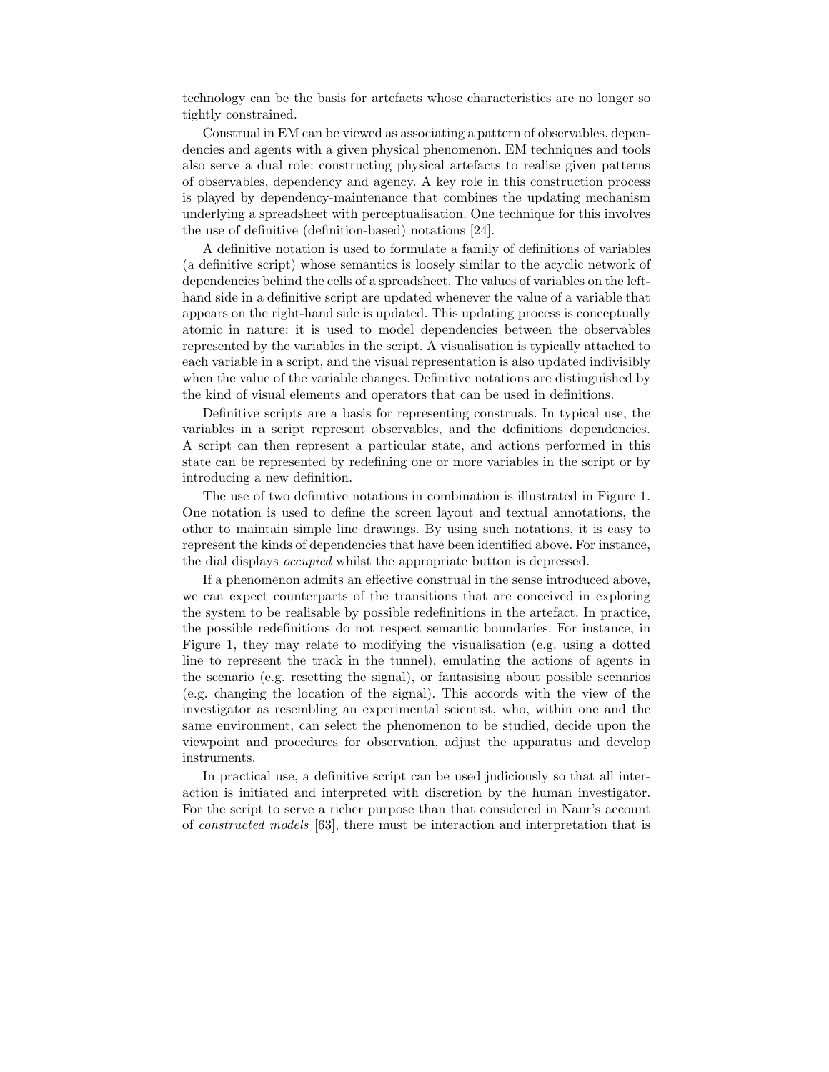technology can be the basis for artefacts whose characteristics are no longer so tightly constrained.

Construal in EM can be viewed as associating a pattern of observables, dependencies and agents with a given physical phenomenon. EM techniques and tools also serve a dual role: constructing physical artefacts to realise given patterns of observables, dependency and agency. A key role in this construction process is played by dependency-maintenance that combines the updating mechanism underlying a spreadsheet with perceptualisation. One technique for this involves the use of definitive (definition-based) notations [24].

A definitive notation is used to formulate a family of definitions of variables (a definitive script) whose semantics is loosely similar to the acyclic network of dependencies behind the cells of a spreadsheet. The values of variables on the left-hand side in a definitive script are updated whenever the value of a variable that appears on the right-hand side is updated. This updating process is conceptually atomic in nature: it is used to model dependencies between the observables represented by the variables in the script. A visualisation is typically attached to each variable in a script, and the visual representation is also updated indivisibly when the value of the variable changes. Definitive notations are distinguished by the kind of visual elements and operators that can be used in definitions.

Definitive scripts are a basis for representing construals. In typical use, the variables in a script represent observables, and the definitions dependencies. A script can then represent a particular state, and actions performed in this state can be represented by redefining one or more variables in the script or by introducing a new definition.

The use of two definitive notations in combination is illustrated in Figure 1. One notation is used to define the screen layout and textual annotations, the other to maintain simple line drawings. By using such notations, it is easy to represent the kinds of dependencies that have been identified above. For instance, the dial displays *occupied* whilst the appropriate button is depressed.

If a phenomenon admits an effective construal in the sense introduced above, we can expect counterparts of the transitions that are conceived in exploring the system to be realisable by possible redefinitions in the artefact. In practice, the possible redefinitions do not respect semantic boundaries. For instance, in Figure 1, they may relate to modifying the visualisation (e.g. using a dotted line to represent the track in the tunnel), emulating the actions of agents in the scenario (e.g. resetting the signal), or fantasising about possible scenarios (e.g. changing the location of the signal). This accords with the view of the investigator as resembling an experimental scientist, who, within one and the same environment, can select the phenomenon to be studied, decide upon the viewpoint and procedures for observation, adjust the apparatus and develop instruments.

In practical use, a definitive script can be used judiciously so that all interaction is initiated and interpreted with discretion by the human investigator. For the script to serve a richer purpose than that considered in Naur's account of *constructed models* [63], there must be interaction and interpretation that is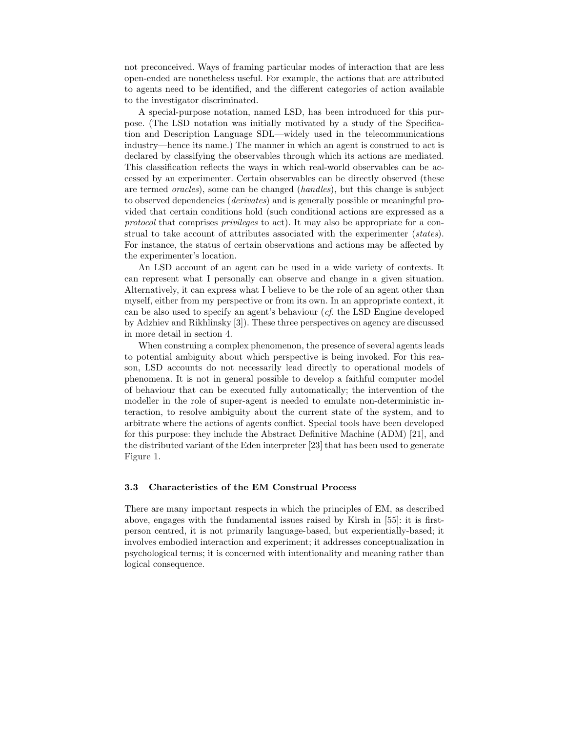not preconceived. Ways of framing particular modes of interaction that are less open-ended are nonetheless useful. For example, the actions that are attributed to agents need to be identified, and the different categories of action available to the investigator discriminated.

A special-purpose notation, named LSD, has been introduced for this purpose. (The LSD notation was initially motivated by a study of the Specification and Description Language SDL—widely used in the telecommunications industry—hence its name.) The manner in which an agent is construed to act is declared by classifying the observables through which its actions are mediated. This classification reflects the ways in which real-world observables can be accessed by an experimenter. Certain observables can be directly observed (these are termed *oracles*), some can be changed (*handles*), but this change is subject to observed dependencies (*derivates*) and is generally possible or meaningful provided that certain conditions hold (such conditional actions are expressed as a *protocol* that comprises *privileges* to act). It may also be appropriate for a construal to take account of attributes associated with the experimenter (*states*). For instance, the status of certain observations and actions may be affected by the experimenter's location.

An LSD account of an agent can be used in a wide variety of contexts. It can represent what I personally can observe and change in a given situation. Alternatively, it can express what I believe to be the role of an agent other than myself, either from my perspective or from its own. In an appropriate context, it can be also used to specify an agent's behaviour (*cf.* the LSD Engine developed by Adzhiev and Rikhlinsky [3]). These three perspectives on agency are discussed in more detail in section 4.

When construing a complex phenomenon, the presence of several agents leads to potential ambiguity about which perspective is being invoked. For this reason, LSD accounts do not necessarily lead directly to operational models of phenomena. It is not in general possible to develop a faithful computer model of behaviour that can be executed fully automatically; the intervention of the modeller in the role of super-agent is needed to emulate non-deterministic interaction, to resolve ambiguity about the current state of the system, and to arbitrate where the actions of agents conflict. Special tools have been developed for this purpose: they include the Abstract Definitive Machine (ADM) [21], and the distributed variant of the Eden interpreter [23] that has been used to generate Figure 1.

### 3.3 Characteristics of the EM Construal Process

There are many important respects in which the principles of EM, as described above, engages with the fundamental issues raised by Kirsh in [55]: it is first-person centred, it is not primarily language-based, but experientially-based; it involves embodied interaction and experiment; it addresses conceptualization in psychological terms; it is concerned with intentionality and meaning rather than logical consequence.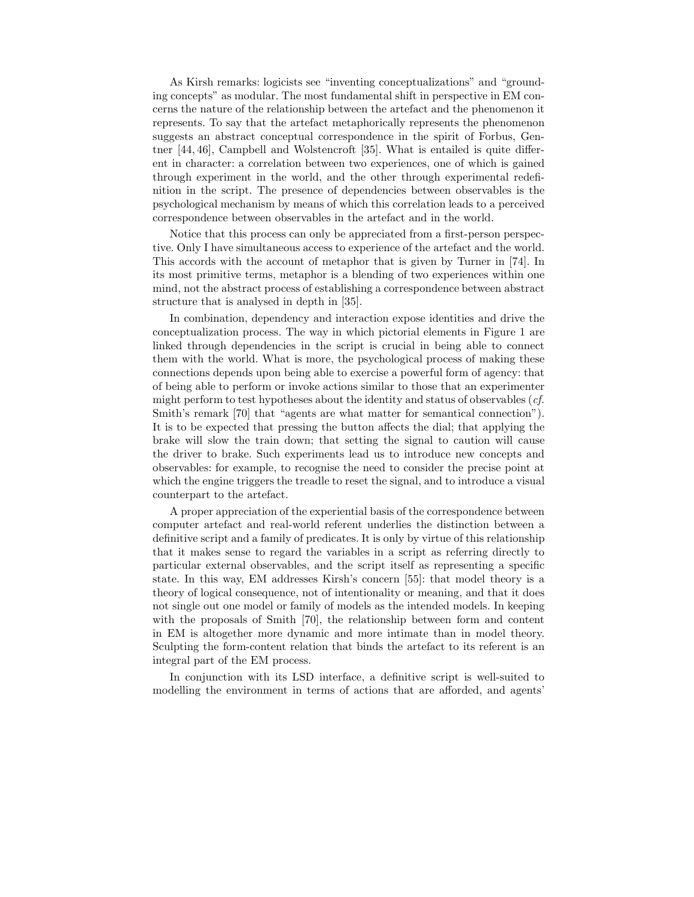As Kirsh remarks: logicists see "inventing conceptualizations" and "grounding concepts" as modular. The most fundamental shift in perspective in EM concerns the nature of the relationship between the artefact and the phenomenon it represents. To say that the artefact metaphorically represents the phenomenon suggests an abstract conceptual correspondence in the spirit of Forbus, Gentner [44, 46], Campbell and Wolstencroft [35]. What is entailed is quite different in character: a correlation between two experiences, one of which is gained through experiment in the world, and the other through experimental redefinition in the script. The presence of dependencies between observables is the psychological mechanism by means of which this correlation leads to a perceived correspondence between observables in the artefact and in the world.

Notice that this process can only be appreciated from a first-person perspective. Only I have simultaneous access to experience of the artefact and the world. This accords with the account of metaphor that is given by Turner in [74]. In its most primitive terms, metaphor is a blending of two experiences within one mind, not the abstract process of establishing a correspondence between abstract structure that is analysed in depth in [35].

In combination, dependency and interaction expose identities and drive the conceptualization process. The way in which pictorial elements in Figure 1 are linked through dependencies in the script is crucial in being able to connect them with the world. What is more, the psychological process of making these connections depends upon being able to exercise a powerful form of agency: that of being able to perform or invoke actions similar to those that an experimenter might perform to test hypotheses about the identity and status of observables (*cf.* Smith's remark [70] that "agents are what matter for semantical connection"). It is to be expected that pressing the button affects the dial; that applying the brake will slow the train down; that setting the signal to caution will cause the driver to brake. Such experiments lead us to introduce new concepts and observables: for example, to recognise the need to consider the precise point at which the engine triggers the treadle to reset the signal, and to introduce a visual counterpart to the artefact.

A proper appreciation of the experiential basis of the correspondence between computer artefact and real-world referent underlies the distinction between a definitive script and a family of predicates. It is only by virtue of this relationship that it makes sense to regard the variables in a script as referring directly to particular external observables, and the script itself as representing a specific state. In this way, EM addresses Kirsh's concern [55]: that model theory is a theory of logical consequence, not of intentionality or meaning, and that it does not single out one model or family of models as the intended models. In keeping with the proposals of Smith [70], the relationship between form and content in EM is altogether more dynamic and more intimate than in model theory. Sculpting the form-content relation that binds the artefact to its referent is an integral part of the EM process.

In conjunction with its LSD interface, a definitive script is well-suited to modelling the environment in terms of actions that are afforded, and agents'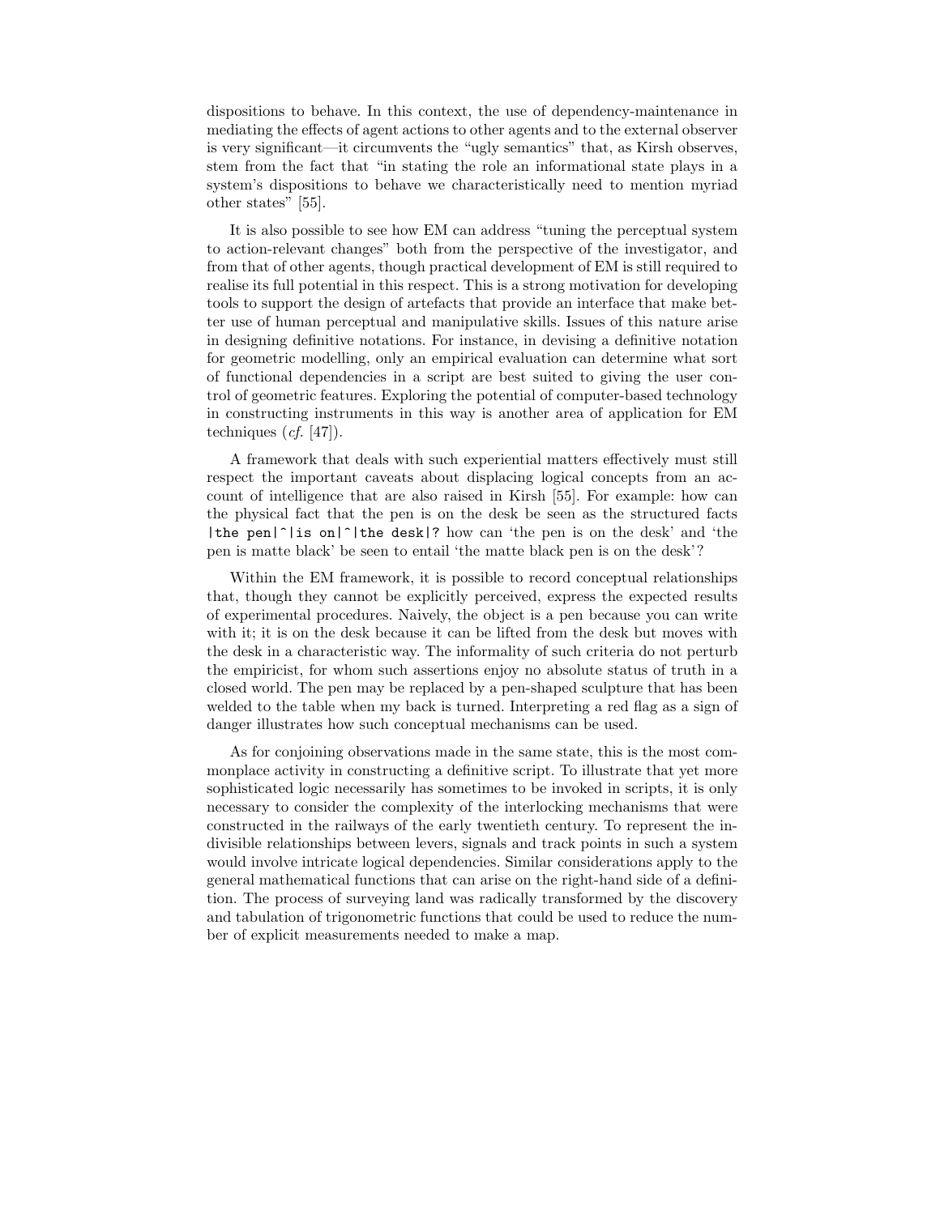dispositions to behave. In this context, the use of dependency-maintenance in mediating the effects of agent actions to other agents and to the external observer is very significant—it circumvents the "ugly semantics" that, as Kirsh observes, stem from the fact that "in stating the role an informational state plays in a system's dispositions to behave we characteristically need to mention myriad other states" [55].

It is also possible to see how EM can address "tuning the perceptual system to action-relevant changes" both from the perspective of the investigator, and from that of other agents, though practical development of EM is still required to realise its full potential in this respect. This is a strong motivation for developing tools to support the design of artefacts that provide an interface that make better use of human perceptual and manipulative skills. Issues of this nature arise in designing definitive notations. For instance, in devising a definitive notation for geometric modelling, only an empirical evaluation can determine what sort of functional dependencies in a script are best suited to giving the user control of geometric features. Exploring the potential of computer-based technology in constructing instruments in this way is another area of application for EM techniques (*cf.* [47]).

A framework that deals with such experiential matters effectively must still respect the important caveats about displacing logical concepts from an account of intelligence that are also raised in Kirsh [55]. For example: how can the physical fact that the pen is on the desk be seen as the structured facts `|the pen|^|is on|^|the desk|`? how can 'the pen is on the desk' and 'the pen is matte black' be seen to entail 'the matte black pen is on the desk'?

Within the EM framework, it is possible to record conceptual relationships that, though they cannot be explicitly perceived, express the expected results of experimental procedures. Naively, the object is a pen because you can write with it; it is on the desk because it can be lifted from the desk but moves with the desk in a characteristic way. The informality of such criteria do not perturb the empiricist, for whom such assertions enjoy no absolute status of truth in a closed world. The pen may be replaced by a pen-shaped sculpture that has been welded to the table when my back is turned. Interpreting a red flag as a sign of danger illustrates how such conceptual mechanisms can be used.

As for conjoining observations made in the same state, this is the most commonplace activity in constructing a definitive script. To illustrate that yet more sophisticated logic necessarily has sometimes to be invoked in scripts, it is only necessary to consider the complexity of the interlocking mechanisms that were constructed in the railways of the early twentieth century. To represent the indivisible relationships between levers, signals and track points in such a system would involve intricate logical dependencies. Similar considerations apply to the general mathematical functions that can arise on the right-hand side of a definition. The process of surveying land was radically transformed by the discovery and tabulation of trigonometric functions that could be used to reduce the number of explicit measurements needed to make a map.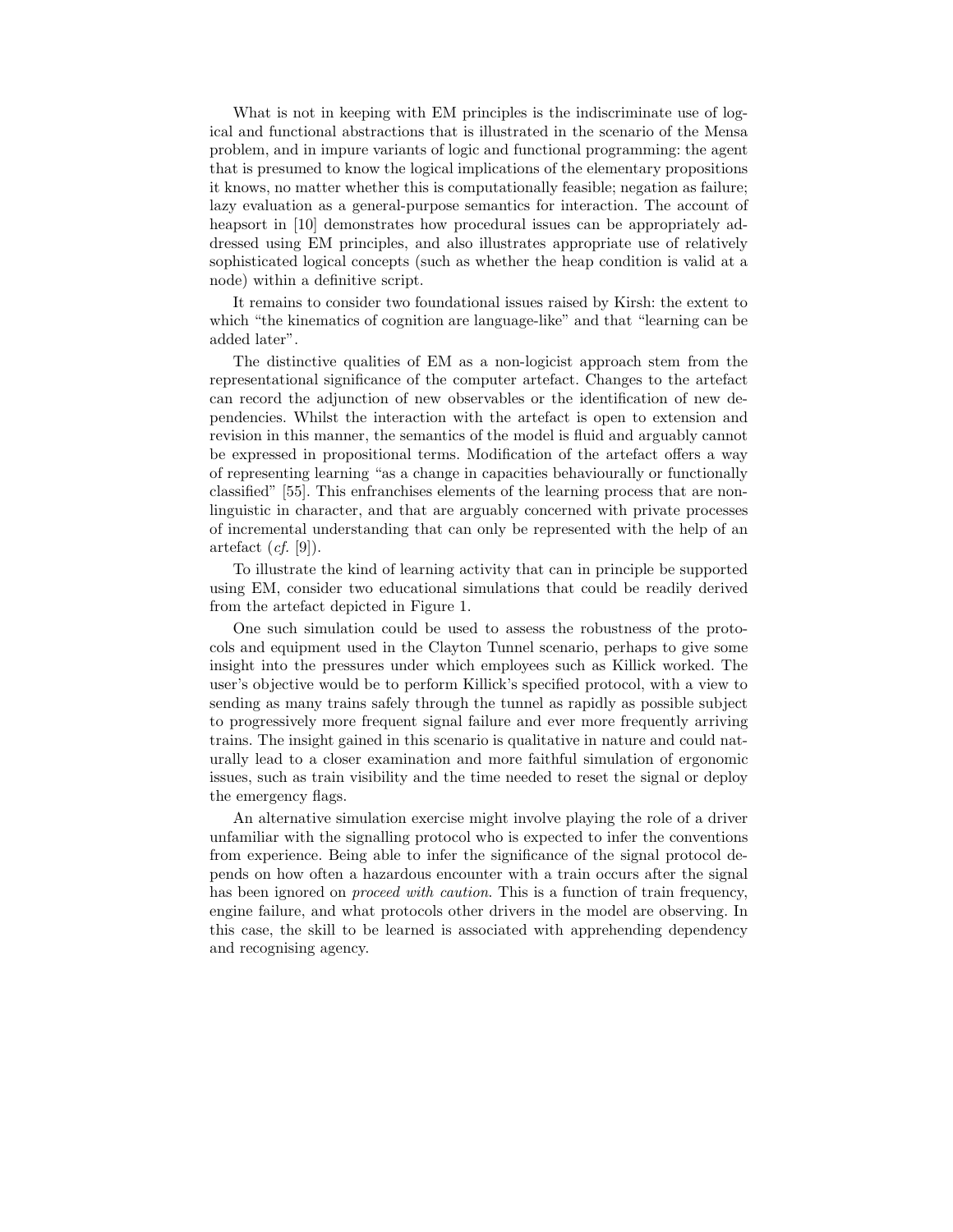What is not in keeping with EM principles is the indiscriminate use of logical and functional abstractions that is illustrated in the scenario of the Mensa problem, and in impure variants of logic and functional programming: the agent that is presumed to know the logical implications of the elementary propositions it knows, no matter whether this is computationally feasible; negation as failure; lazy evaluation as a general-purpose semantics for interaction. The account of heapsort in [10] demonstrates how procedural issues can be appropriately addressed using EM principles, and also illustrates appropriate use of relatively sophisticated logical concepts (such as whether the heap condition is valid at a node) within a definitive script.

It remains to consider two foundational issues raised by Kirsh: the extent to which "the kinematics of cognition are language-like" and that "learning can be added later".

The distinctive qualities of EM as a non-logicist approach stem from the representational significance of the computer artefact. Changes to the artefact can record the adjunction of new observables or the identification of new dependencies. Whilst the interaction with the artefact is open to extension and revision in this manner, the semantics of the model is fluid and arguably cannot be expressed in propositional terms. Modification of the artefact offers a way of representing learning "as a change in capacities behaviourally or functionally classified" [55]. This enfranchises elements of the learning process that are non-linguistic in character, and that are arguably concerned with private processes of incremental understanding that can only be represented with the help of an artefact (*cf.* [9]).

To illustrate the kind of learning activity that can in principle be supported using EM, consider two educational simulations that could be readily derived from the artefact depicted in Figure 1.

One such simulation could be used to assess the robustness of the protocols and equipment used in the Clayton Tunnel scenario, perhaps to give some insight into the pressures under which employees such as Killick worked. The user's objective would be to perform Killick's specified protocol, with a view to sending as many trains safely through the tunnel as rapidly as possible subject to progressively more frequent signal failure and ever more frequently arriving trains. The insight gained in this scenario is qualitative in nature and could naturally lead to a closer examination and more faithful simulation of ergonomic issues, such as train visibility and the time needed to reset the signal or deploy the emergency flags.

An alternative simulation exercise might involve playing the role of a driver unfamiliar with the signalling protocol who is expected to infer the conventions from experience. Being able to infer the significance of the signal protocol depends on how often a hazardous encounter with a train occurs after the signal has been ignored on *proceed with caution*. This is a function of train frequency, engine failure, and what protocols other drivers in the model are observing. In this case, the skill to be learned is associated with apprehending dependency and recognising agency.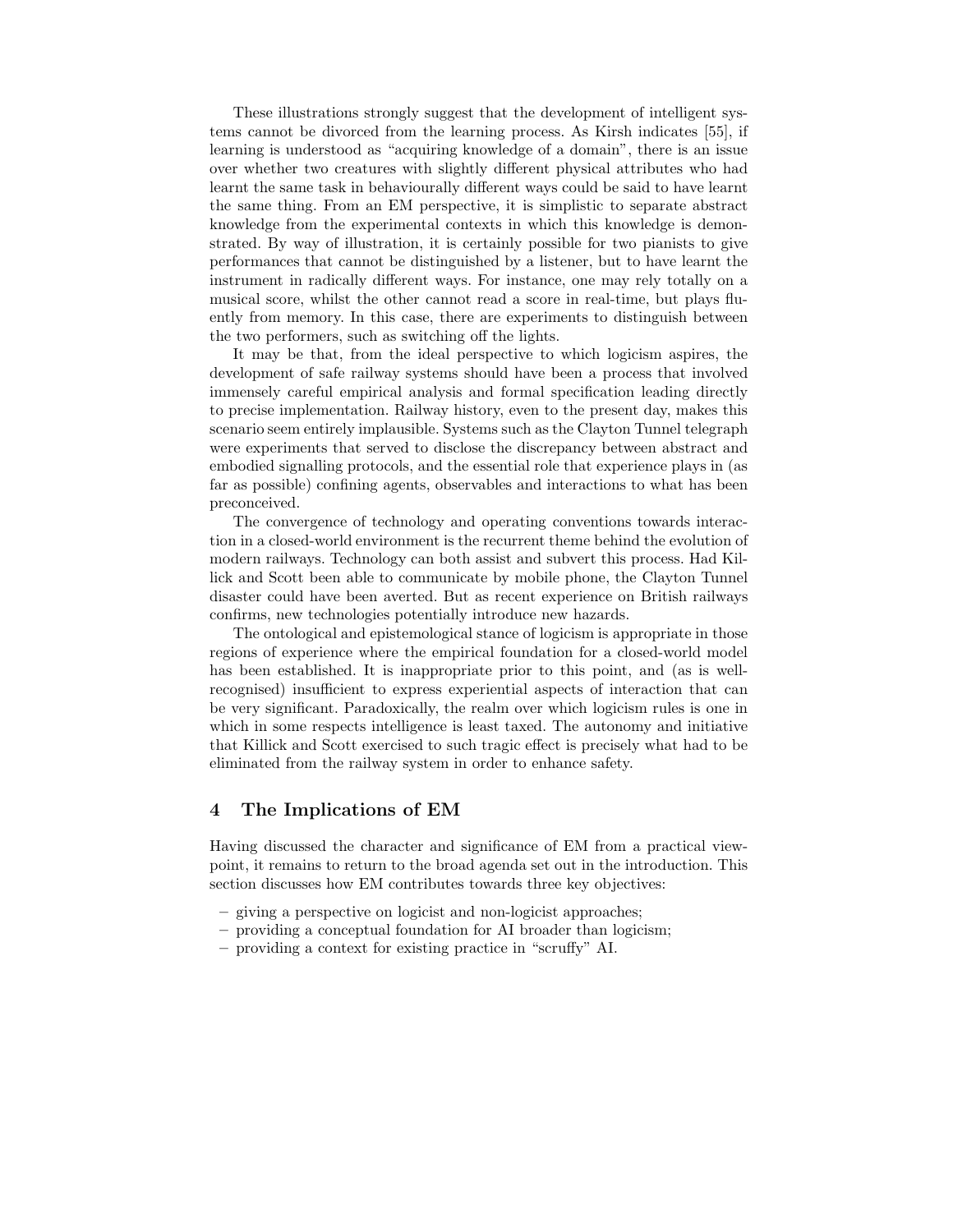These illustrations strongly suggest that the development of intelligent systems cannot be divorced from the learning process. As Kirsh indicates [55], if learning is understood as "acquiring knowledge of a domain", there is an issue over whether two creatures with slightly different physical attributes who had learnt the same task in behaviourally different ways could be said to have learnt the same thing. From an EM perspective, it is simplistic to separate abstract knowledge from the experimental contexts in which this knowledge is demonstrated. By way of illustration, it is certainly possible for two pianists to give performances that cannot be distinguished by a listener, but to have learnt the instrument in radically different ways. For instance, one may rely totally on a musical score, whilst the other cannot read a score in real-time, but plays fluently from memory. In this case, there are experiments to distinguish between the two performers, such as switching off the lights.

It may be that, from the ideal perspective to which logicism aspires, the development of safe railway systems should have been a process that involved immensely careful empirical analysis and formal specification leading directly to precise implementation. Railway history, even to the present day, makes this scenario seem entirely implausible. Systems such as the Clayton Tunnel telegraph were experiments that served to disclose the discrepancy between abstract and embodied signalling protocols, and the essential role that experience plays in (as far as possible) confining agents, observables and interactions to what has been preconceived.

The convergence of technology and operating conventions towards interaction in a closed-world environment is the recurrent theme behind the evolution of modern railways. Technology can both assist and subvert this process. Had Killick and Scott been able to communicate by mobile phone, the Clayton Tunnel disaster could have been averted. But as recent experience on British railways confirms, new technologies potentially introduce new hazards.

The ontological and epistemological stance of logicism is appropriate in those regions of experience where the empirical foundation for a closed-world model has been established. It is inappropriate prior to this point, and (as is well-recognised) insufficient to express experiential aspects of interaction that can be very significant. Paradoxically, the realm over which logicism rules is one in which in some respects intelligence is least taxed. The autonomy and initiative that Killick and Scott exercised to such tragic effect is precisely what had to be eliminated from the railway system in order to enhance safety.

## 4 The Implications of EM

Having discussed the character and significance of EM from a practical viewpoint, it remains to return to the broad agenda set out in the introduction. This section discusses how EM contributes towards three key objectives:

- giving a perspective on logicist and non-logicist approaches;
- providing a conceptual foundation for AI broader than logicism;
- providing a context for existing practice in "scruffy" AI.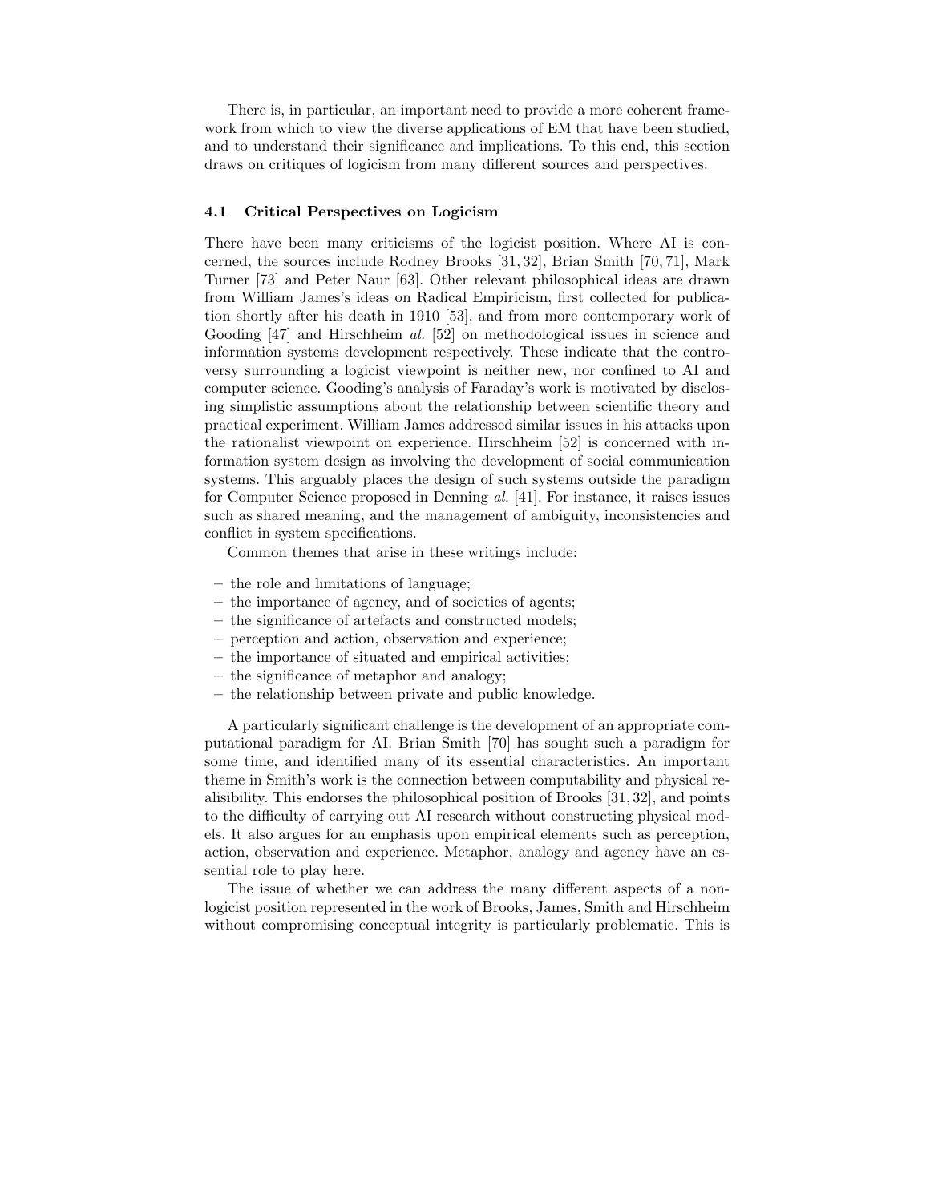There is, in particular, an important need to provide a more coherent framework from which to view the diverse applications of EM that have been studied, and to understand their significance and implications. To this end, this section draws on critiques of logicism from many different sources and perspectives.

### 4.1 Critical Perspectives on Logicism

There have been many criticisms of the logicist position. Where AI is concerned, the sources include Rodney Brooks [31, 32], Brian Smith [70, 71], Mark Turner [73] and Peter Naur [63]. Other relevant philosophical ideas are drawn from William James's ideas on Radical Empiricism, first collected for publication shortly after his death in 1910 [53], and from more contemporary work of Gooding [47] and Hirschheim *al.* [52] on methodological issues in science and information systems development respectively. These indicate that the controversy surrounding a logicist viewpoint is neither new, nor confined to AI and computer science. Gooding's analysis of Faraday's work is motivated by disclosing simplistic assumptions about the relationship between scientific theory and practical experiment. William James addressed similar issues in his attacks upon the rationalist viewpoint on experience. Hirschheim [52] is concerned with information system design as involving the development of social communication systems. This arguably places the design of such systems outside the paradigm for Computer Science proposed in Denning *al.* [41]. For instance, it raises issues such as shared meaning, and the management of ambiguity, inconsistencies and conflict in system specifications.

Common themes that arise in these writings include:

- the role and limitations of language;
- the importance of agency, and of societies of agents;
- the significance of artefacts and constructed models;
- perception and action, observation and experience;
- the importance of situated and empirical activities;
- the significance of metaphor and analogy;
- the relationship between private and public knowledge.

A particularly significant challenge is the development of an appropriate computational paradigm for AI. Brian Smith [70] has sought such a paradigm for some time, and identified many of its essential characteristics. An important theme in Smith's work is the connection between computability and physical realisibility. This endorses the philosophical position of Brooks [31, 32], and points to the difficulty of carrying out AI research without constructing physical models. It also argues for an emphasis upon empirical elements such as perception, action, observation and experience. Metaphor, analogy and agency have an essential role to play here.

The issue of whether we can address the many different aspects of a non-logicist position represented in the work of Brooks, James, Smith and Hirschheim without compromising conceptual integrity is particularly problematic. This is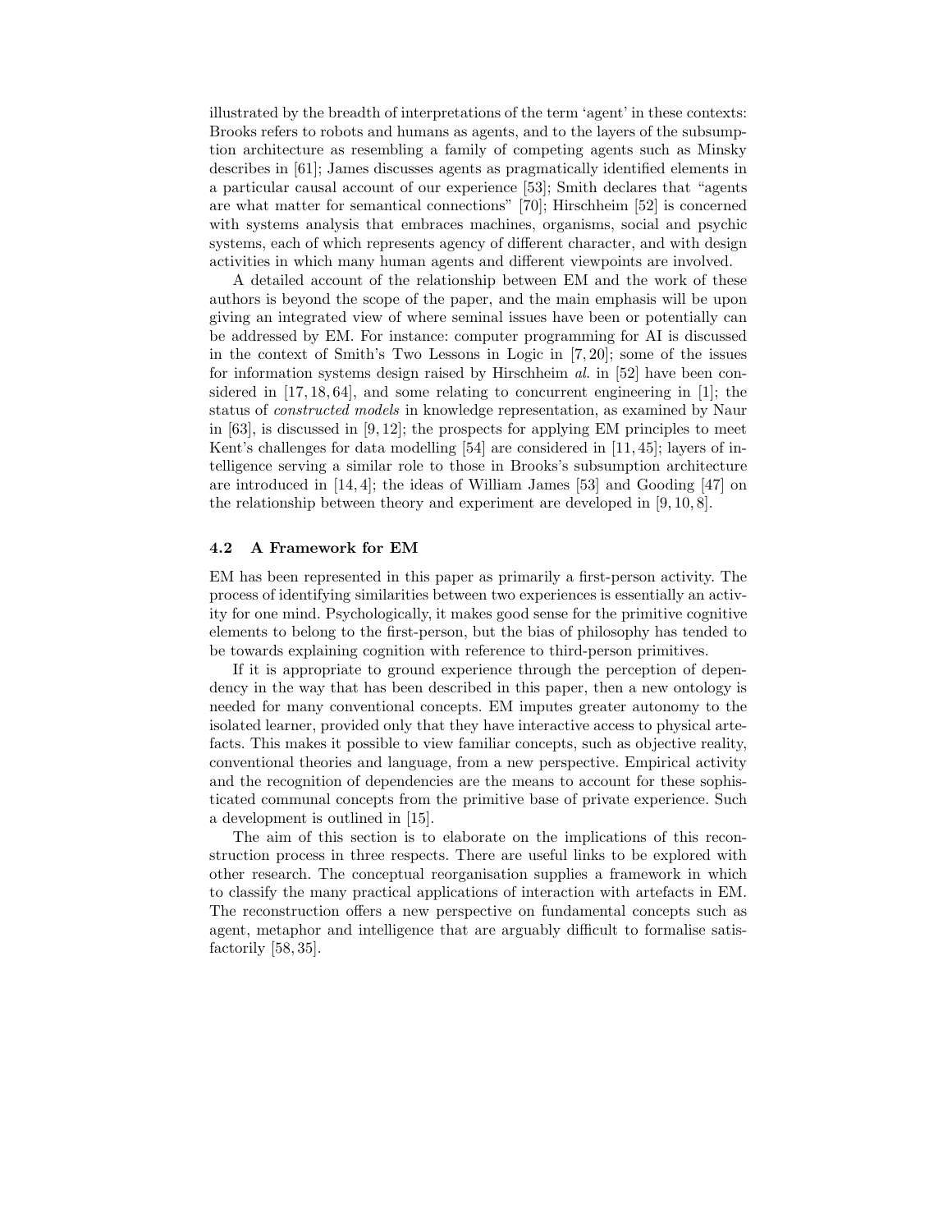illustrated by the breadth of interpretations of the term 'agent' in these contexts: Brooks refers to robots and humans as agents, and to the layers of the subsumption architecture as resembling a family of competing agents such as Minsky describes in [61]; James discusses agents as pragmatically identified elements in a particular causal account of our experience [53]; Smith declares that "agents are what matter for semantical connections" [70]; Hirschheim [52] is concerned with systems analysis that embraces machines, organisms, social and psychic systems, each of which represents agency of different character, and with design activities in which many human agents and different viewpoints are involved.

A detailed account of the relationship between EM and the work of these authors is beyond the scope of the paper, and the main emphasis will be upon giving an integrated view of where seminal issues have been or potentially can be addressed by EM. For instance: computer programming for AI is discussed in the context of Smith's Two Lessons in Logic in [7, 20]; some of the issues for information systems design raised by Hirschheim *al.* in [52] have been considered in [17, 18, 64], and some relating to concurrent engineering in [1]; the status of *constructed models* in knowledge representation, as examined by Naur in [63], is discussed in [9, 12]; the prospects for applying EM principles to meet Kent's challenges for data modelling [54] are considered in [11, 45]; layers of intelligence serving a similar role to those in Brooks's subsumption architecture are introduced in [14, 4]; the ideas of William James [53] and Gooding [47] on the relationship between theory and experiment are developed in [9, 10, 8].

### 4.2 A Framework for EM

EM has been represented in this paper as primarily a first-person activity. The process of identifying similarities between two experiences is essentially an activity for one mind. Psychologically, it makes good sense for the primitive cognitive elements to belong to the first-person, but the bias of philosophy has tended to be towards explaining cognition with reference to third-person primitives.

If it is appropriate to ground experience through the perception of dependency in the way that has been described in this paper, then a new ontology is needed for many conventional concepts. EM imputes greater autonomy to the isolated learner, provided only that they have interactive access to physical artefacts. This makes it possible to view familiar concepts, such as objective reality, conventional theories and language, from a new perspective. Empirical activity and the recognition of dependencies are the means to account for these sophisticated communal concepts from the primitive base of private experience. Such a development is outlined in [15].

The aim of this section is to elaborate on the implications of this reconstruction process in three respects. There are useful links to be explored with other research. The conceptual reorganisation supplies a framework in which to classify the many practical applications of interaction with artefacts in EM. The reconstruction offers a new perspective on fundamental concepts such as agent, metaphor and intelligence that are arguably difficult to formalise satisfactorily [58, 35].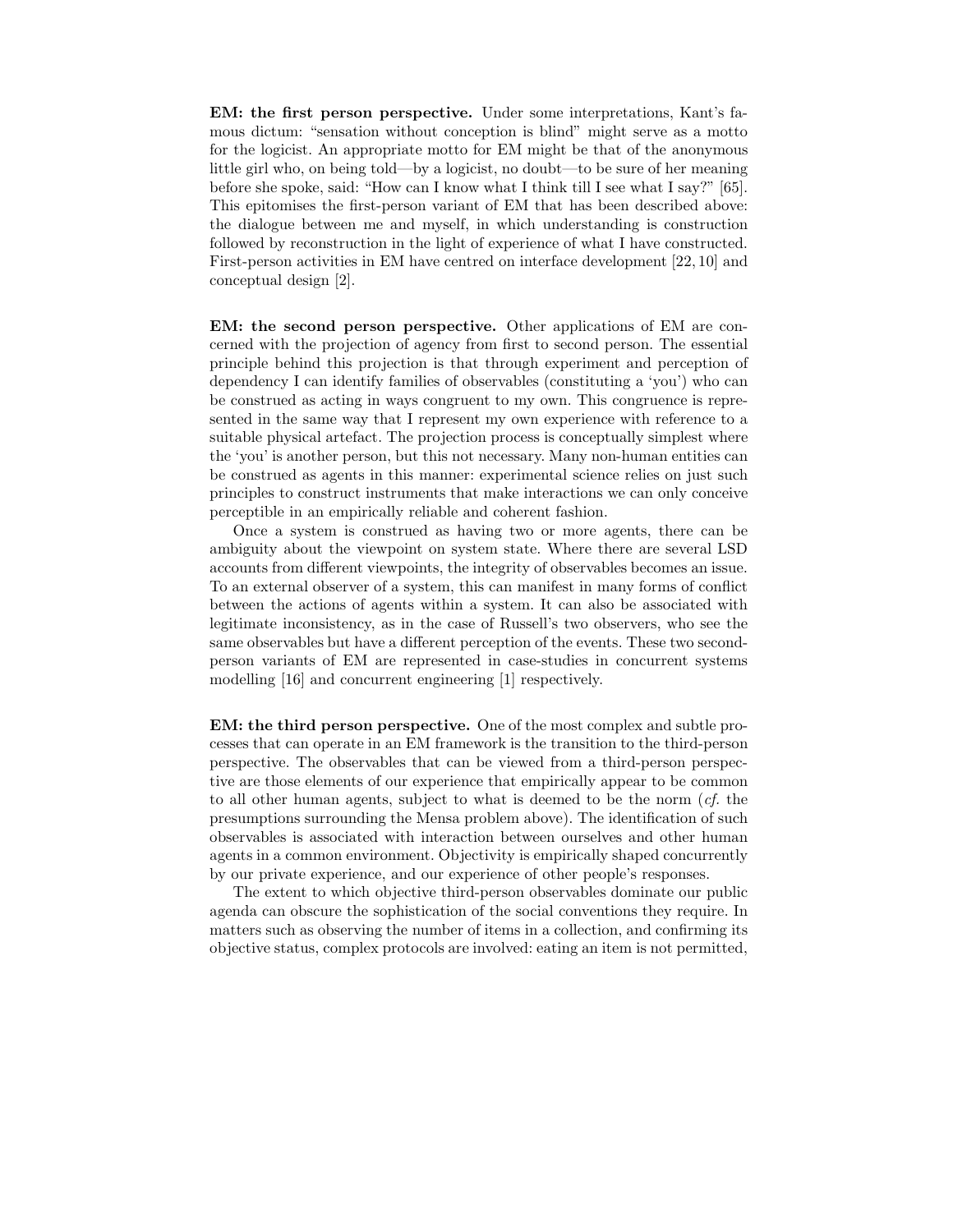**EM: the first person perspective.** Under some interpretations, Kant's famous dictum: "sensation without conception is blind" might serve as a motto for the logicist. An appropriate motto for EM might be that of the anonymous little girl who, on being told—by a logicist, no doubt—to be sure of her meaning before she spoke, said: "How can I know what I think till I see what I say?" [65]. This epitomises the first-person variant of EM that has been described above: the dialogue between me and myself, in which understanding is construction followed by reconstruction in the light of experience of what I have constructed. First-person activities in EM have centred on interface development [22, 10] and conceptual design [2].

**EM: the second person perspective.** Other applications of EM are concerned with the projection of agency from first to second person. The essential principle behind this projection is that through experiment and perception of dependency I can identify families of observables (constituting a 'you') who can be construed as acting in ways congruent to my own. This congruence is represented in the same way that I represent my own experience with reference to a suitable physical artefact. The projection process is conceptually simplest where the 'you' is another person, but this not necessary. Many non-human entities can be construed as agents in this manner: experimental science relies on just such principles to construct instruments that make interactions we can only conceive perceptible in an empirically reliable and coherent fashion.

Once a system is construed as having two or more agents, there can be ambiguity about the viewpoint on system state. Where there are several LSD accounts from different viewpoints, the integrity of observables becomes an issue. To an external observer of a system, this can manifest in many forms of conflict between the actions of agents within a system. It can also be associated with legitimate inconsistency, as in the case of Russell's two observers, who see the same observables but have a different perception of the events. These two second-person variants of EM are represented in case-studies in concurrent systems modelling [16] and concurrent engineering [1] respectively.

**EM: the third person perspective.** One of the most complex and subtle processes that can operate in an EM framework is the transition to the third-person perspective. The observables that can be viewed from a third-person perspective are those elements of our experience that empirically appear to be common to all other human agents, subject to what is deemed to be the norm (*cf.* the presumptions surrounding the Mensa problem above). The identification of such observables is associated with interaction between ourselves and other human agents in a common environment. Objectivity is empirically shaped concurrently by our private experience, and our experience of other people's responses.

The extent to which objective third-person observables dominate our public agenda can obscure the sophistication of the social conventions they require. In matters such as observing the number of items in a collection, and confirming its objective status, complex protocols are involved: eating an item is not permitted,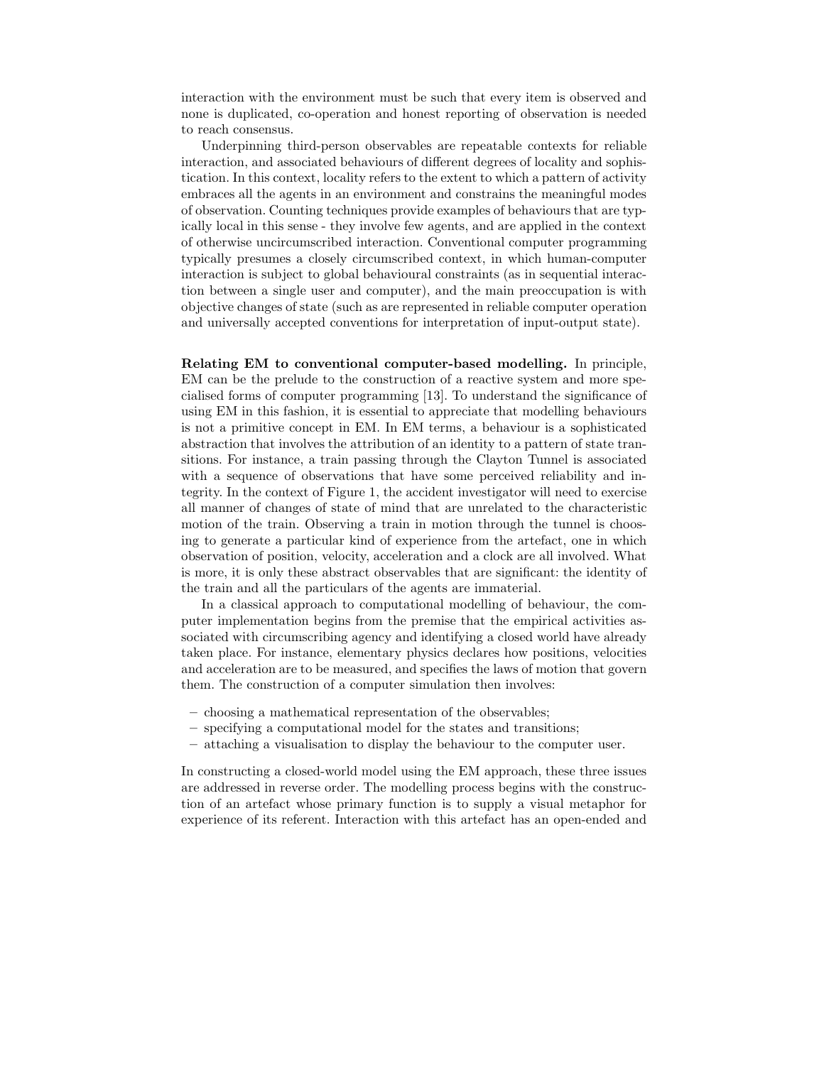interaction with the environment must be such that every item is observed and none is duplicated, co-operation and honest reporting of observation is needed to reach consensus.

Underpinning third-person observables are repeatable contexts for reliable interaction, and associated behaviours of different degrees of locality and sophistication. In this context, locality refers to the extent to which a pattern of activity embraces all the agents in an environment and constrains the meaningful modes of observation. Counting techniques provide examples of behaviours that are typically local in this sense - they involve few agents, and are applied in the context of otherwise uncircumscribed interaction. Conventional computer programming typically presumes a closely circumscribed context, in which human-computer interaction is subject to global behavioural constraints (as in sequential interaction between a single user and computer), and the main preoccupation is with objective changes of state (such as are represented in reliable computer operation and universally accepted conventions for interpretation of input-output state).

**Relating EM to conventional computer-based modelling.** In principle, EM can be the prelude to the construction of a reactive system and more specialised forms of computer programming [13]. To understand the significance of using EM in this fashion, it is essential to appreciate that modelling behaviours is not a primitive concept in EM. In EM terms, a behaviour is a sophisticated abstraction that involves the attribution of an identity to a pattern of state transitions. For instance, a train passing through the Clayton Tunnel is associated with a sequence of observations that have some perceived reliability and integrity. In the context of Figure 1, the accident investigator will need to exercise all manner of changes of state of mind that are unrelated to the characteristic motion of the train. Observing a train in motion through the tunnel is choosing to generate a particular kind of experience from the artefact, one in which observation of position, velocity, acceleration and a clock are all involved. What is more, it is only these abstract observables that are significant: the identity of the train and all the particulars of the agents are immaterial.

In a classical approach to computational modelling of behaviour, the computer implementation begins from the premise that the empirical activities associated with circumscribing agency and identifying a closed world have already taken place. For instance, elementary physics declares how positions, velocities and acceleration are to be measured, and specifies the laws of motion that govern them. The construction of a computer simulation then involves:

- choosing a mathematical representation of the observables;
- specifying a computational model for the states and transitions;
- attaching a visualisation to display the behaviour to the computer user.

In constructing a closed-world model using the EM approach, these three issues are addressed in reverse order. The modelling process begins with the construction of an artefact whose primary function is to supply a visual metaphor for experience of its referent. Interaction with this artefact has an open-ended and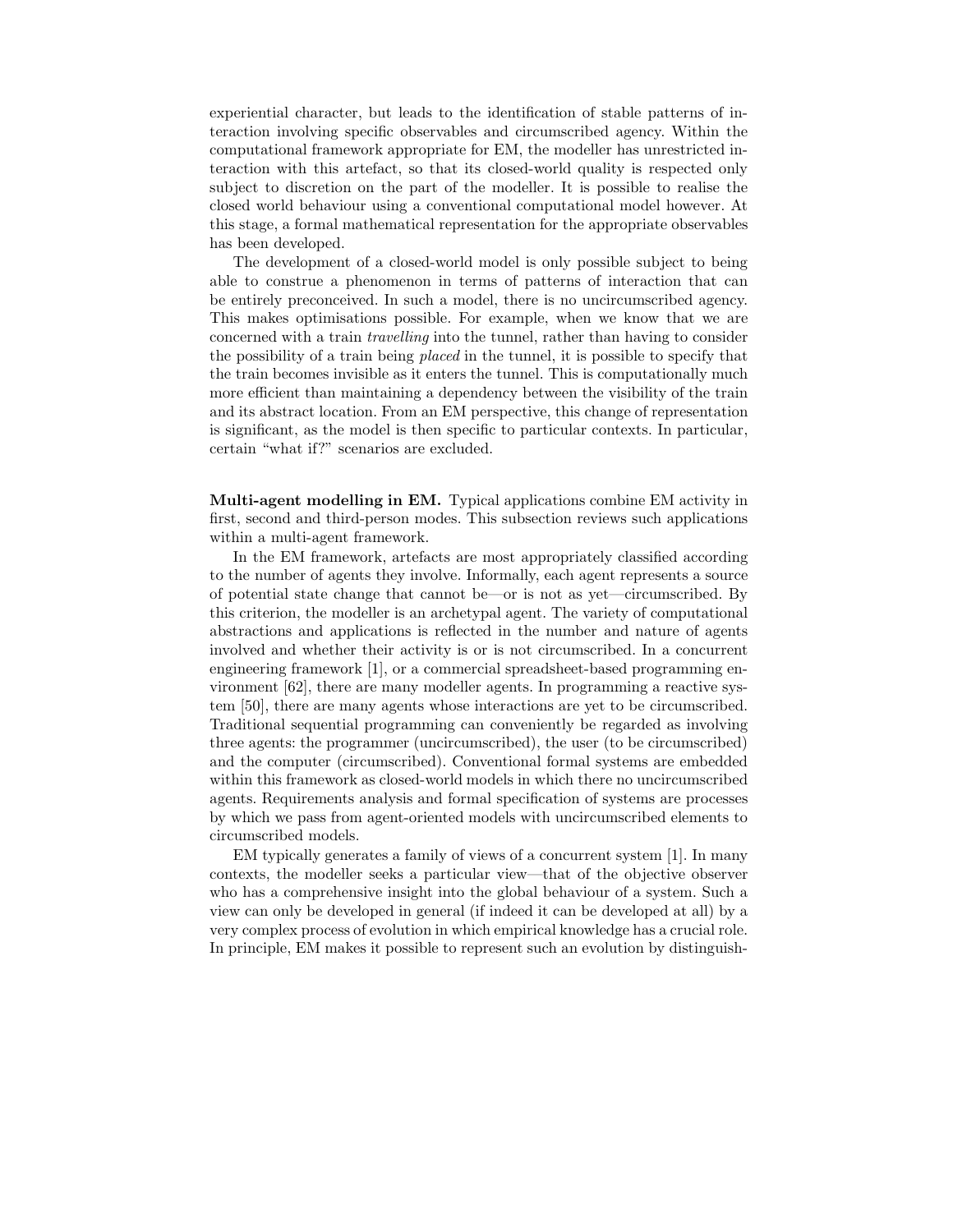experiential character, but leads to the identification of stable patterns of interaction involving specific observables and circumscribed agency. Within the computational framework appropriate for EM, the modeller has unrestricted interaction with this artefact, so that its closed-world quality is respected only subject to discretion on the part of the modeller. It is possible to realise the closed world behaviour using a conventional computational model however. At this stage, a formal mathematical representation for the appropriate observables has been developed.

The development of a closed-world model is only possible subject to being able to construe a phenomenon in terms of patterns of interaction that can be entirely preconceived. In such a model, there is no uncircumscribed agency. This makes optimisations possible. For example, when we know that we are concerned with a train *travelling* into the tunnel, rather than having to consider the possibility of a train being *placed* in the tunnel, it is possible to specify that the train becomes invisible as it enters the tunnel. This is computationally much more efficient than maintaining a dependency between the visibility of the train and its abstract location. From an EM perspective, this change of representation is significant, as the model is then specific to particular contexts. In particular, certain "what if?" scenarios are excluded.

**Multi-agent modelling in EM.** Typical applications combine EM activity in first, second and third-person modes. This subsection reviews such applications within a multi-agent framework.

In the EM framework, artefacts are most appropriately classified according to the number of agents they involve. Informally, each agent represents a source of potential state change that cannot be—or is not as yet—circumscribed. By this criterion, the modeller is an archetypal agent. The variety of computational abstractions and applications is reflected in the number and nature of agents involved and whether their activity is or is not circumscribed. In a concurrent engineering framework [1], or a commercial spreadsheet-based programming environment [62], there are many modeller agents. In programming a reactive system [50], there are many agents whose interactions are yet to be circumscribed. Traditional sequential programming can conveniently be regarded as involving three agents: the programmer (uncircumscribed), the user (to be circumscribed) and the computer (circumscribed). Conventional formal systems are embedded within this framework as closed-world models in which there no uncircumscribed agents. Requirements analysis and formal specification of systems are processes by which we pass from agent-oriented models with uncircumscribed elements to circumscribed models.

EM typically generates a family of views of a concurrent system [1]. In many contexts, the modeller seeks a particular view—that of the objective observer who has a comprehensive insight into the global behaviour of a system. Such a view can only be developed in general (if indeed it can be developed at all) by a very complex process of evolution in which empirical knowledge has a crucial role. In principle, EM makes it possible to represent such an evolution by distinguish-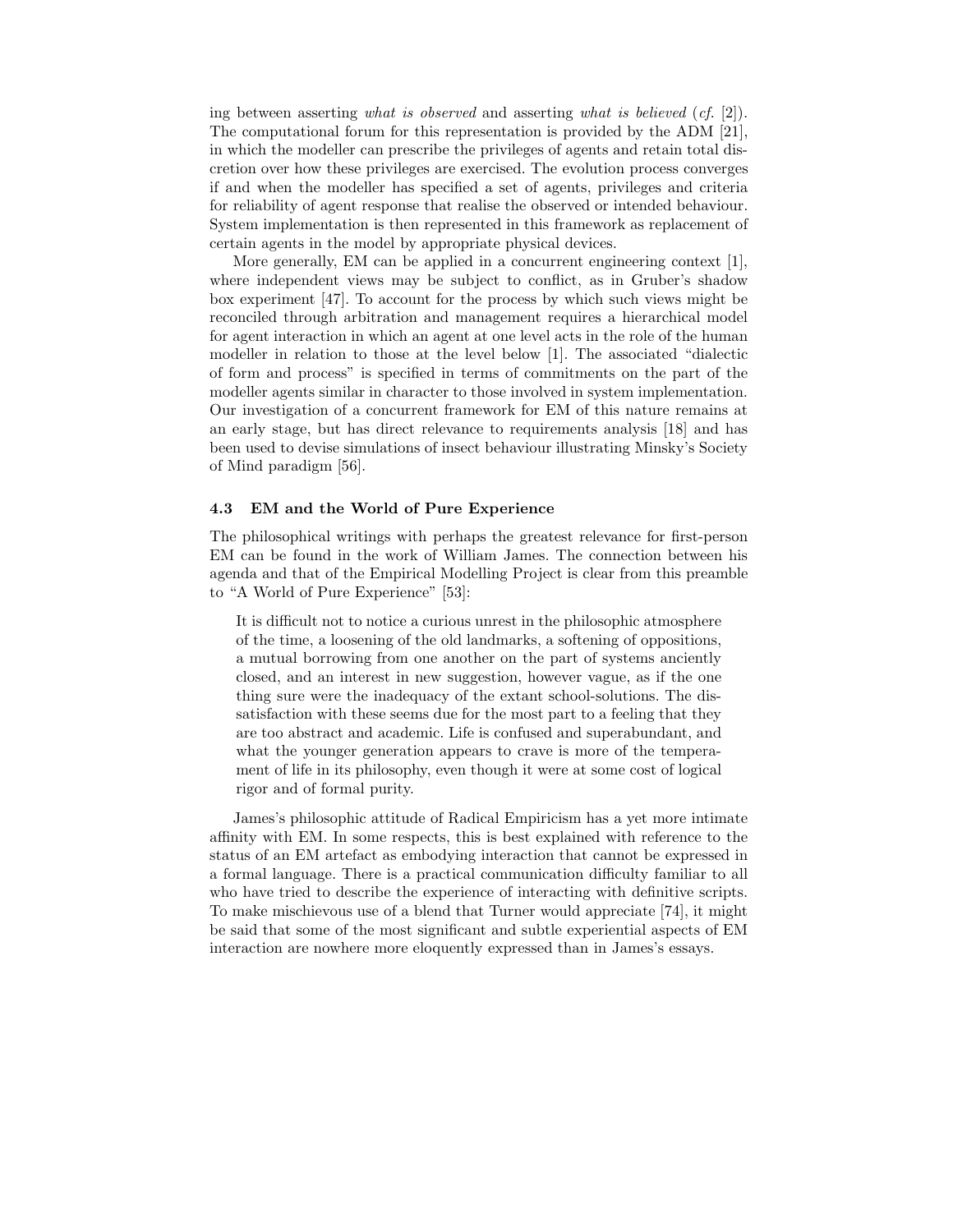ing between asserting *what is observed* and asserting *what is believed* (*cf.* [2]). The computational forum for this representation is provided by the ADM [21], in which the modeller can prescribe the privileges of agents and retain total discretion over how these privileges are exercised. The evolution process converges if and when the modeller has specified a set of agents, privileges and criteria for reliability of agent response that realise the observed or intended behaviour. System implementation is then represented in this framework as replacement of certain agents in the model by appropriate physical devices.

More generally, EM can be applied in a concurrent engineering context [1], where independent views may be subject to conflict, as in Gruber's shadow box experiment [47]. To account for the process by which such views might be reconciled through arbitration and management requires a hierarchical model for agent interaction in which an agent at one level acts in the role of the human modeller in relation to those at the level below [1]. The associated "dialectic of form and process" is specified in terms of commitments on the part of the modeller agents similar in character to those involved in system implementation. Our investigation of a concurrent framework for EM of this nature remains at an early stage, but has direct relevance to requirements analysis [18] and has been used to devise simulations of insect behaviour illustrating Minsky's Society of Mind paradigm [56].

### 4.3 EM and the World of Pure Experience

The philosophical writings with perhaps the greatest relevance for first-person EM can be found in the work of William James. The connection between his agenda and that of the Empirical Modelling Project is clear from this preamble to "A World of Pure Experience" [53]:

> It is difficult not to notice a curious unrest in the philosophic atmosphere of the time, a loosening of the old landmarks, a softening of oppositions, a mutual borrowing from one another on the part of systems anciently closed, and an interest in new suggestion, however vague, as if the one thing sure were the inadequacy of the extant school-solutions. The dissatisfaction with these seems due for the most part to a feeling that they are too abstract and academic. Life is confused and superabundant, and what the younger generation appears to crave is more of the temperament of life in its philosophy, even though it were at some cost of logical rigor and of formal purity.

James's philosophic attitude of Radical Empiricism has a yet more intimate affinity with EM. In some respects, this is best explained with reference to the status of an EM artefact as embodying interaction that cannot be expressed in a formal language. There is a practical communication difficulty familiar to all who have tried to describe the experience of interacting with definitive scripts. To make mischievous use of a blend that Turner would appreciate [74], it might be said that some of the most significant and subtle experiential aspects of EM interaction are nowhere more eloquently expressed than in James's essays.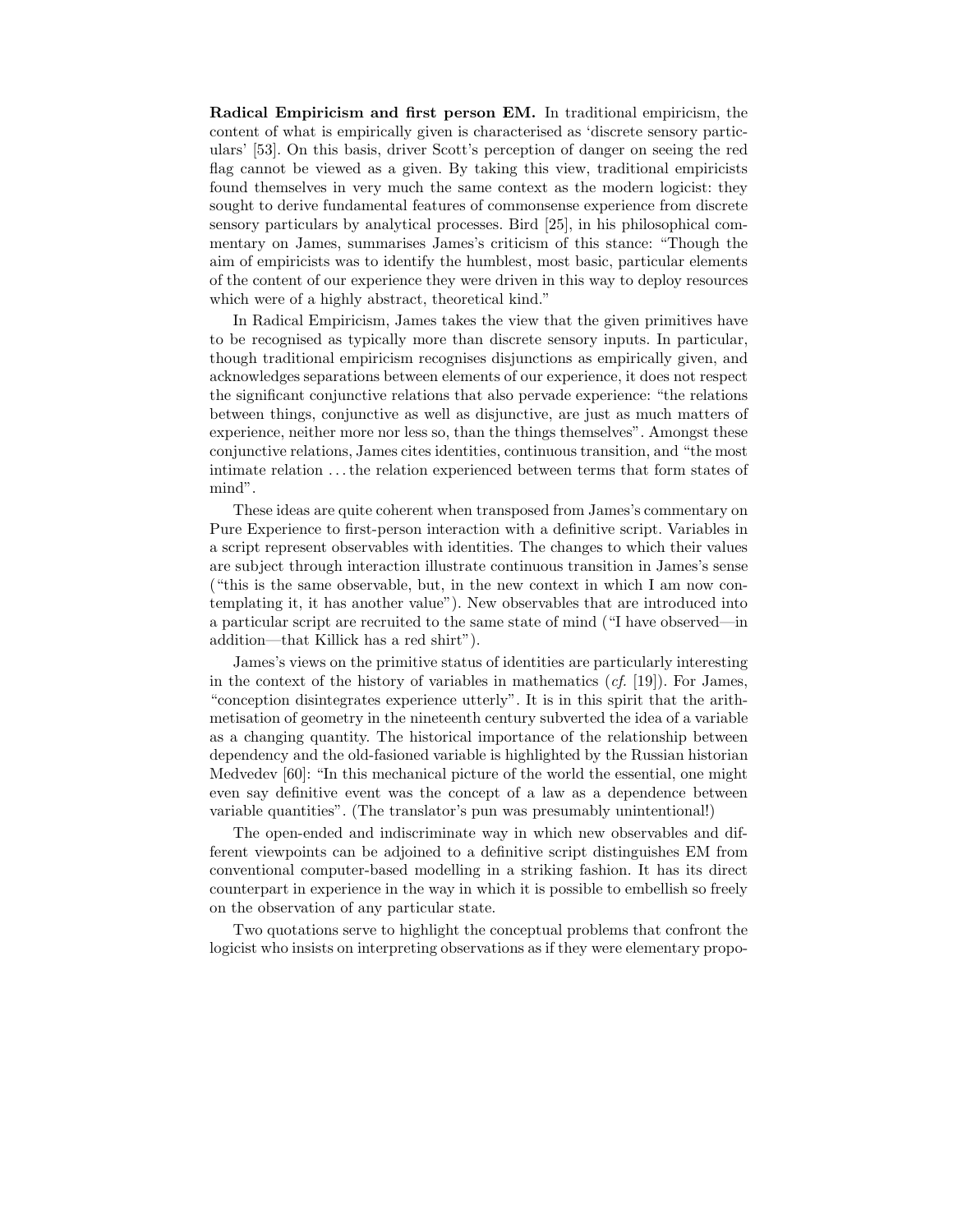**Radical Empiricism and first person EM.** In traditional empiricism, the content of what is empirically given is characterised as 'discrete sensory particulars' [53]. On this basis, driver Scott's perception of danger on seeing the red flag cannot be viewed as a given. By taking this view, traditional empiricists found themselves in very much the same context as the modern logicist: they sought to derive fundamental features of commonsense experience from discrete sensory particulars by analytical processes. Bird [25], in his philosophical commentary on James, summarises James's criticism of this stance: "Though the aim of empiricists was to identify the humblest, most basic, particular elements of the content of our experience they were driven in this way to deploy resources which were of a highly abstract, theoretical kind."

In Radical Empiricism, James takes the view that the given primitives have to be recognised as typically more than discrete sensory inputs. In particular, though traditional empiricism recognises disjunctions as empirically given, and acknowledges separations between elements of our experience, it does not respect the significant conjunctive relations that also pervade experience: "the relations between things, conjunctive as well as disjunctive, are just as much matters of experience, neither more nor less so, than the things themselves". Amongst these conjunctive relations, James cites identities, continuous transition, and "the most intimate relation ... the relation experienced between terms that form states of mind".

These ideas are quite coherent when transposed from James's commentary on Pure Experience to first-person interaction with a definitive script. Variables in a script represent observables with identities. The changes to which their values are subject through interaction illustrate continuous transition in James's sense ("this is the same observable, but, in the new context in which I am now contemplating it, it has another value"). New observables that are introduced into a particular script are recruited to the same state of mind ("I have observed—in addition—that Killick has a red shirt").

James's views on the primitive status of identities are particularly interesting in the context of the history of variables in mathematics (*cf.* [19]). For James, "conception disintegrates experience utterly". It is in this spirit that the arithmetisation of geometry in the nineteenth century subverted the idea of a variable as a changing quantity. The historical importance of the relationship between dependency and the old-fasioned variable is highlighted by the Russian historian Medvedev [60]: "In this mechanical picture of the world the essential, one might even say definitive event was the concept of a law as a dependence between variable quantities". (The translator's pun was presumably unintentional!)

The open-ended and indiscriminate way in which new observables and different viewpoints can be adjoined to a definitive script distinguishes EM from conventional computer-based modelling in a striking fashion. It has its direct counterpart in experience in the way in which it is possible to embellish so freely on the observation of any particular state.

Two quotations serve to highlight the conceptual problems that confront the logicist who insists on interpreting observations as if they were elementary propo-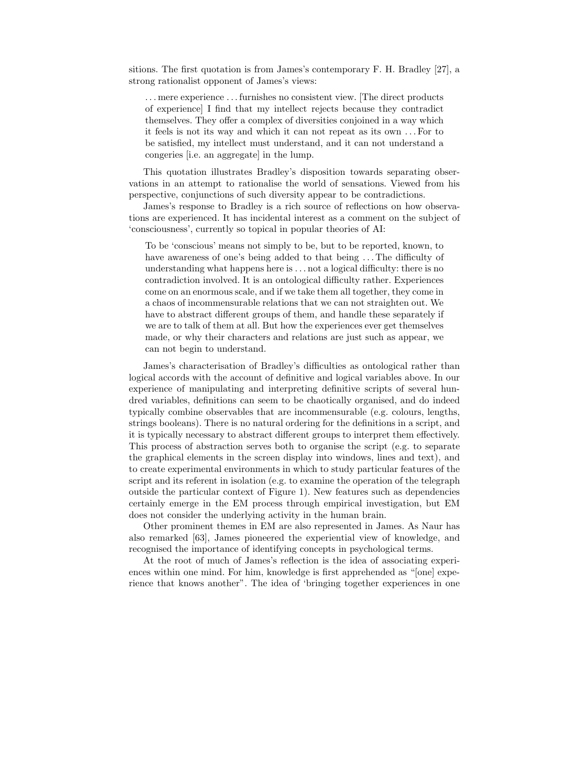sitions. The first quotation is from James's contemporary F. H. Bradley [27], a strong rationalist opponent of James's views:

> . . . mere experience . . . furnishes no consistent view. [The direct products of experience] I find that my intellect rejects because they contradict themselves. They offer a complex of diversities conjoined in a way which it feels is not its way and which it can not repeat as its own . . . For to be satisfied, my intellect must understand, and it can not understand a congeries [i.e. an aggregate] in the lump.

This quotation illustrates Bradley's disposition towards separating observations in an attempt to rationalise the world of sensations. Viewed from his perspective, conjunctions of such diversity appear to be contradictions.

James's response to Bradley is a rich source of reflections on how observations are experienced. It has incidental interest as a comment on the subject of 'consciousness', currently so topical in popular theories of AI:

> To be 'conscious' means not simply to be, but to be reported, known, to have awareness of one's being added to that being . . . The difficulty of understanding what happens here is . . . not a logical difficulty: there is no contradiction involved. It is an ontological difficulty rather. Experiences come on an enormous scale, and if we take them all together, they come in a chaos of incommensurable relations that we can not straighten out. We have to abstract different groups of them, and handle these separately if we are to talk of them at all. But how the experiences ever get themselves made, or why their characters and relations are just such as appear, we can not begin to understand.

James's characterisation of Bradley's difficulties as ontological rather than logical accords with the account of definitive and logical variables above. In our experience of manipulating and interpreting definitive scripts of several hundred variables, definitions can seem to be chaotically organised, and do indeed typically combine observables that are incommensurable (e.g. colours, lengths, strings booleans). There is no natural ordering for the definitions in a script, and it is typically necessary to abstract different groups to interpret them effectively. This process of abstraction serves both to organise the script (e.g. to separate the graphical elements in the screen display into windows, lines and text), and to create experimental environments in which to study particular features of the script and its referent in isolation (e.g. to examine the operation of the telegraph outside the particular context of Figure 1). New features such as dependencies certainly emerge in the EM process through empirical investigation, but EM does not consider the underlying activity in the human brain.

Other prominent themes in EM are also represented in James. As Naur has also remarked [63], James pioneered the experiential view of knowledge, and recognised the importance of identifying concepts in psychological terms.

At the root of much of James's reflection is the idea of associating experiences within one mind. For him, knowledge is first apprehended as "[one] experience that knows another". The idea of 'bringing together experiences in one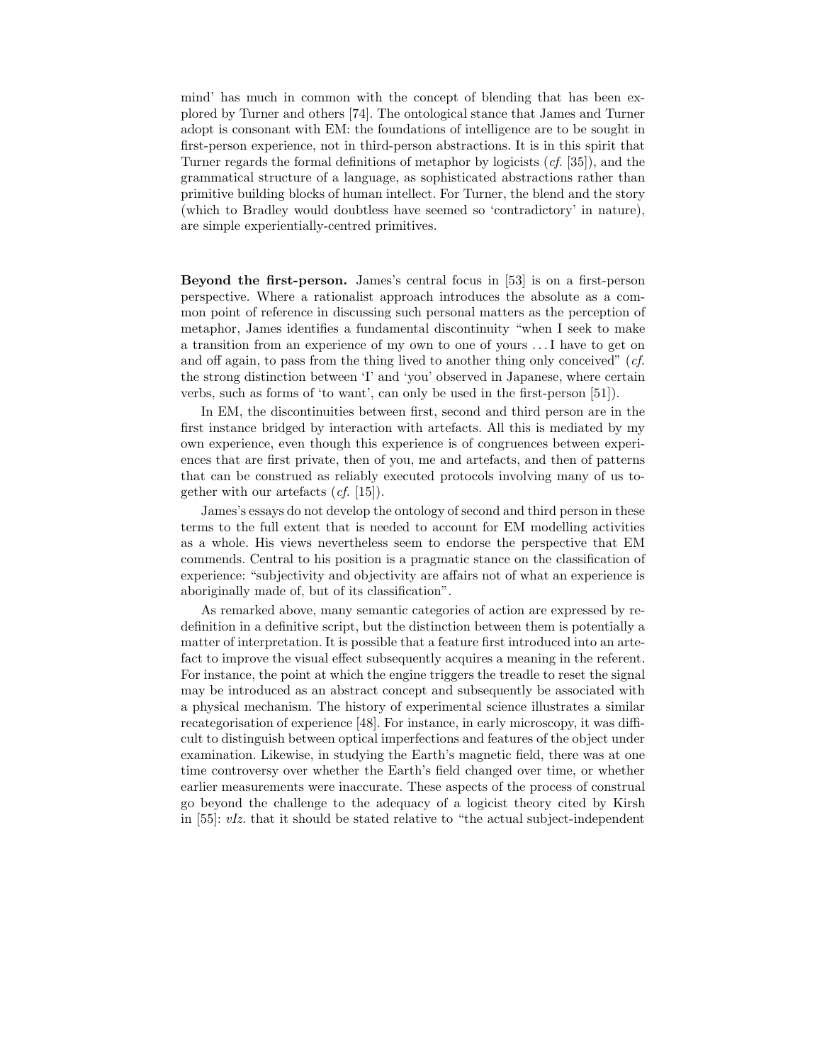mind' has much in common with the concept of blending that has been explored by Turner and others [74]. The ontological stance that James and Turner adopt is consonant with EM: the foundations of intelligence are to be sought in first-person experience, not in third-person abstractions. It is in this spirit that Turner regards the formal definitions of metaphor by logicists (*cf.* [35]), and the grammatical structure of a language, as sophisticated abstractions rather than primitive building blocks of human intellect. For Turner, the blend and the story (which to Bradley would doubtless have seemed so 'contradictory' in nature), are simple experientially-centred primitives.

**Beyond the first-person.** James's central focus in [53] is on a first-person perspective. Where a rationalist approach introduces the absolute as a common point of reference in discussing such personal matters as the perception of metaphor, James identifies a fundamental discontinuity "when I seek to make a transition from an experience of my own to one of yours . . . I have to get on and off again, to pass from the thing lived to another thing only conceived" (*cf.* the strong distinction between 'I' and 'you' observed in Japanese, where certain verbs, such as forms of 'to want', can only be used in the first-person [51]).

In EM, the discontinuities between first, second and third person are in the first instance bridged by interaction with artefacts. All this is mediated by my own experience, even though this experience is of congruences between experiences that are first private, then of you, me and artefacts, and then of patterns that can be construed as reliably executed protocols involving many of us together with our artefacts (*cf.* [15]).

James's essays do not develop the ontology of second and third person in these terms to the full extent that is needed to account for EM modelling activities as a whole. His views nevertheless seem to endorse the perspective that EM commends. Central to his position is a pragmatic stance on the classification of experience: "subjectivity and objectivity are affairs not of what an experience is aboriginally made of, but of its classification".

As remarked above, many semantic categories of action are expressed by redefinition in a definitive script, but the distinction between them is potentially a matter of interpretation. It is possible that a feature first introduced into an artefact to improve the visual effect subsequently acquires a meaning in the referent. For instance, the point at which the engine triggers the treadle to reset the signal may be introduced as an abstract concept and subsequently be associated with a physical mechanism. The history of experimental science illustrates a similar recategorisation of experience [48]. For instance, in early microscopy, it was difficult to distinguish between optical imperfections and features of the object under examination. Likewise, in studying the Earth's magnetic field, there was at one time controversy over whether the Earth's field changed over time, or whether earlier measurements were inaccurate. These aspects of the process of construal go beyond the challenge to the adequacy of a logicist theory cited by Kirsh in [55]: *vIz.* that it should be stated relative to "the actual subject-independent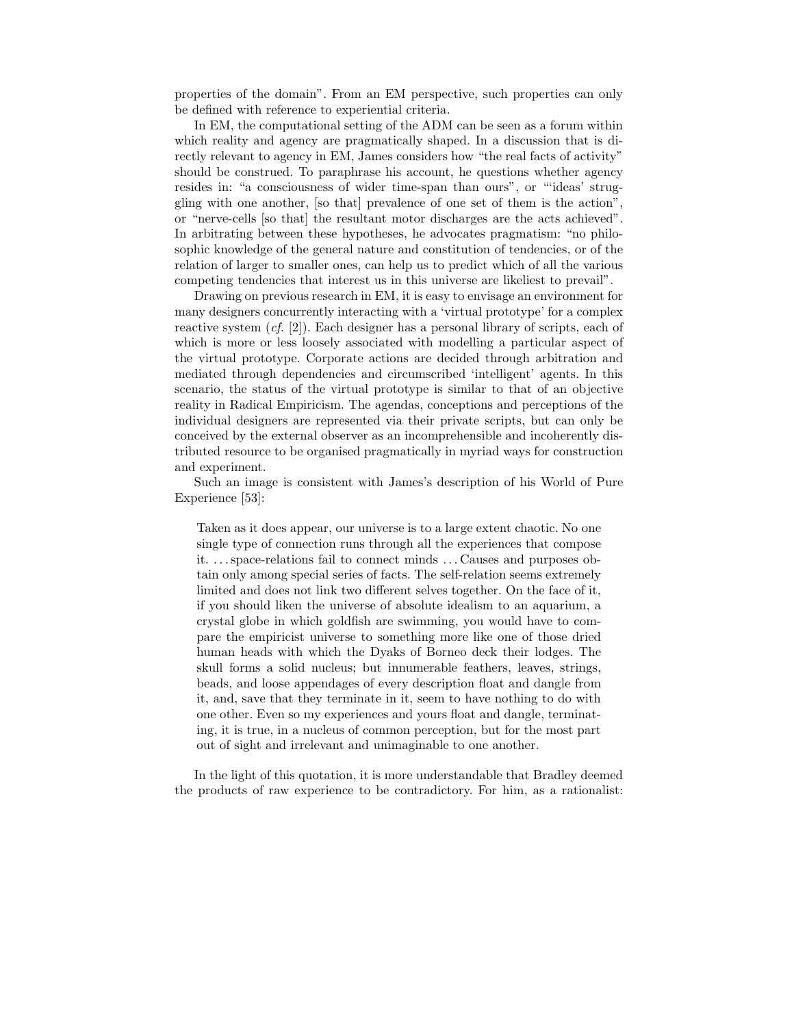properties of the domain". From an EM perspective, such properties can only be defined with reference to experiential criteria.

In EM, the computational setting of the ADM can be seen as a forum within which reality and agency are pragmatically shaped. In a discussion that is directly relevant to agency in EM, James considers how "the real facts of activity" should be construed. To paraphrase his account, he questions whether agency resides in: "a consciousness of wider time-span than ours", or "'ideas' struggling with one another, [so that] prevalence of one set of them is the action", or "nerve-cells [so that] the resultant motor discharges are the acts achieved". In arbitrating between these hypotheses, he advocates pragmatism: "no philosophic knowledge of the general nature and constitution of tendencies, or of the relation of larger to smaller ones, can help us to predict which of all the various competing tendencies that interest us in this universe are likeliest to prevail".

Drawing on previous research in EM, it is easy to envisage an environment for many designers concurrently interacting with a 'virtual prototype' for a complex reactive system (*cf.* [2]). Each designer has a personal library of scripts, each of which is more or less loosely associated with modelling a particular aspect of the virtual prototype. Corporate actions are decided through arbitration and mediated through dependencies and circumscribed 'intelligent' agents. In this scenario, the status of the virtual prototype is similar to that of an objective reality in Radical Empiricism. The agendas, conceptions and perceptions of the individual designers are represented via their private scripts, but can only be conceived by the external observer as an incomprehensible and incoherently distributed resource to be organised pragmatically in myriad ways for construction and experiment.

Such an image is consistent with James's description of his World of Pure Experience [53]:

> Taken as it does appear, our universe is to a large extent chaotic. No one single type of connection runs through all the experiences that compose it. . . . space-relations fail to connect minds . . . Causes and purposes obtain only among special series of facts. The self-relation seems extremely limited and does not link two different selves together. On the face of it, if you should liken the universe of absolute idealism to an aquarium, a crystal globe in which goldfish are swimming, you would have to compare the empiricist universe to something more like one of those dried human heads with which the Dyaks of Borneo deck their lodges. The skull forms a solid nucleus; but innumerable feathers, leaves, strings, beads, and loose appendages of every description float and dangle from it, and, save that they terminate in it, seem to have nothing to do with one other. Even so my experiences and yours float and dangle, terminating, it is true, in a nucleus of common perception, but for the most part out of sight and irrelevant and unimaginable to one another.

In the light of this quotation, it is more understandable that Bradley deemed the products of raw experience to be contradictory. For him, as a rationalist: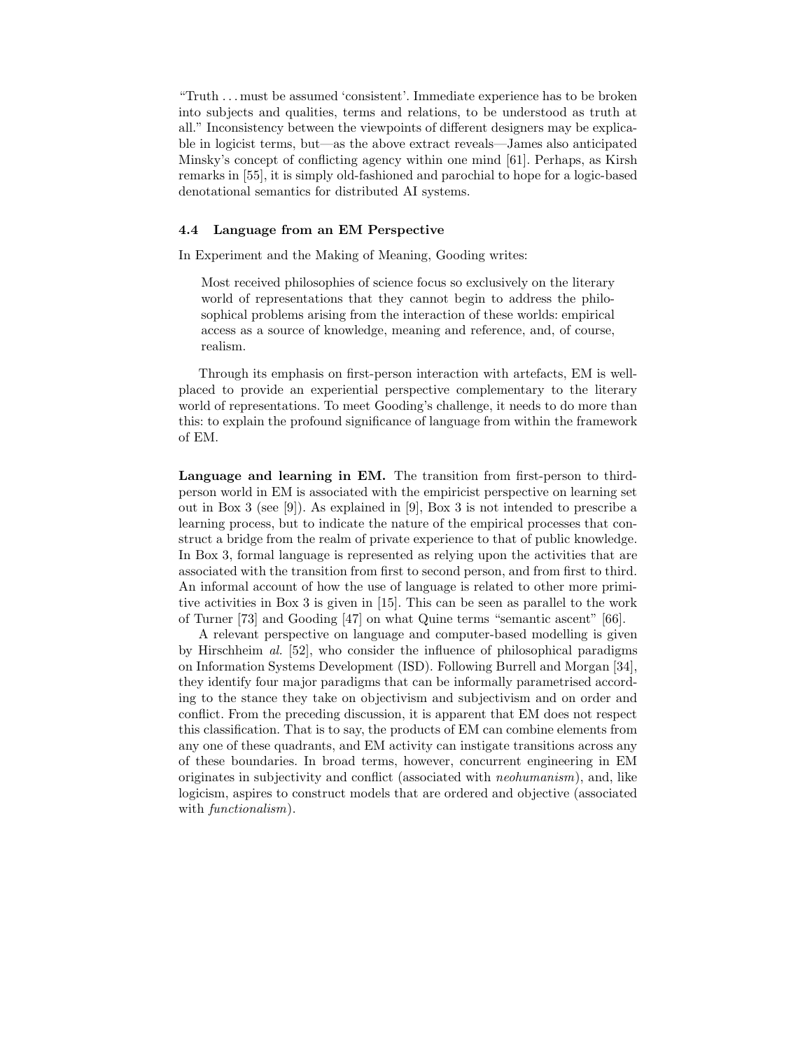"Truth . . . must be assumed 'consistent'. Immediate experience has to be broken into subjects and qualities, terms and relations, to be understood as truth at all." Inconsistency between the viewpoints of different designers may be explicable in logicist terms, but—as the above extract reveals—James also anticipated Minsky's concept of conflicting agency within one mind [61]. Perhaps, as Kirsh remarks in [55], it is simply old-fashioned and parochial to hope for a logic-based denotational semantics for distributed AI systems.

### 4.4 Language from an EM Perspective

In Experiment and the Making of Meaning, Gooding writes:

> Most received philosophies of science focus so exclusively on the literary world of representations that they cannot begin to address the philosophical problems arising from the interaction of these worlds: empirical access as a source of knowledge, meaning and reference, and, of course, realism.

Through its emphasis on first-person interaction with artefacts, EM is well-placed to provide an experiential perspective complementary to the literary world of representations. To meet Gooding's challenge, it needs to do more than this: to explain the profound significance of language from within the framework of EM.

**Language and learning in EM.** The transition from first-person to third-person world in EM is associated with the empiricist perspective on learning set out in Box 3 (see [9]). As explained in [9], Box 3 is not intended to prescribe a learning process, but to indicate the nature of the empirical processes that construct a bridge from the realm of private experience to that of public knowledge. In Box 3, formal language is represented as relying upon the activities that are associated with the transition from first to second person, and from first to third. An informal account of how the use of language is related to other more primitive activities in Box 3 is given in [15]. This can be seen as parallel to the work of Turner [73] and Gooding [47] on what Quine terms "semantic ascent" [66].

A relevant perspective on language and computer-based modelling is given by Hirschheim *al.* [52], who consider the influence of philosophical paradigms on Information Systems Development (ISD). Following Burrell and Morgan [34], they identify four major paradigms that can be informally parametrised according to the stance they take on objectivism and subjectivism and on order and conflict. From the preceding discussion, it is apparent that EM does not respect this classification. That is to say, the products of EM can combine elements from any one of these quadrants, and EM activity can instigate transitions across any of these boundaries. In broad terms, however, concurrent engineering in EM originates in subjectivity and conflict (associated with *neohumanism*), and, like logicism, aspires to construct models that are ordered and objective (associated with *functionalism*).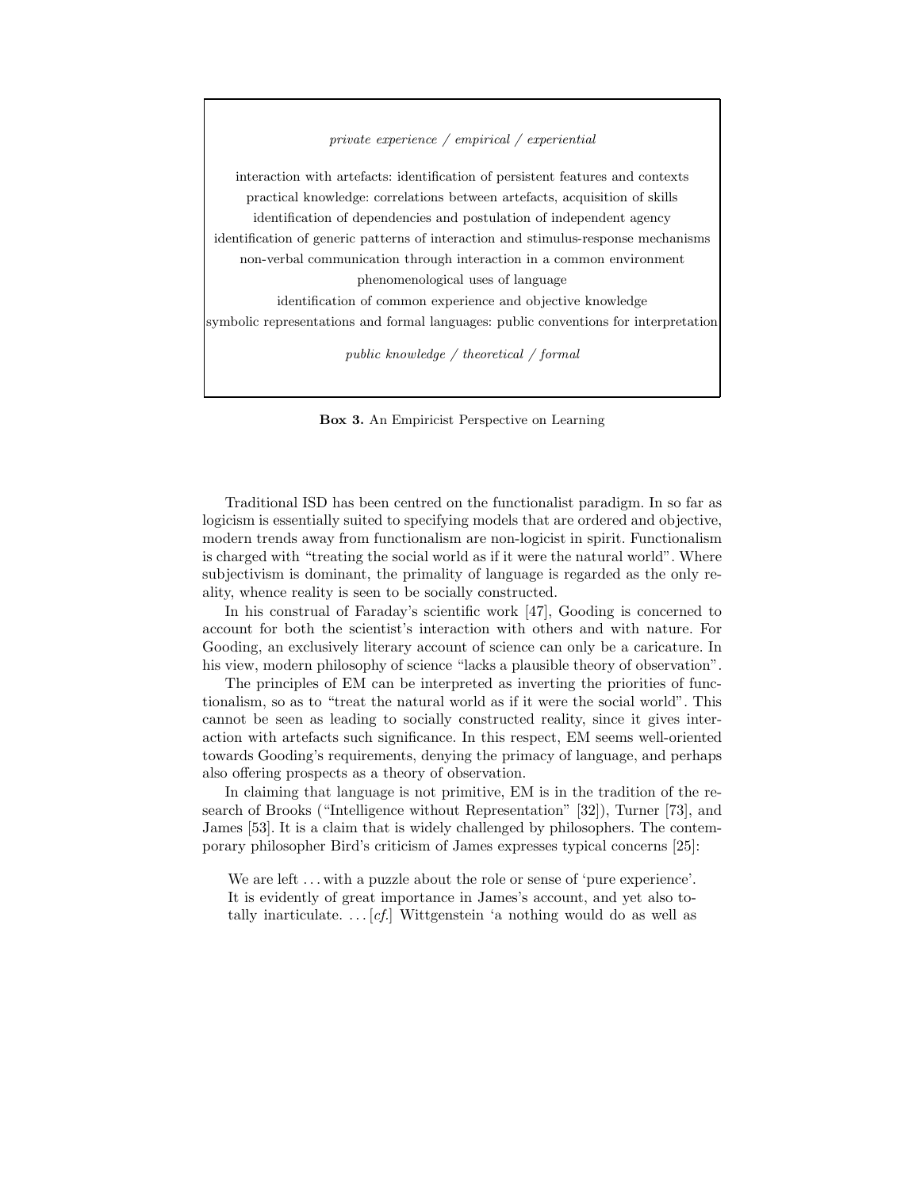*private experience / empirical / experiential*

interaction with artefacts: identification of persistent features and contexts
practical knowledge: correlations between artefacts, acquisition of skills
identification of dependencies and postulation of independent agency
identification of generic patterns of interaction and stimulus-response mechanisms
non-verbal communication through interaction in a common environment
phenomenological uses of language
identification of common experience and objective knowledge
symbolic representations and formal languages: public conventions for interpretation

*public knowledge / theoretical / formal*

**Box 3.** An Empiricist Perspective on Learning

Traditional ISD has been centred on the functionalist paradigm. In so far as logicism is essentially suited to specifying models that are ordered and objective, modern trends away from functionalism are non-logicist in spirit. Functionalism is charged with "treating the social world as if it were the natural world". Where subjectivism is dominant, the primality of language is regarded as the only reality, whence reality is seen to be socially constructed.

In his construal of Faraday's scientific work [47], Gooding is concerned to account for both the scientist's interaction with others and with nature. For Gooding, an exclusively literary account of science can only be a caricature. In his view, modern philosophy of science "lacks a plausible theory of observation".

The principles of EM can be interpreted as inverting the priorities of functionalism, so as to "treat the natural world as if it were the social world". This cannot be seen as leading to socially constructed reality, since it gives interaction with artefacts such significance. In this respect, EM seems well-oriented towards Gooding's requirements, denying the primacy of language, and perhaps also offering prospects as a theory of observation.

In claiming that language is not primitive, EM is in the tradition of the research of Brooks ("Intelligence without Representation" [32]), Turner [73], and James [53]. It is a claim that is widely challenged by philosophers. The contemporary philosopher Bird's criticism of James expresses typical concerns [25]:

> We are left ... with a puzzle about the role or sense of 'pure experience'. It is evidently of great importance in James's account, and yet also totally inarticulate. ... [*cf.*] Wittgenstein 'a nothing would do as well as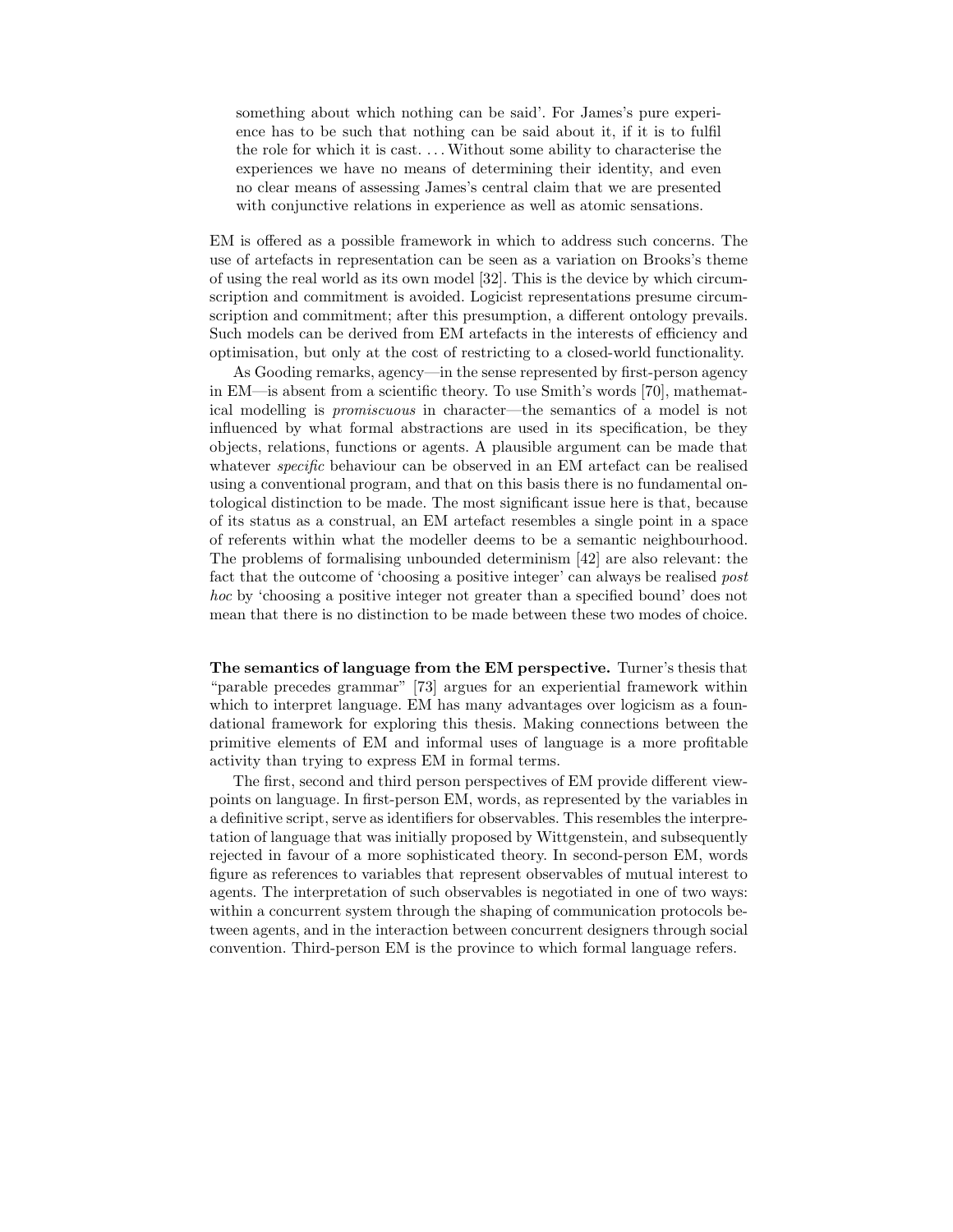> something about which nothing can be said'. For James's pure experience has to be such that nothing can be said about it, if it is to fulfil the role for which it is cast. . . . Without some ability to characterise the experiences we have no means of determining their identity, and even no clear means of assessing James's central claim that we are presented with conjunctive relations in experience as well as atomic sensations.

EM is offered as a possible framework in which to address such concerns. The use of artefacts in representation can be seen as a variation on Brooks's theme of using the real world as its own model [32]. This is the device by which circumscription and commitment is avoided. Logicist representations presume circumscription and commitment; after this presumption, a different ontology prevails. Such models can be derived from EM artefacts in the interests of efficiency and optimisation, but only at the cost of restricting to a closed-world functionality.

As Gooding remarks, agency—in the sense represented by first-person agency in EM—is absent from a scientific theory. To use Smith's words [70], mathematical modelling is *promiscuous* in character—the semantics of a model is not influenced by what formal abstractions are used in its specification, be they objects, relations, functions or agents. A plausible argument can be made that whatever *specific* behaviour can be observed in an EM artefact can be realised using a conventional program, and that on this basis there is no fundamental ontological distinction to be made. The most significant issue here is that, because of its status as a construal, an EM artefact resembles a single point in a space of referents within what the modeller deems to be a semantic neighbourhood. The problems of formalising unbounded determinism [42] are also relevant: the fact that the outcome of 'choosing a positive integer' can always be realised *post hoc* by 'choosing a positive integer not greater than a specified bound' does not mean that there is no distinction to be made between these two modes of choice.

**The semantics of language from the EM perspective.** Turner's thesis that "parable precedes grammar" [73] argues for an experiential framework within which to interpret language. EM has many advantages over logicism as a foundational framework for exploring this thesis. Making connections between the primitive elements of EM and informal uses of language is a more profitable activity than trying to express EM in formal terms.

The first, second and third person perspectives of EM provide different viewpoints on language. In first-person EM, words, as represented by the variables in a definitive script, serve as identifiers for observables. This resembles the interpretation of language that was initially proposed by Wittgenstein, and subsequently rejected in favour of a more sophisticated theory. In second-person EM, words figure as references to variables that represent observables of mutual interest to agents. The interpretation of such observables is negotiated in one of two ways: within a concurrent system through the shaping of communication protocols between agents, and in the interaction between concurrent designers through social convention. Third-person EM is the province to which formal language refers.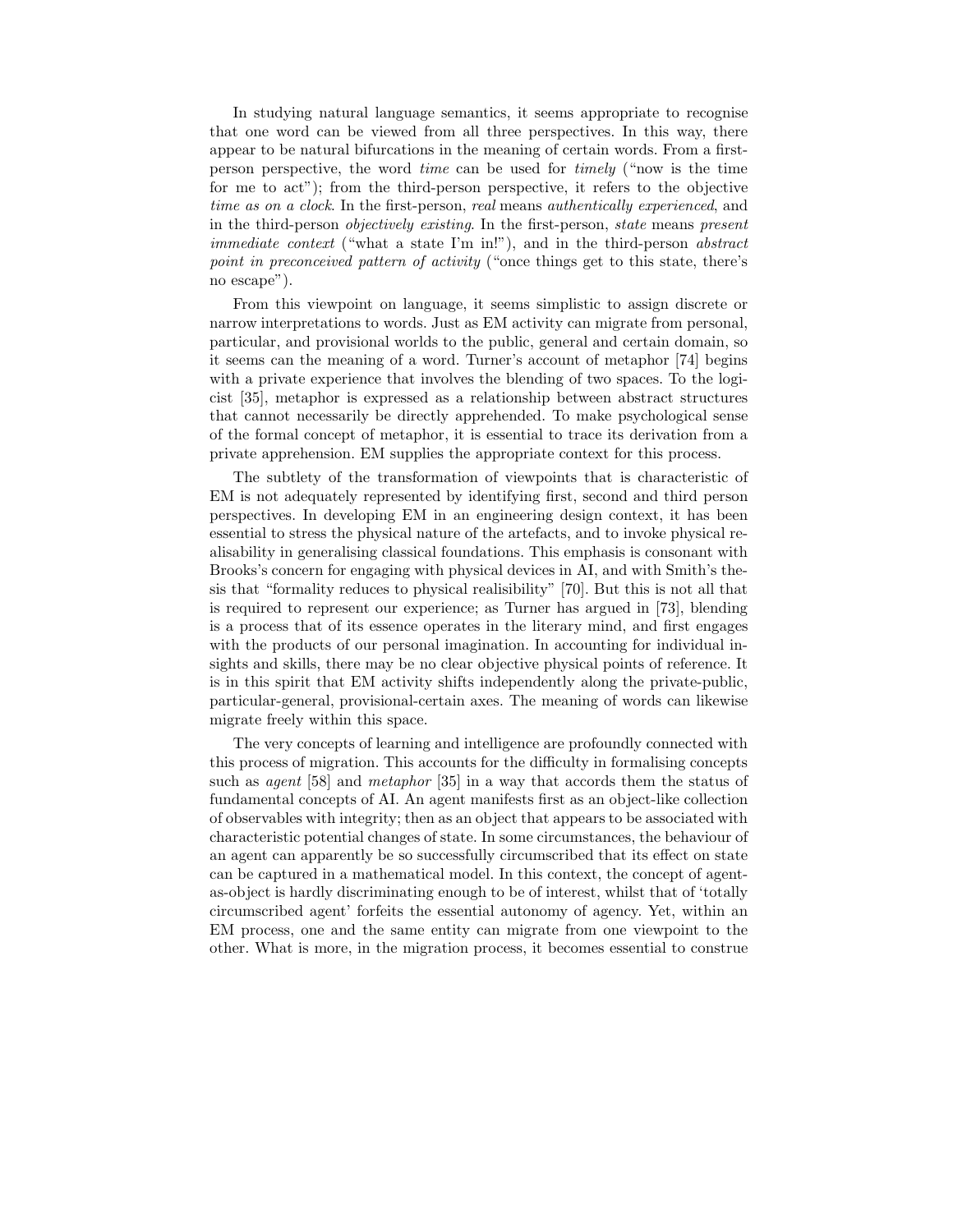In studying natural language semantics, it seems appropriate to recognise that one word can be viewed from all three perspectives. In this way, there appear to be natural bifurcations in the meaning of certain words. From a first-person perspective, the word *time* can be used for *timely* ("now is the time for me to act"); from the third-person perspective, it refers to the objective *time as on a clock*. In the first-person, *real* means *authentically experienced*, and in the third-person *objectively existing*. In the first-person, *state* means *present immediate context* ("what a state I'm in!"), and in the third-person *abstract point in preconceived pattern of activity* ("once things get to this state, there's no escape").

From this viewpoint on language, it seems simplistic to assign discrete or narrow interpretations to words. Just as EM activity can migrate from personal, particular, and provisional worlds to the public, general and certain domain, so it seems can the meaning of a word. Turner's account of metaphor [74] begins with a private experience that involves the blending of two spaces. To the logicist [35], metaphor is expressed as a relationship between abstract structures that cannot necessarily be directly apprehended. To make psychological sense of the formal concept of metaphor, it is essential to trace its derivation from a private apprehension. EM supplies the appropriate context for this process.

The subtlety of the transformation of viewpoints that is characteristic of EM is not adequately represented by identifying first, second and third person perspectives. In developing EM in an engineering design context, it has been essential to stress the physical nature of the artefacts, and to invoke physical realisability in generalising classical foundations. This emphasis is consonant with Brooks's concern for engaging with physical devices in AI, and with Smith's thesis that "formality reduces to physical realisibility" [70]. But this is not all that is required to represent our experience; as Turner has argued in [73], blending is a process that of its essence operates in the literary mind, and first engages with the products of our personal imagination. In accounting for individual insights and skills, there may be no clear objective physical points of reference. It is in this spirit that EM activity shifts independently along the private-public, particular-general, provisional-certain axes. The meaning of words can likewise migrate freely within this space.

The very concepts of learning and intelligence are profoundly connected with this process of migration. This accounts for the difficulty in formalising concepts such as *agent* [58] and *metaphor* [35] in a way that accords them the status of fundamental concepts of AI. An agent manifests first as an object-like collection of observables with integrity; then as an object that appears to be associated with characteristic potential changes of state. In some circumstances, the behaviour of an agent can apparently be so successfully circumscribed that its effect on state can be captured in a mathematical model. In this context, the concept of agent-as-object is hardly discriminating enough to be of interest, whilst that of 'totally circumscribed agent' forfeits the essential autonomy of agency. Yet, within an EM process, one and the same entity can migrate from one viewpoint to the other. What is more, in the migration process, it becomes essential to construe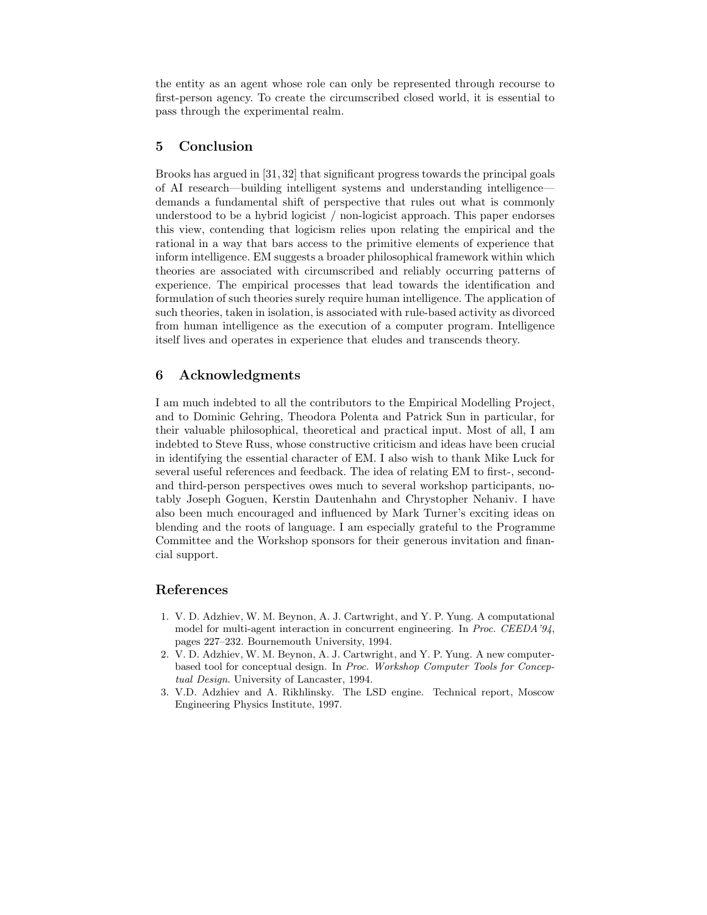the entity as an agent whose role can only be represented through recourse to first-person agency. To create the circumscribed closed world, it is essential to pass through the experimental realm.

## 5 Conclusion

Brooks has argued in [31, 32] that significant progress towards the principal goals of AI research—building intelligent systems and understanding intelligence—demands a fundamental shift of perspective that rules out what is commonly understood to be a hybrid logicist / non-logicist approach. This paper endorses this view, contending that logicism relies upon relating the empirical and the rational in a way that bars access to the primitive elements of experience that inform intelligence. EM suggests a broader philosophical framework within which theories are associated with circumscribed and reliably occurring patterns of experience. The empirical processes that lead towards the identification and formulation of such theories surely require human intelligence. The application of such theories, taken in isolation, is associated with rule-based activity as divorced from human intelligence as the execution of a computer program. Intelligence itself lives and operates in experience that eludes and transcends theory.

## 6 Acknowledgments

I am much indebted to all the contributors to the Empirical Modelling Project, and to Dominic Gehring, Theodora Polenta and Patrick Sun in particular, for their valuable philosophical, theoretical and practical input. Most of all, I am indebted to Steve Russ, whose constructive criticism and ideas have been crucial in identifying the essential character of EM. I also wish to thank Mike Luck for several useful references and feedback. The idea of relating EM to first-, second- and third-person perspectives owes much to several workshop participants, notably Joseph Goguen, Kerstin Dautenhahn and Chrystopher Nehaniv. I have also been much encouraged and influenced by Mark Turner's exciting ideas on blending and the roots of language. I am especially grateful to the Programme Committee and the Workshop sponsors for their generous invitation and financial support.

## References

1. V. D. Adzhiev, W. M. Beynon, A. J. Cartwright, and Y. P. Yung. A computational model for multi-agent interaction in concurrent engineering. In *Proc. CEEDA'94*, pages 227–232. Bournemouth University, 1994.
2. V. D. Adzhiev, W. M. Beynon, A. J. Cartwright, and Y. P. Yung. A new computer-based tool for conceptual design. In *Proc. Workshop Computer Tools for Conceptual Design*. University of Lancaster, 1994.
3. V.D. Adzhiev and A. Rikhlinsky. The LSD engine. Technical report, Moscow Engineering Physics Institute, 1997.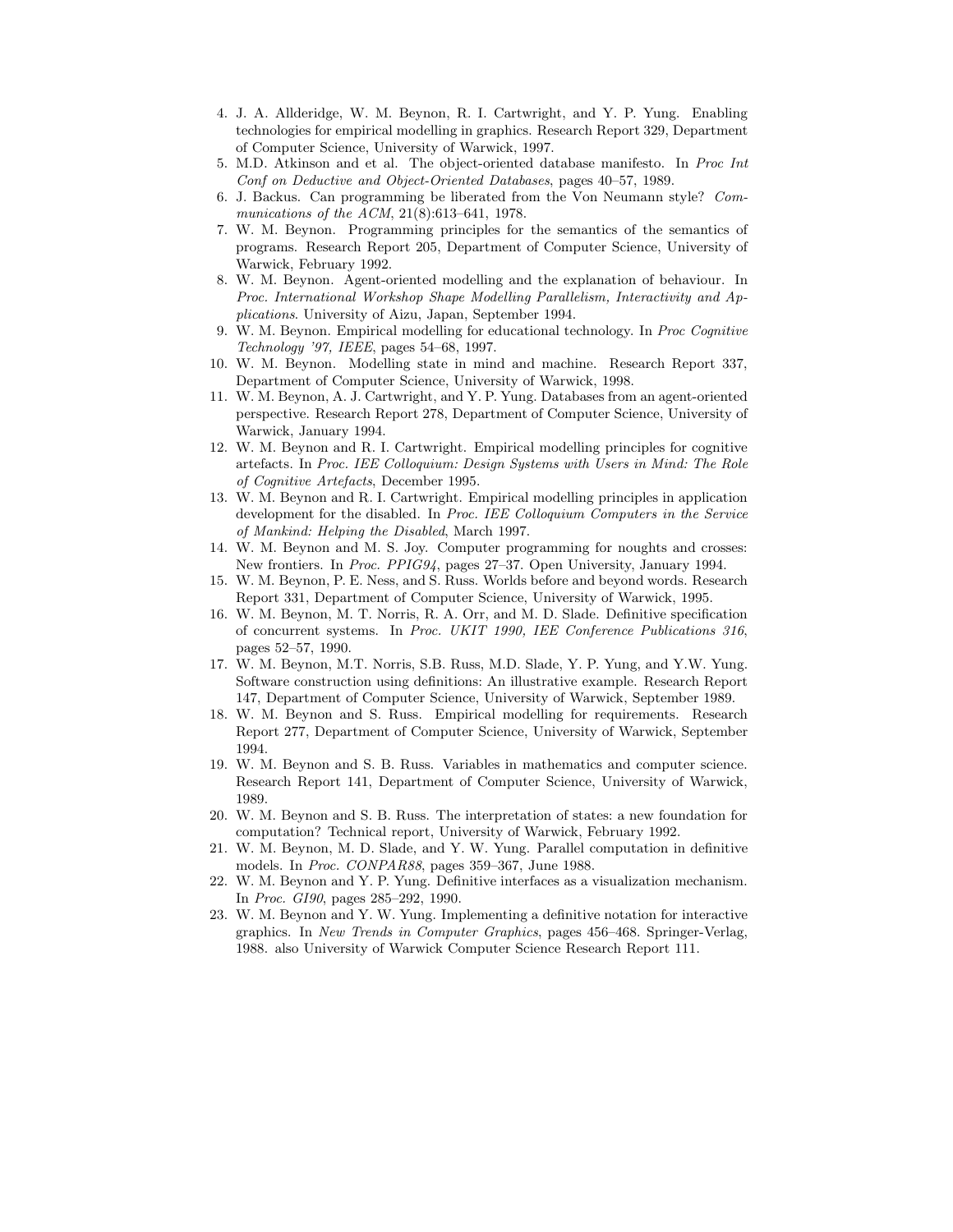4. J. A. Allderidge, W. M. Beynon, R. I. Cartwright, and Y. P. Yung. Enabling technologies for empirical modelling in graphics. Research Report 329, Department of Computer Science, University of Warwick, 1997.
5. M.D. Atkinson and et al. The object-oriented database manifesto. In *Proc Int Conf on Deductive and Object-Oriented Databases*, pages 40–57, 1989.
6. J. Backus. Can programming be liberated from the Von Neumann style? *Communications of the ACM*, 21(8):613–641, 1978.
7. W. M. Beynon. Programming principles for the semantics of the semantics of programs. Research Report 205, Department of Computer Science, University of Warwick, February 1992.
8. W. M. Beynon. Agent-oriented modelling and the explanation of behaviour. In *Proc. International Workshop Shape Modelling Parallelism, Interactivity and Applications*. University of Aizu, Japan, September 1994.
9. W. M. Beynon. Empirical modelling for educational technology. In *Proc Cognitive Technology '97, IEEE*, pages 54–68, 1997.
10. W. M. Beynon. Modelling state in mind and machine. Research Report 337, Department of Computer Science, University of Warwick, 1998.
11. W. M. Beynon, A. J. Cartwright, and Y. P. Yung. Databases from an agent-oriented perspective. Research Report 278, Department of Computer Science, University of Warwick, January 1994.
12. W. M. Beynon and R. I. Cartwright. Empirical modelling principles for cognitive artefacts. In *Proc. IEE Colloquium: Design Systems with Users in Mind: The Role of Cognitive Artefacts*, December 1995.
13. W. M. Beynon and R. I. Cartwright. Empirical modelling principles in application development for the disabled. In *Proc. IEE Colloquium Computers in the Service of Mankind: Helping the Disabled*, March 1997.
14. W. M. Beynon and M. S. Joy. Computer programming for noughts and crosses: New frontiers. In *Proc. PPIG94*, pages 27–37. Open University, January 1994.
15. W. M. Beynon, P. E. Ness, and S. Russ. Worlds before and beyond words. Research Report 331, Department of Computer Science, University of Warwick, 1995.
16. W. M. Beynon, M. T. Norris, R. A. Orr, and M. D. Slade. Definitive specification of concurrent systems. In *Proc. UKIT 1990, IEE Conference Publications 316*, pages 52–57, 1990.
17. W. M. Beynon, M.T. Norris, S.B. Russ, M.D. Slade, Y. P. Yung, and Y.W. Yung. Software construction using definitions: An illustrative example. Research Report 147, Department of Computer Science, University of Warwick, September 1989.
18. W. M. Beynon and S. Russ. Empirical modelling for requirements. Research Report 277, Department of Computer Science, University of Warwick, September 1994.
19. W. M. Beynon and S. B. Russ. Variables in mathematics and computer science. Research Report 141, Department of Computer Science, University of Warwick, 1989.
20. W. M. Beynon and S. B. Russ. The interpretation of states: a new foundation for computation? Technical report, University of Warwick, February 1992.
21. W. M. Beynon, M. D. Slade, and Y. W. Yung. Parallel computation in definitive models. In *Proc. CONPAR88*, pages 359–367, June 1988.
22. W. M. Beynon and Y. P. Yung. Definitive interfaces as a visualization mechanism. In *Proc. GI90*, pages 285–292, 1990.
23. W. M. Beynon and Y. W. Yung. Implementing a definitive notation for interactive graphics. In *New Trends in Computer Graphics*, pages 456–468. Springer-Verlag, 1988. also University of Warwick Computer Science Research Report 111.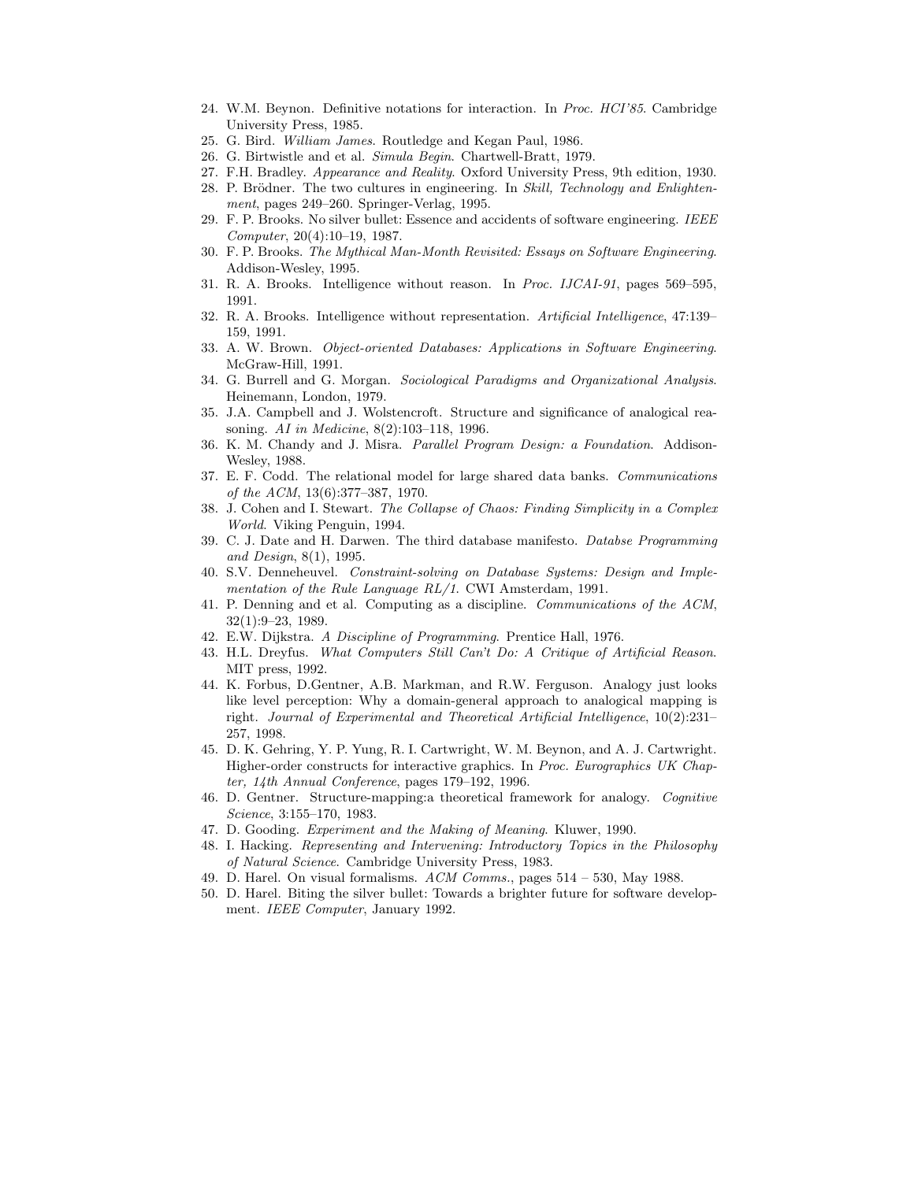24. W.M. Beynon. Definitive notations for interaction. In *Proc. HCI'85*. Cambridge University Press, 1985.
25. G. Bird. *William James*. Routledge and Kegan Paul, 1986.
26. G. Birtwistle and et al. *Simula Begin*. Chartwell-Bratt, 1979.
27. F.H. Bradley. *Appearance and Reality*. Oxford University Press, 9th edition, 1930.
28. P. Brödner. The two cultures in engineering. In *Skill, Technology and Enlightenment*, pages 249–260. Springer-Verlag, 1995.
29. F. P. Brooks. No silver bullet: Essence and accidents of software engineering. *IEEE Computer*, 20(4):10–19, 1987.
30. F. P. Brooks. *The Mythical Man-Month Revisited: Essays on Software Engineering*. Addison-Wesley, 1995.
31. R. A. Brooks. Intelligence without reason. In *Proc. IJCAI-91*, pages 569–595, 1991.
32. R. A. Brooks. Intelligence without representation. *Artificial Intelligence*, 47:139–159, 1991.
33. A. W. Brown. *Object-oriented Databases: Applications in Software Engineering*. McGraw-Hill, 1991.
34. G. Burrell and G. Morgan. *Sociological Paradigms and Organizational Analysis*. Heinemann, London, 1979.
35. J.A. Campbell and J. Wolstencroft. Structure and significance of analogical reasoning. *AI in Medicine*, 8(2):103–118, 1996.
36. K. M. Chandy and J. Misra. *Parallel Program Design: a Foundation*. Addison-Wesley, 1988.
37. E. F. Codd. The relational model for large shared data banks. *Communications of the ACM*, 13(6):377–387, 1970.
38. J. Cohen and I. Stewart. *The Collapse of Chaos: Finding Simplicity in a Complex World*. Viking Penguin, 1994.
39. C. J. Date and H. Darwen. The third database manifesto. *Databse Programming and Design*, 8(1), 1995.
40. S.V. Denneheuvel. *Constraint-solving on Database Systems: Design and Implementation of the Rule Language RL/1*. CWI Amsterdam, 1991.
41. P. Denning and et al. Computing as a discipline. *Communications of the ACM*, 32(1):9–23, 1989.
42. E.W. Dijkstra. *A Discipline of Programming*. Prentice Hall, 1976.
43. H.L. Dreyfus. *What Computers Still Can't Do: A Critique of Artificial Reason*. MIT press, 1992.
44. K. Forbus, D.Gentner, A.B. Markman, and R.W. Ferguson. Analogy just looks like level perception: Why a domain-general approach to analogical mapping is right. *Journal of Experimental and Theoretical Artificial Intelligence*, 10(2):231–257, 1998.
45. D. K. Gehring, Y. P. Yung, R. I. Cartwright, W. M. Beynon, and A. J. Cartwright. Higher-order constructs for interactive graphics. In *Proc. Eurographics UK Chapter, 14th Annual Conference*, pages 179–192, 1996.
46. D. Gentner. Structure-mapping:a theoretical framework for analogy. *Cognitive Science*, 3:155–170, 1983.
47. D. Gooding. *Experiment and the Making of Meaning*. Kluwer, 1990.
48. I. Hacking. *Representing and Intervening: Introductory Topics in the Philosophy of Natural Science*. Cambridge University Press, 1983.
49. D. Harel. On visual formalisms. *ACM Comms.*, pages 514 – 530, May 1988.
50. D. Harel. Biting the silver bullet: Towards a brighter future for software development. *IEEE Computer*, January 1992.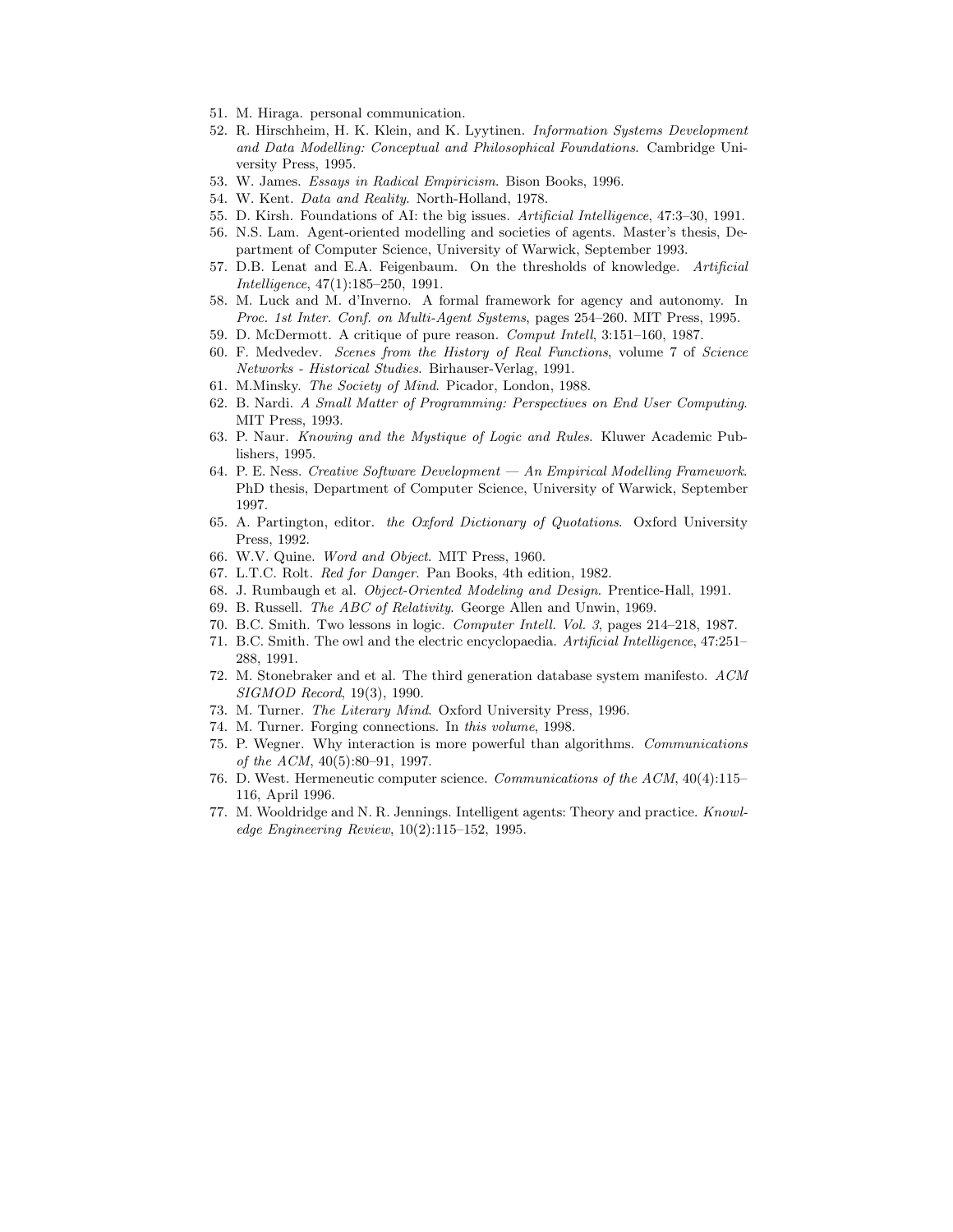51. M. Hiraga. personal communication.
52. R. Hirschheim, H. K. Klein, and K. Lyytinen. *Information Systems Development and Data Modelling: Conceptual and Philosophical Foundations*. Cambridge University Press, 1995.
53. W. James. *Essays in Radical Empiricism*. Bison Books, 1996.
54. W. Kent. *Data and Reality*. North-Holland, 1978.
55. D. Kirsh. Foundations of AI: the big issues. *Artificial Intelligence*, 47:3–30, 1991.
56. N.S. Lam. Agent-oriented modelling and societies of agents. Master's thesis, Department of Computer Science, University of Warwick, September 1993.
57. D.B. Lenat and E.A. Feigenbaum. On the thresholds of knowledge. *Artificial Intelligence*, 47(1):185–250, 1991.
58. M. Luck and M. d'Inverno. A formal framework for agency and autonomy. In *Proc. 1st Inter. Conf. on Multi-Agent Systems*, pages 254–260. MIT Press, 1995.
59. D. McDermott. A critique of pure reason. *Comput Intell*, 3:151–160, 1987.
60. F. Medvedev. *Scenes from the History of Real Functions*, volume 7 of *Science Networks - Historical Studies*. Birhauser-Verlag, 1991.
61. M.Minsky. *The Society of Mind*. Picador, London, 1988.
62. B. Nardi. *A Small Matter of Programming: Perspectives on End User Computing*. MIT Press, 1993.
63. P. Naur. *Knowing and the Mystique of Logic and Rules*. Kluwer Academic Publishers, 1995.
64. P. E. Ness. *Creative Software Development — An Empirical Modelling Framework*. PhD thesis, Department of Computer Science, University of Warwick, September 1997.
65. A. Partington, editor. *the Oxford Dictionary of Quotations*. Oxford University Press, 1992.
66. W.V. Quine. *Word and Object*. MIT Press, 1960.
67. L.T.C. Rolt. *Red for Danger*. Pan Books, 4th edition, 1982.
68. J. Rumbaugh et al. *Object-Oriented Modeling and Design*. Prentice-Hall, 1991.
69. B. Russell. *The ABC of Relativity*. George Allen and Unwin, 1969.
70. B.C. Smith. Two lessons in logic. *Computer Intell. Vol. 3*, pages 214–218, 1987.
71. B.C. Smith. The owl and the electric encyclopaedia. *Artificial Intelligence*, 47:251–288, 1991.
72. M. Stonebraker and et al. The third generation database system manifesto. *ACM SIGMOD Record*, 19(3), 1990.
73. M. Turner. *The Literary Mind*. Oxford University Press, 1996.
74. M. Turner. Forging connections. In *this volume*, 1998.
75. P. Wegner. Why interaction is more powerful than algorithms. *Communications of the ACM*, 40(5):80–91, 1997.
76. D. West. Hermeneutic computer science. *Communications of the ACM*, 40(4):115–116, April 1996.
77. M. Wooldridge and N. R. Jennings. Intelligent agents: Theory and practice. *Knowledge Engineering Review*, 10(2):115–152, 1995.